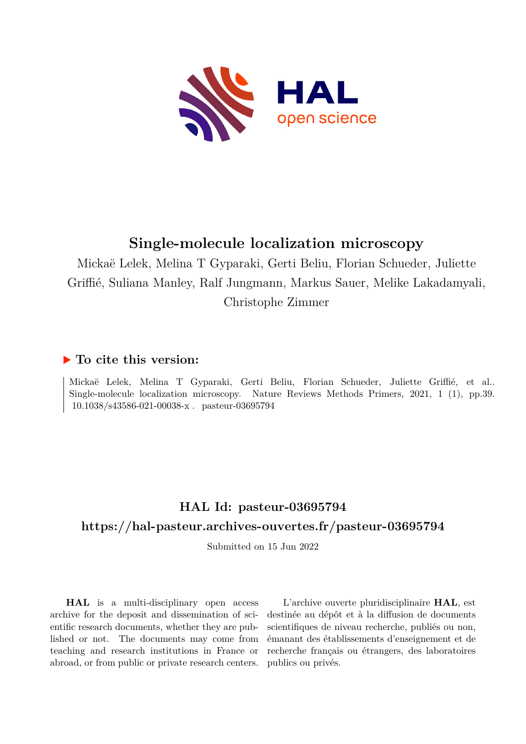# Single-molecule localization microscopy

Mickaë Lelek, Melina T Gyparaki, Gerti Beliu, Florian Schueder, Juliette Griffié, Suliana Manley, Ralf Jungmann, Markus Sauer, Melike Lakadamyali, Christophe Zimmer

## To cite this version:

Mickaë Lelek, Melina T Gyparaki, Gerti Beliu, Florian Schueder, Juliette Griffié, et al.. Single-molecule localization microscopy. Nature Reviews Methods Primers, 2021, 1 (1), pp.39. 10.1038/s43586-021-00038-x . pasteur-03695794

## HAL Id: pasteur-03695794

## https://hal-pasteur.archives-ouvertes.fr/pasteur-03695794

Submitted on 15 Jun 2022

**HAL** is a multi-disciplinary open access archive for the deposit and dissemination of scientific research documents, whether they are published or not. The documents may come from teaching and research institutions in France or abroad, or from public or private research centers.

L'archive ouverte pluridisciplinaire **HAL**, est destinée au dépôt et à la diffusion de documents scientifiques de niveau recherche, publiés ou non, émanant des établissements d'enseignement et de recherche français ou étrangers, des laboratoires publics ou privés.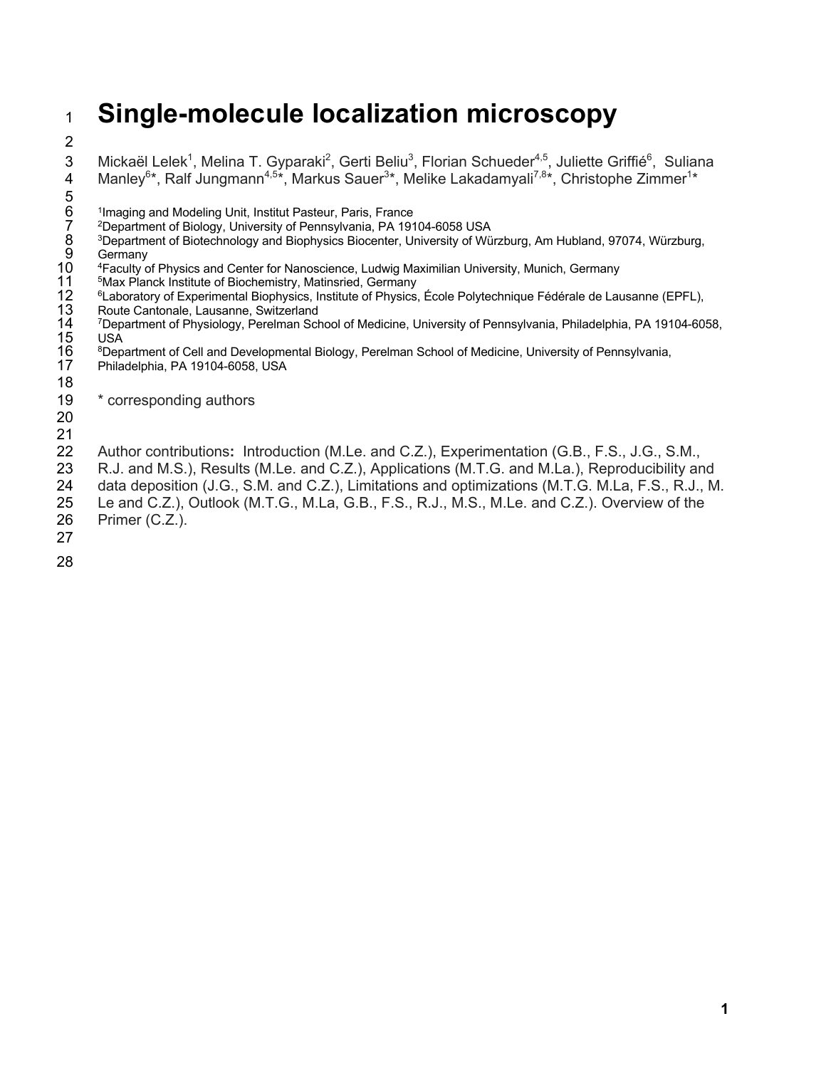# Single-molecule localization microscopy

Mickaël Lelek[1], Melina T. Gyparaki[2], Gerti Beliu[3], Florian Schueder[4,5], Juliette Griffié[6], Suliana Manley[6]*, Ralf Jungmann[4,5]*, Markus Sauer[3]*, Melike Lakadamyali[7,8]*, Christophe Zimmer[1]*

[1]Imaging and Modeling Unit, Institut Pasteur, Paris, France
[2]Department of Biology, University of Pennsylvania, PA 19104-6058 USA
[3]Department of Biotechnology and Biophysics Biocenter, University of Würzburg, Am Hubland, 97074, Würzburg, Germany
[4]Faculty of Physics and Center for Nanoscience, Ludwig Maximilian University, Munich, Germany
[5]Max Planck Institute of Biochemistry, Matinsried, Germany
[6]Laboratory of Experimental Biophysics, Institute of Physics, École Polytechnique Fédérale de Lausanne (EPFL), Route Cantonale, Lausanne, Switzerland
[7]Department of Physiology, Perelman School of Medicine, University of Pennsylvania, Philadelphia, PA 19104-6058, USA
[8]Department of Cell and Developmental Biology, Perelman School of Medicine, University of Pennsylvania, Philadelphia, PA 19104-6058, USA

\* corresponding authors

Author contributions**:** Introduction (M.Le. and C.Z.), Experimentation (G.B., F.S., J.G., S.M., R.J. and M.S.), Results (M.Le. and C.Z.), Applications (M.T.G. and M.La.), Reproducibility and data deposition (J.G., S.M. and C.Z.), Limitations and optimizations (M.T.G. M.La, F.S., R.J., M. Le and C.Z.), Outlook (M.T.G., M.La, G.B., F.S., R.J., M.S., M.Le. and C.Z.). Overview of the Primer (C.Z.).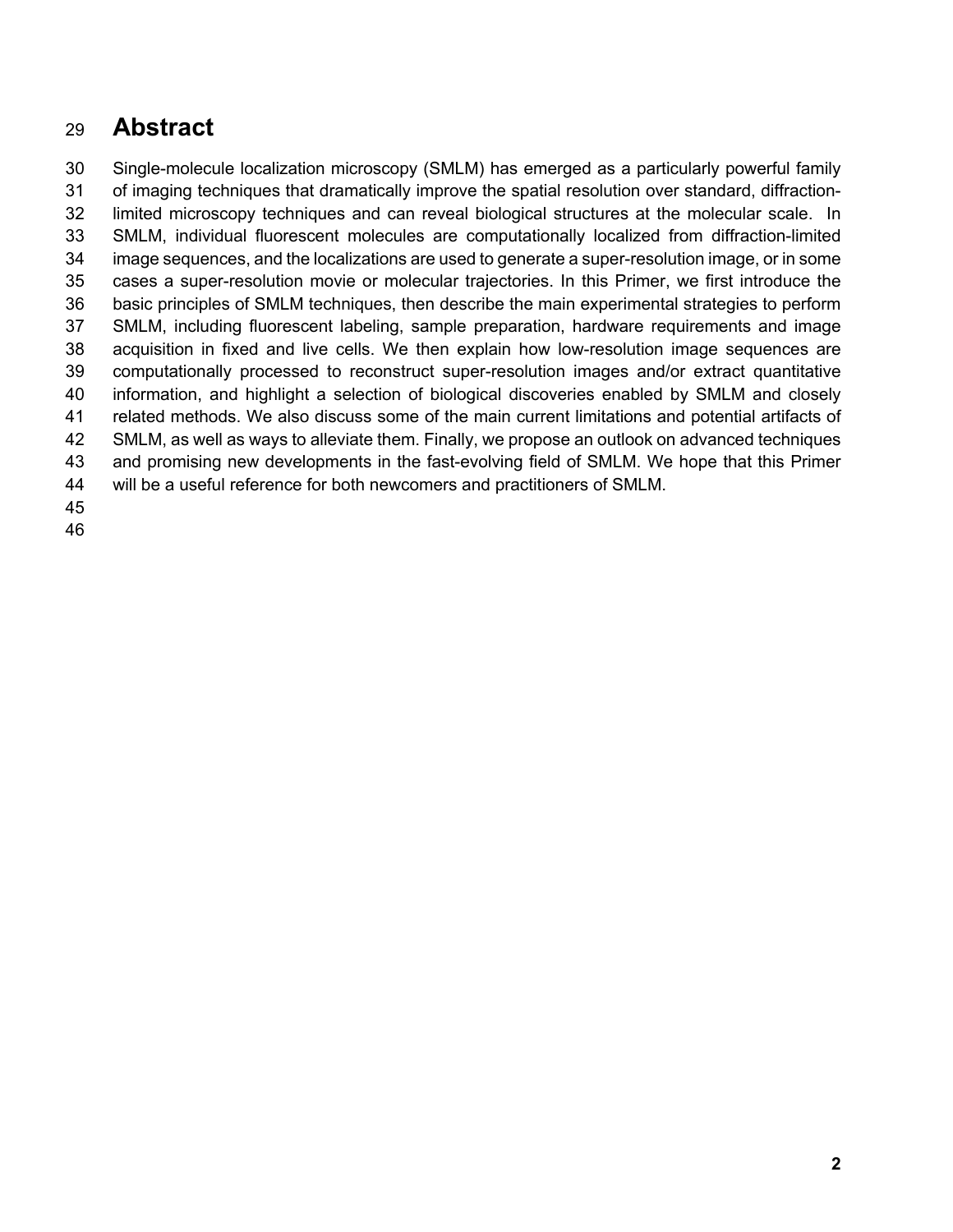# Abstract

Single-molecule localization microscopy (SMLM) has emerged as a particularly powerful family of imaging techniques that dramatically improve the spatial resolution over standard, diffraction-limited microscopy techniques and can reveal biological structures at the molecular scale. In SMLM, individual fluorescent molecules are computationally localized from diffraction-limited image sequences, and the localizations are used to generate a super-resolution image, or in some cases a super-resolution movie or molecular trajectories. In this Primer, we first introduce the basic principles of SMLM techniques, then describe the main experimental strategies to perform SMLM, including fluorescent labeling, sample preparation, hardware requirements and image acquisition in fixed and live cells. We then explain how low-resolution image sequences are computationally processed to reconstruct super-resolution images and/or extract quantitative information, and highlight a selection of biological discoveries enabled by SMLM and closely related methods. We also discuss some of the main current limitations and potential artifacts of SMLM, as well as ways to alleviate them. Finally, we propose an outlook on advanced techniques and promising new developments in the fast-evolving field of SMLM. We hope that this Primer will be a useful reference for both newcomers and practitioners of SMLM.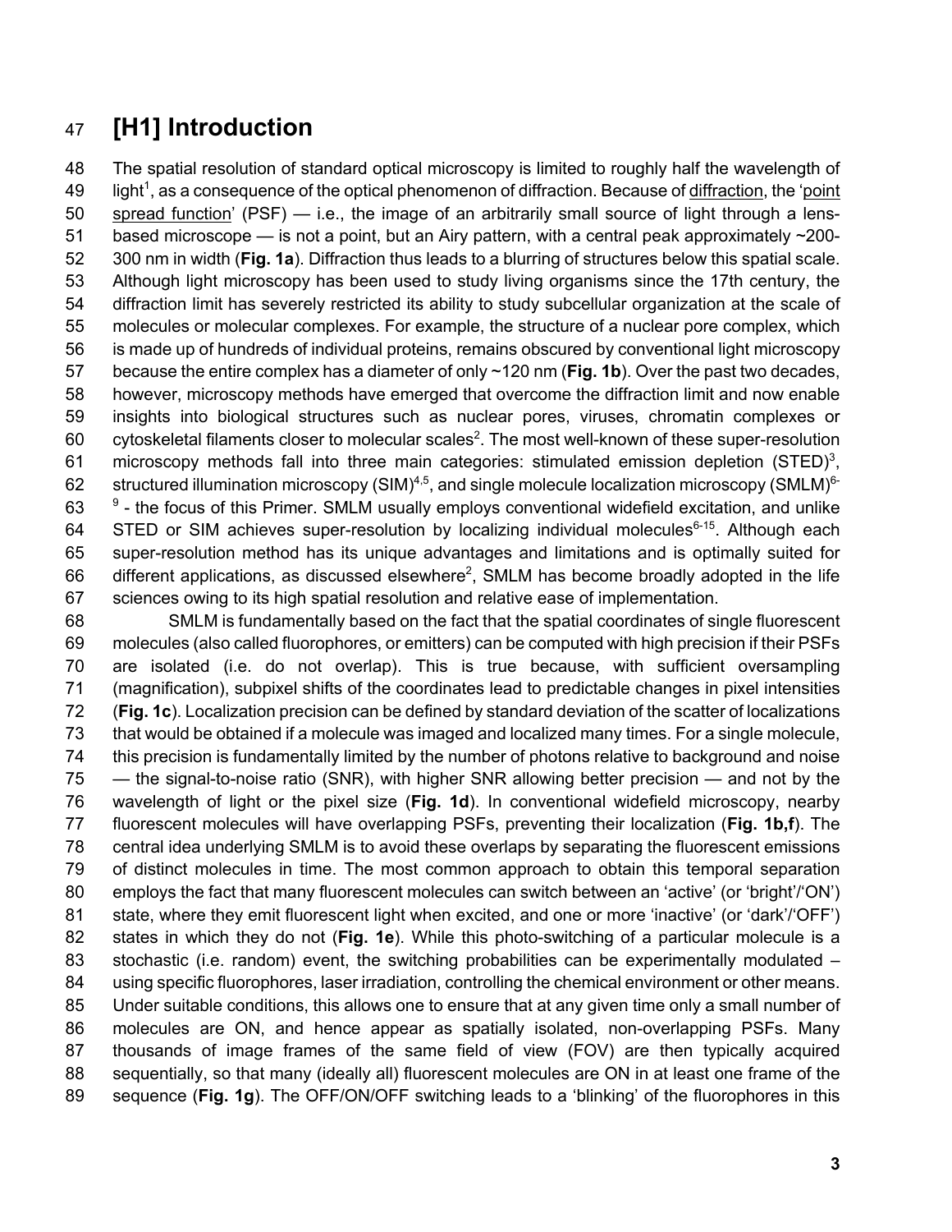# [H1] Introduction

The spatial resolution of standard optical microscopy is limited to roughly half the wavelength of light[1], as a consequence of the optical phenomenon of diffraction. Because of diffraction, the 'point spread function' (PSF) — i.e., the image of an arbitrarily small source of light through a lens-based microscope — is not a point, but an Airy pattern, with a central peak approximately ~200-300 nm in width (**Fig. 1a**). Diffraction thus leads to a blurring of structures below this spatial scale. Although light microscopy has been used to study living organisms since the 17th century, the diffraction limit has severely restricted its ability to study subcellular organization at the scale of molecules or molecular complexes. For example, the structure of a nuclear pore complex, which is made up of hundreds of individual proteins, remains obscured by conventional light microscopy because the entire complex has a diameter of only ~120 nm (**Fig. 1b**). Over the past two decades, however, microscopy methods have emerged that overcome the diffraction limit and now enable insights into biological structures such as nuclear pores, viruses, chromatin complexes or cytoskeletal filaments closer to molecular scales[2]. The most well-known of these super-resolution microscopy methods fall into three main categories: stimulated emission depletion (STED)[3], structured illumination microscopy (SIM)[4,5], and single molecule localization microscopy (SMLM)[6-9] - the focus of this Primer. SMLM usually employs conventional widefield excitation, and unlike STED or SIM achieves super-resolution by localizing individual molecules[6-15]. Although each super-resolution method has its unique advantages and limitations and is optimally suited for different applications, as discussed elsewhere[2], SMLM has become broadly adopted in the life sciences owing to its high spatial resolution and relative ease of implementation.

SMLM is fundamentally based on the fact that the spatial coordinates of single fluorescent molecules (also called fluorophores, or emitters) can be computed with high precision if their PSFs are isolated (i.e. do not overlap). This is true because, with sufficient oversampling (magnification), subpixel shifts of the coordinates lead to predictable changes in pixel intensities (**Fig. 1c**). Localization precision can be defined by standard deviation of the scatter of localizations that would be obtained if a molecule was imaged and localized many times. For a single molecule, this precision is fundamentally limited by the number of photons relative to background and noise — the signal-to-noise ratio (SNR), with higher SNR allowing better precision — and not by the wavelength of light or the pixel size (**Fig. 1d**). In conventional widefield microscopy, nearby fluorescent molecules will have overlapping PSFs, preventing their localization (**Fig. 1b,f**). The central idea underlying SMLM is to avoid these overlaps by separating the fluorescent emissions of distinct molecules in time. The most common approach to obtain this temporal separation employs the fact that many fluorescent molecules can switch between an 'active' (or 'bright'/'ON') state, where they emit fluorescent light when excited, and one or more 'inactive' (or 'dark'/'OFF') states in which they do not (**Fig. 1e**). While this photo-switching of a particular molecule is a stochastic (i.e. random) event, the switching probabilities can be experimentally modulated – using specific fluorophores, laser irradiation, controlling the chemical environment or other means. Under suitable conditions, this allows one to ensure that at any given time only a small number of molecules are ON, and hence appear as spatially isolated, non-overlapping PSFs. Many thousands of image frames of the same field of view (FOV) are then typically acquired sequentially, so that many (ideally all) fluorescent molecules are ON in at least one frame of the sequence (**Fig. 1g**). The OFF/ON/OFF switching leads to a 'blinking' of the fluorophores in this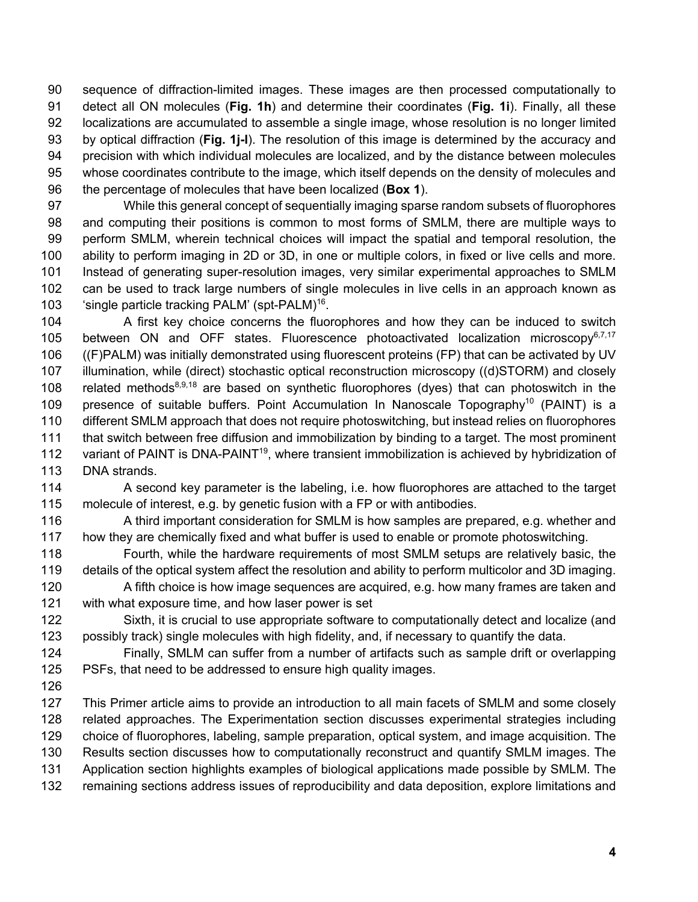sequence of diffraction-limited images. These images are then processed computationally to detect all ON molecules (**Fig. 1h**) and determine their coordinates (**Fig. 1i**). Finally, all these localizations are accumulated to assemble a single image, whose resolution is no longer limited by optical diffraction (**Fig. 1j-l**). The resolution of this image is determined by the accuracy and precision with which individual molecules are localized, and by the distance between molecules whose coordinates contribute to the image, which itself depends on the density of molecules and the percentage of molecules that have been localized (**Box 1**).

While this general concept of sequentially imaging sparse random subsets of fluorophores and computing their positions is common to most forms of SMLM, there are multiple ways to perform SMLM, wherein technical choices will impact the spatial and temporal resolution, the ability to perform imaging in 2D or 3D, in one or multiple colors, in fixed or live cells and more. Instead of generating super-resolution images, very similar experimental approaches to SMLM can be used to track large numbers of single molecules in live cells in an approach known as 'single particle tracking PALM' (spt-PALM)[16].

A first key choice concerns the fluorophores and how they can be induced to switch between ON and OFF states. Fluorescence photoactivated localization microscopy[6,7,17] ((F)PALM) was initially demonstrated using fluorescent proteins (FP) that can be activated by UV illumination, while (direct) stochastic optical reconstruction microscopy ((d)STORM) and closely related methods[8,9,18] are based on synthetic fluorophores (dyes) that can photoswitch in the presence of suitable buffers. Point Accumulation In Nanoscale Topography[10] (PAINT) is a different SMLM approach that does not require photoswitching, but instead relies on fluorophores that switch between free diffusion and immobilization by binding to a target. The most prominent variant of PAINT is DNA-PAINT[19], where transient immobilization is achieved by hybridization of DNA strands.

A second key parameter is the labeling, i.e. how fluorophores are attached to the target molecule of interest, e.g. by genetic fusion with a FP or with antibodies.

A third important consideration for SMLM is how samples are prepared, e.g. whether and how they are chemically fixed and what buffer is used to enable or promote photoswitching.

Fourth, while the hardware requirements of most SMLM setups are relatively basic, the details of the optical system affect the resolution and ability to perform multicolor and 3D imaging.

A fifth choice is how image sequences are acquired, e.g. how many frames are taken and with what exposure time, and how laser power is set

Sixth, it is crucial to use appropriate software to computationally detect and localize (and possibly track) single molecules with high fidelity, and, if necessary to quantify the data.

Finally, SMLM can suffer from a number of artifacts such as sample drift or overlapping PSFs, that need to be addressed to ensure high quality images.

This Primer article aims to provide an introduction to all main facets of SMLM and some closely related approaches. The Experimentation section discusses experimental strategies including choice of fluorophores, labeling, sample preparation, optical system, and image acquisition. The Results section discusses how to computationally reconstruct and quantify SMLM images. The Application section highlights examples of biological applications made possible by SMLM. The remaining sections address issues of reproducibility and data deposition, explore limitations and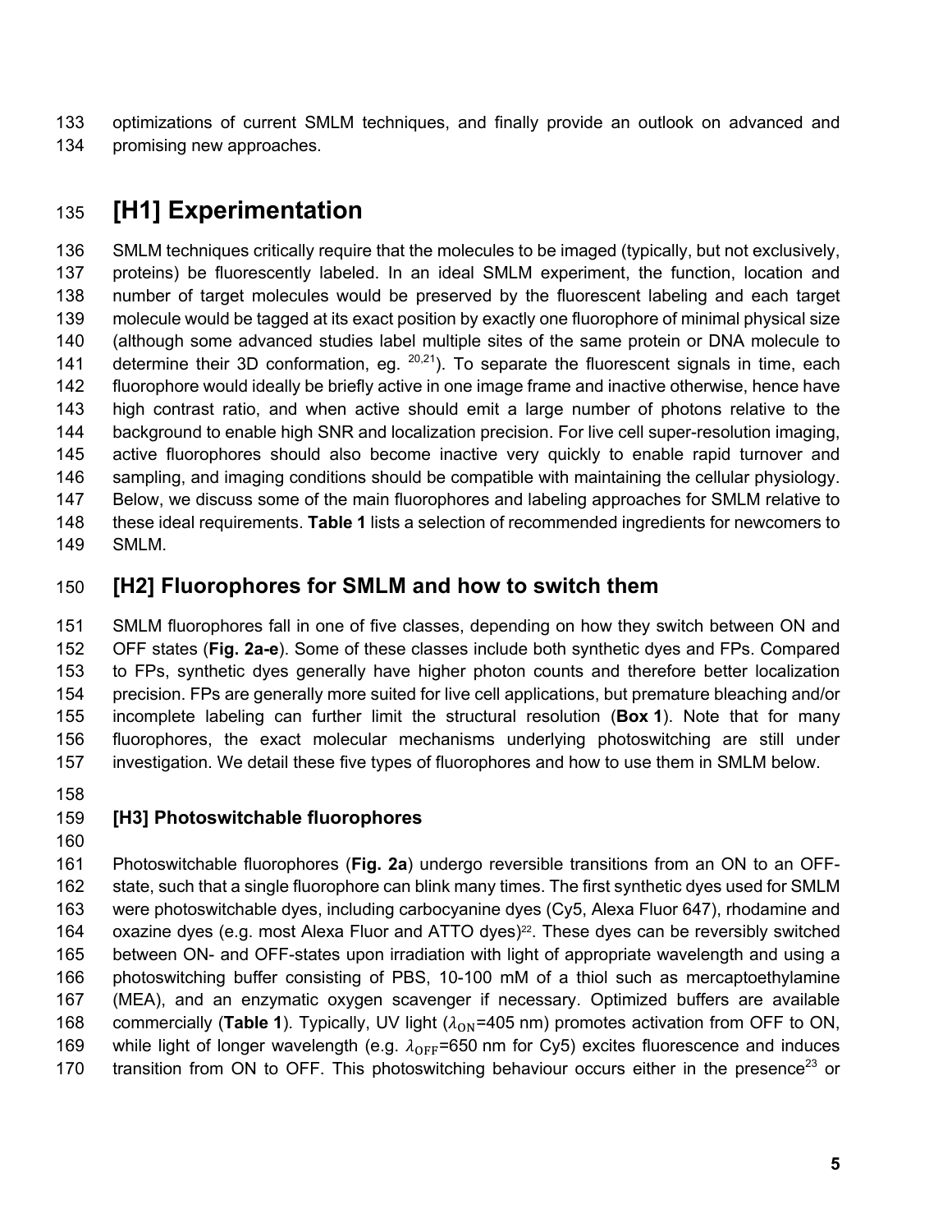optimizations of current SMLM techniques, and finally provide an outlook on advanced and promising new approaches.

# [H1] Experimentation

SMLM techniques critically require that the molecules to be imaged (typically, but not exclusively, proteins) be fluorescently labeled. In an ideal SMLM experiment, the function, location and number of target molecules would be preserved by the fluorescent labeling and each target molecule would be tagged at its exact position by exactly one fluorophore of minimal physical size (although some advanced studies label multiple sites of the same protein or DNA molecule to determine their 3D conformation, eg. [20,21]). To separate the fluorescent signals in time, each fluorophore would ideally be briefly active in one image frame and inactive otherwise, hence have high contrast ratio, and when active should emit a large number of photons relative to the background to enable high SNR and localization precision. For live cell super-resolution imaging, active fluorophores should also become inactive very quickly to enable rapid turnover and sampling, and imaging conditions should be compatible with maintaining the cellular physiology. Below, we discuss some of the main fluorophores and labeling approaches for SMLM relative to these ideal requirements. **Table 1** lists a selection of recommended ingredients for newcomers to SMLM.

## [H2] Fluorophores for SMLM and how to switch them

SMLM fluorophores fall in one of five classes, depending on how they switch between ON and OFF states (**Fig. 2a-e**). Some of these classes include both synthetic dyes and FPs. Compared to FPs, synthetic dyes generally have higher photon counts and therefore better localization precision. FPs are generally more suited for live cell applications, but premature bleaching and/or incomplete labeling can further limit the structural resolution (**Box 1**). Note that for many fluorophores, the exact molecular mechanisms underlying photoswitching are still under investigation. We detail these five types of fluorophores and how to use them in SMLM below.

### [H3] Photoswitchable fluorophores

Photoswitchable fluorophores (**Fig. 2a**) undergo reversible transitions from an ON to an OFF-state, such that a single fluorophore can blink many times. The first synthetic dyes used for SMLM were photoswitchable dyes, including carbocyanine dyes (Cy5, Alexa Fluor 647), rhodamine and oxazine dyes (e.g. most Alexa Fluor and ATTO dyes)[22]. These dyes can be reversibly switched between ON- and OFF-states upon irradiation with light of appropriate wavelength and using a photoswitching buffer consisting of PBS, 10-100 mM of a thiol such as mercaptoethylamine (MEA), and an enzymatic oxygen scavenger if necessary. Optimized buffers are available commercially (**Table 1**). Typically, UV light ($\lambda_{\mathrm{ON}}$=405 nm) promotes activation from OFF to ON, while light of longer wavelength (e.g. $\lambda_{\mathrm{OFF}}$=650 nm for Cy5) excites fluorescence and induces transition from ON to OFF. This photoswitching behaviour occurs either in the presence[23] or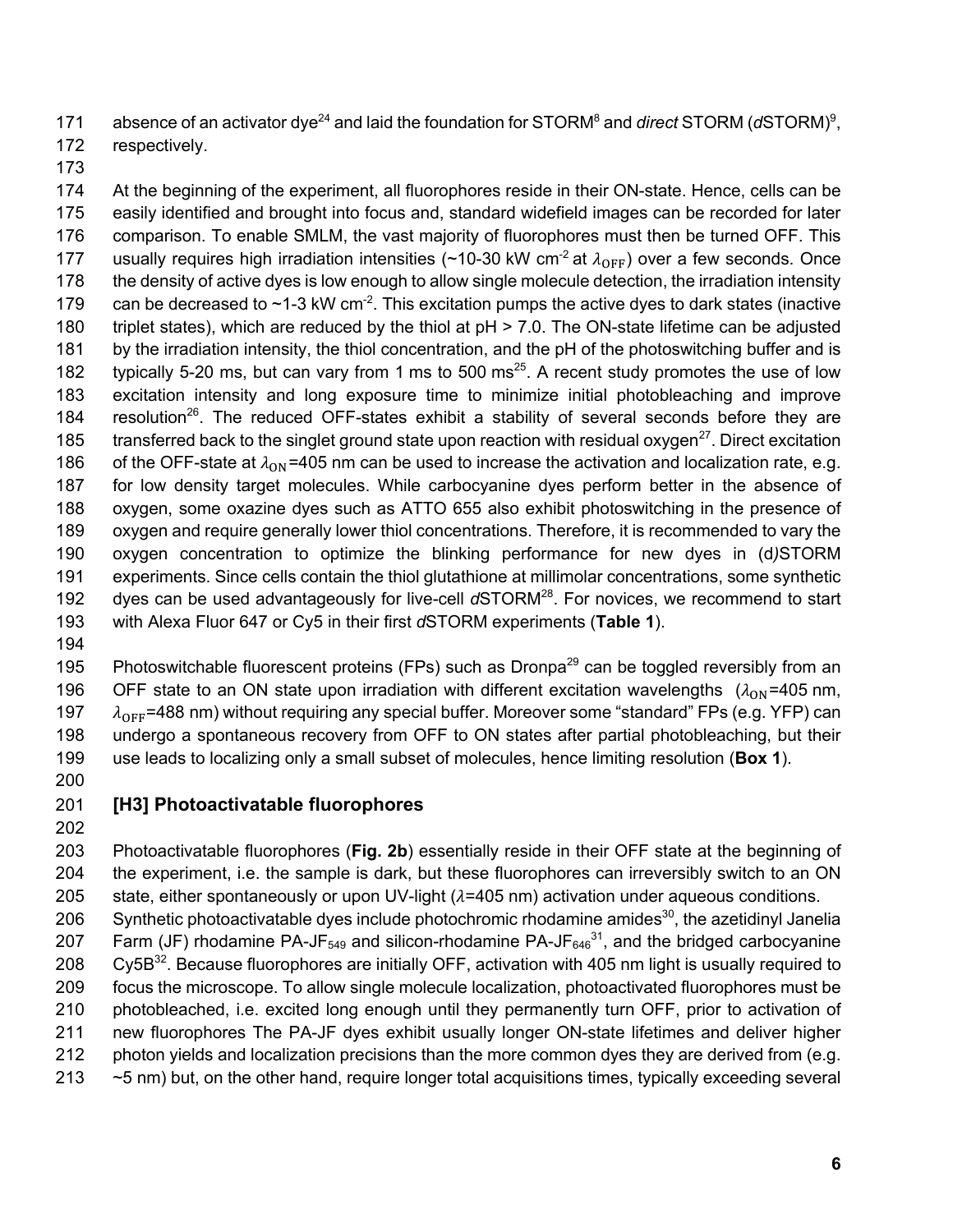absence of an activator dye[24] and laid the foundation for STORM[8] and *direct* STORM (*d*STORM)[9], respectively.

At the beginning of the experiment, all fluorophores reside in their ON-state. Hence, cells can be easily identified and brought into focus and, standard widefield images can be recorded for later comparison. To enable SMLM, the vast majority of fluorophores must then be turned OFF. This usually requires high irradiation intensities (~10-30 kW cm$^{-2}$ at $\lambda_{\mathrm{OFF}}$) over a few seconds. Once the density of active dyes is low enough to allow single molecule detection, the irradiation intensity can be decreased to ~1-3 kW cm$^{-2}$. This excitation pumps the active dyes to dark states (inactive triplet states), which are reduced by the thiol at pH > 7.0. The ON-state lifetime can be adjusted by the irradiation intensity, the thiol concentration, and the pH of the photoswitching buffer and is typically 5-20 ms, but can vary from 1 ms to 500 ms[25]. A recent study promotes the use of low excitation intensity and long exposure time to minimize initial photobleaching and improve resolution[26]. The reduced OFF-states exhibit a stability of several seconds before they are transferred back to the singlet ground state upon reaction with residual oxygen[27]. Direct excitation of the OFF-state at $\lambda_{\mathrm{ON}}$=405 nm can be used to increase the activation and localization rate, e.g. for low density target molecules. While carbocyanine dyes perform better in the absence of oxygen, some oxazine dyes such as ATTO 655 also exhibit photoswitching in the presence of oxygen and require generally lower thiol concentrations. Therefore, it is recommended to vary the oxygen concentration to optimize the blinking performance for new dyes in (d)STORM experiments. Since cells contain the thiol glutathione at millimolar concentrations, some synthetic dyes can be used advantageously for live-cell *d*STORM[28]. For novices, we recommend to start with Alexa Fluor 647 or Cy5 in their first *d*STORM experiments (**Table 1**).

Photoswitchable fluorescent proteins (FPs) such as Dronpa[29] can be toggled reversibly from an OFF state to an ON state upon irradiation with different excitation wavelengths ($\lambda_{\mathrm{ON}}$=405 nm, $\lambda_{\mathrm{OFF}}$=488 nm) without requiring any special buffer. Moreover some "standard" FPs (e.g. YFP) can undergo a spontaneous recovery from OFF to ON states after partial photobleaching, but their use leads to localizing only a small subset of molecules, hence limiting resolution (**Box 1**).

### [H3] Photoactivatable fluorophores

Photoactivatable fluorophores (**Fig. 2b**) essentially reside in their OFF state at the beginning of the experiment, i.e. the sample is dark, but these fluorophores can irreversibly switch to an ON state, either spontaneously or upon UV-light ($\lambda$=405 nm) activation under aqueous conditions. Synthetic photoactivatable dyes include photochromic rhodamine amides[30], the azetidinyl Janelia Farm (JF) rhodamine PA-JF$_{549}$ and silicon-rhodamine PA-JF$_{646}$[31], and the bridged carbocyanine Cy5B[32]. Because fluorophores are initially OFF, activation with 405 nm light is usually required to focus the microscope. To allow single molecule localization, photoactivated fluorophores must be photobleached, i.e. excited long enough until they permanently turn OFF, prior to activation of new fluorophores The PA-JF dyes exhibit usually longer ON-state lifetimes and deliver higher photon yields and localization precisions than the more common dyes they are derived from (e.g. ~5 nm) but, on the other hand, require longer total acquisitions times, typically exceeding several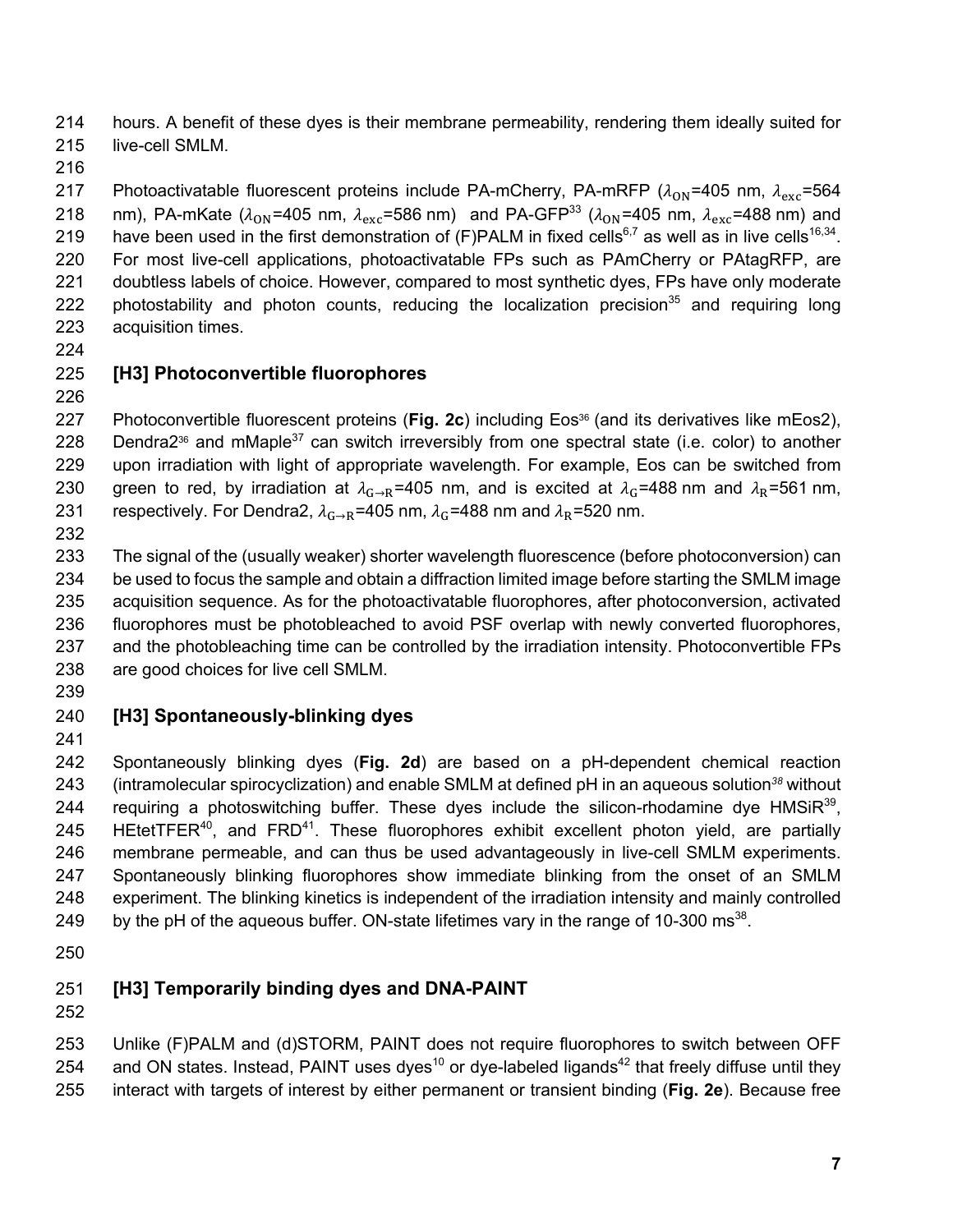hours. A benefit of these dyes is their membrane permeability, rendering them ideally suited for live-cell SMLM.

Photoactivatable fluorescent proteins include PA-mCherry, PA-mRFP ($\lambda_{\mathrm{ON}}$=405 nm, $\lambda_{\mathrm{exc}}$=564 nm), PA-mKate ($\lambda_{\mathrm{ON}}$=405 nm, $\lambda_{\mathrm{exc}}$=586 nm) and PA-GFP[33] ($\lambda_{\mathrm{ON}}$=405 nm, $\lambda_{\mathrm{exc}}$=488 nm) and have been used in the first demonstration of (F)PALM in fixed cells[6,7] as well as in live cells[16,34]. For most live-cell applications, photoactivatable FPs such as PAmCherry or PAtagRFP, are doubtless labels of choice. However, compared to most synthetic dyes, FPs have only moderate photostability and photon counts, reducing the localization precision[35] and requiring long acquisition times.

### [H3] Photoconvertible fluorophores

Photoconvertible fluorescent proteins (**Fig. 2c**) including Eos[36] (and its derivatives like mEos2), Dendra2[36] and mMaple[37] can switch irreversibly from one spectral state (i.e. color) to another upon irradiation with light of appropriate wavelength. For example, Eos can be switched from green to red, by irradiation at $\lambda_{\mathrm{G \rightarrow R}}$=405 nm, and is excited at $\lambda_{\mathrm{G}}$=488 nm and $\lambda_{\mathrm{R}}$=561 nm, respectively. For Dendra2, $\lambda_{\mathrm{G \rightarrow R}}$=405 nm, $\lambda_{\mathrm{G}}$=488 nm and $\lambda_{\mathrm{R}}$=520 nm.

The signal of the (usually weaker) shorter wavelength fluorescence (before photoconversion) can be used to focus the sample and obtain a diffraction limited image before starting the SMLM image acquisition sequence. As for the photoactivatable fluorophores, after photoconversion, activated fluorophores must be photobleached to avoid PSF overlap with newly converted fluorophores, and the photobleaching time can be controlled by the irradiation intensity. Photoconvertible FPs are good choices for live cell SMLM.

### [H3] Spontaneously-blinking dyes

Spontaneously blinking dyes (**Fig. 2d**) are based on a pH-dependent chemical reaction (intramolecular spirocyclization) and enable SMLM at defined pH in an aqueous solution[38] without requiring a photoswitching buffer. These dyes include the silicon-rhodamine dye HMSiR[39], HEtetTFER[40], and FRD[41]. These fluorophores exhibit excellent photon yield, are partially membrane permeable, and can thus be used advantageously in live-cell SMLM experiments. Spontaneously blinking fluorophores show immediate blinking from the onset of an SMLM experiment. The blinking kinetics is independent of the irradiation intensity and mainly controlled by the pH of the aqueous buffer. ON-state lifetimes vary in the range of 10-300 ms[38].

### [H3] Temporarily binding dyes and DNA-PAINT

Unlike (F)PALM and (d)STORM, PAINT does not require fluorophores to switch between OFF and ON states. Instead, PAINT uses dyes[10] or dye-labeled ligands[42] that freely diffuse until they interact with targets of interest by either permanent or transient binding (**Fig. 2e**). Because free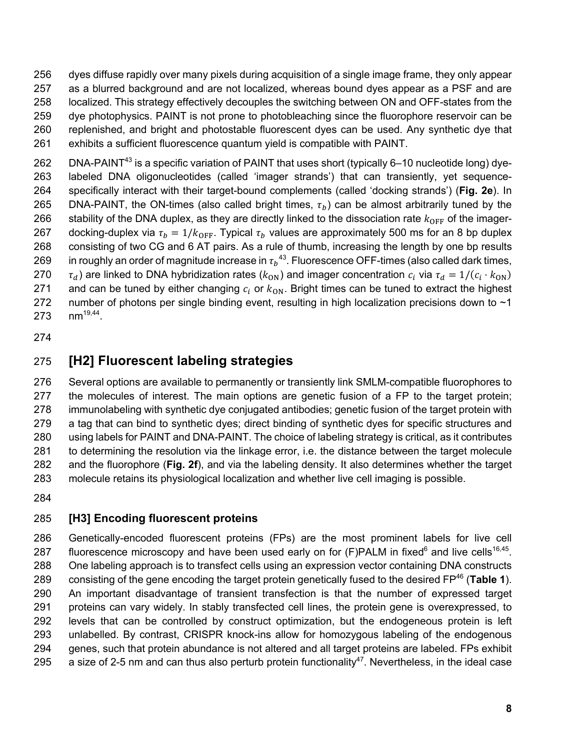dyes diffuse rapidly over many pixels during acquisition of a single image frame, they only appear as a blurred background and are not localized, whereas bound dyes appear as a PSF and are localized. This strategy effectively decouples the switching between ON and OFF-states from the dye photophysics. PAINT is not prone to photobleaching since the fluorophore reservoir can be replenished, and bright and photostable fluorescent dyes can be used. Any synthetic dye that exhibits a sufficient fluorescence quantum yield is compatible with PAINT.

DNA-PAINT[43] is a specific variation of PAINT that uses short (typically 6–10 nucleotide long) dye-labeled DNA oligonucleotides (called 'imager strands') that can transiently, yet sequence-specifically interact with their target-bound complements (called 'docking strands') (**Fig. 2e**). In DNA-PAINT, the ON-times (also called bright times, $\tau_b$) can be almost arbitrarily tuned by the stability of the DNA duplex, as they are directly linked to the dissociation rate $k_{\mathrm{OFF}}$ of the imager-docking-duplex via $\tau_b = 1/k_{\mathrm{OFF}}$. Typical $\tau_b$ values are approximately 500 ms for an 8 bp duplex consisting of two CG and 6 AT pairs. As a rule of thumb, increasing the length by one bp results in roughly an order of magnitude increase in $\tau_b$[43]. Fluorescence OFF-times (also called dark times, $\tau_d$) are linked to DNA hybridization rates ($k_{\mathrm{ON}}$) and imager concentration $c_i$ via $\tau_d = 1/(c_i \cdot k_{\mathrm{ON}})$ and can be tuned by either changing $c_i$ or $k_{\mathrm{ON}}$. Bright times can be tuned to extract the highest number of photons per single binding event, resulting in high localization precisions down to ~1 nm[19,44].

## [H2] Fluorescent labeling strategies

Several options are available to permanently or transiently link SMLM-compatible fluorophores to the molecules of interest. The main options are genetic fusion of a FP to the target protein; immunolabeling with synthetic dye conjugated antibodies; genetic fusion of the target protein with a tag that can bind to synthetic dyes; direct binding of synthetic dyes for specific structures and using labels for PAINT and DNA-PAINT. The choice of labeling strategy is critical, as it contributes to determining the resolution via the linkage error, i.e. the distance between the target molecule and the fluorophore (**Fig. 2f**), and via the labeling density. It also determines whether the target molecule retains its physiological localization and whether live cell imaging is possible.

### [H3] Encoding fluorescent proteins

Genetically-encoded fluorescent proteins (FPs) are the most prominent labels for live cell fluorescence microscopy and have been used early on for (F)PALM in fixed[6] and live cells[16,45]. One labeling approach is to transfect cells using an expression vector containing DNA constructs consisting of the gene encoding the target protein genetically fused to the desired FP[46] (**Table 1**). An important disadvantage of transient transfection is that the number of expressed target proteins can vary widely. In stably transfected cell lines, the protein gene is overexpressed, to levels that can be controlled by construct optimization, but the endogeneous protein is left unlabelled. By contrast, CRISPR knock-ins allow for homozygous labeling of the endogenous genes, such that protein abundance is not altered and all target proteins are labeled. FPs exhibit a size of 2-5 nm and can thus also perturb protein functionality[47]. Nevertheless, in the ideal case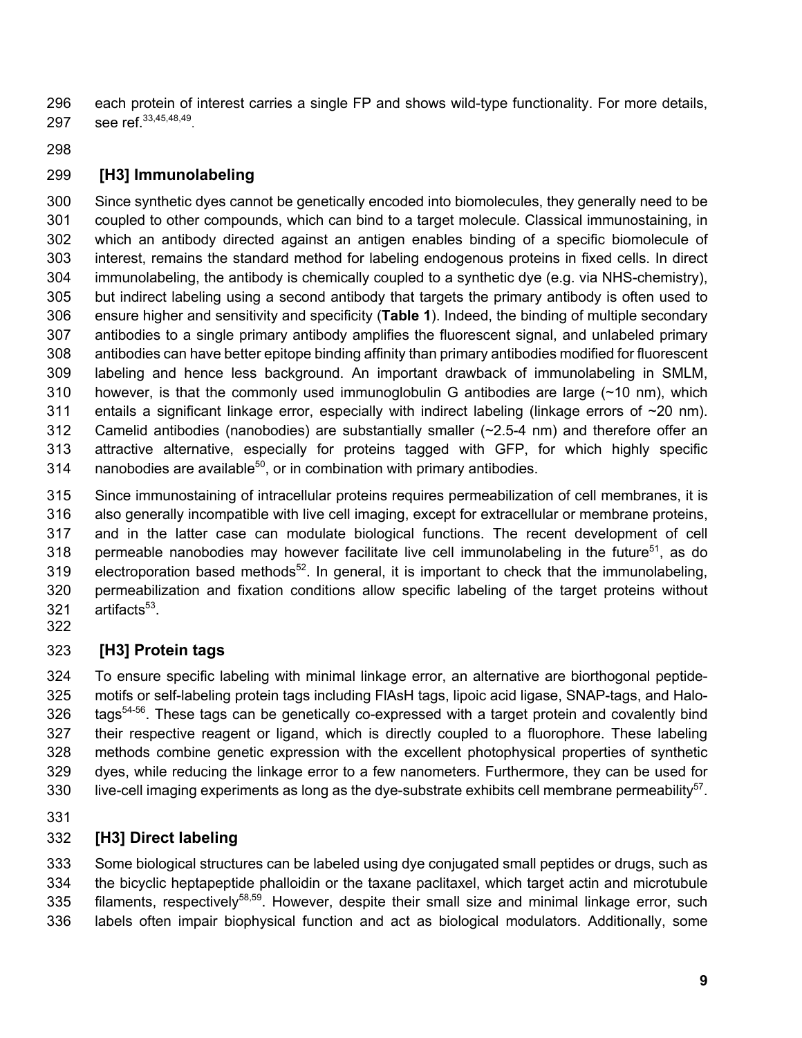each protein of interest carries a single FP and shows wild-type functionality. For more details, see ref.[33,45,48,49].

### [H3] Immunolabeling

Since synthetic dyes cannot be genetically encoded into biomolecules, they generally need to be coupled to other compounds, which can bind to a target molecule. Classical immunostaining, in which an antibody directed against an antigen enables binding of a specific biomolecule of interest, remains the standard method for labeling endogenous proteins in fixed cells. In direct immunolabeling, the antibody is chemically coupled to a synthetic dye (e.g. via NHS-chemistry), but indirect labeling using a second antibody that targets the primary antibody is often used to ensure higher and sensitivity and specificity (**Table 1**). Indeed, the binding of multiple secondary antibodies to a single primary antibody amplifies the fluorescent signal, and unlabeled primary antibodies can have better epitope binding affinity than primary antibodies modified for fluorescent labeling and hence less background. An important drawback of immunolabeling in SMLM, however, is that the commonly used immunoglobulin G antibodies are large (~10 nm), which entails a significant linkage error, especially with indirect labeling (linkage errors of ~20 nm). Camelid antibodies (nanobodies) are substantially smaller (~2.5-4 nm) and therefore offer an attractive alternative, especially for proteins tagged with GFP, for which highly specific nanobodies are available[50], or in combination with primary antibodies.

Since immunostaining of intracellular proteins requires permeabilization of cell membranes, it is also generally incompatible with live cell imaging, except for extracellular or membrane proteins, and in the latter case can modulate biological functions. The recent development of cell permeable nanobodies may however facilitate live cell immunolabeling in the future[51], as do electroporation based methods[52]. In general, it is important to check that the immunolabeling, permeabilization and fixation conditions allow specific labeling of the target proteins without artifacts[53].

### [H3] Protein tags

To ensure specific labeling with minimal linkage error, an alternative are biorthogonal peptide-motifs or self-labeling protein tags including FlAsH tags, lipoic acid ligase, SNAP-tags, and Halo-tags[54-56]. These tags can be genetically co-expressed with a target protein and covalently bind their respective reagent or ligand, which is directly coupled to a fluorophore. These labeling methods combine genetic expression with the excellent photophysical properties of synthetic dyes, while reducing the linkage error to a few nanometers. Furthermore, they can be used for live-cell imaging experiments as long as the dye-substrate exhibits cell membrane permeability[57].

### [H3] Direct labeling

Some biological structures can be labeled using dye conjugated small peptides or drugs, such as the bicyclic heptapeptide phalloidin or the taxane paclitaxel, which target actin and microtubule filaments, respectively[58,59]. However, despite their small size and minimal linkage error, such labels often impair biophysical function and act as biological modulators. Additionally, some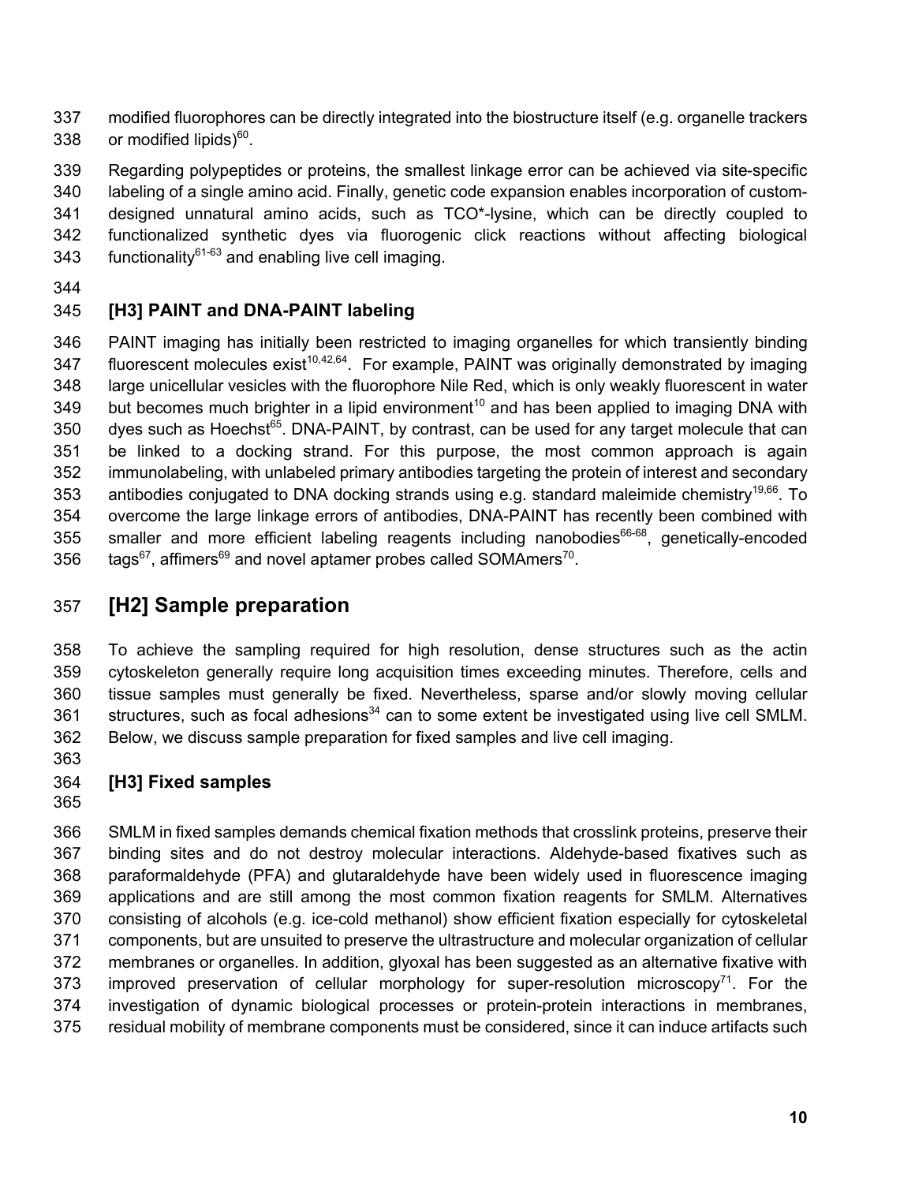modified fluorophores can be directly integrated into the biostructure itself (e.g. organelle trackers or modified lipids)[60].

Regarding polypeptides or proteins, the smallest linkage error can be achieved via site-specific labeling of a single amino acid. Finally, genetic code expansion enables incorporation of custom-designed unnatural amino acids, such as TCO*-lysine, which can be directly coupled to functionalized synthetic dyes via fluorogenic click reactions without affecting biological functionality[61-63] and enabling live cell imaging.

### [H3] PAINT and DNA-PAINT labeling

PAINT imaging has initially been restricted to imaging organelles for which transiently binding fluorescent molecules exist[10,42,64]. For example, PAINT was originally demonstrated by imaging large unicellular vesicles with the fluorophore Nile Red, which is only weakly fluorescent in water but becomes much brighter in a lipid environment[10] and has been applied to imaging DNA with dyes such as Hoechst[65]. DNA-PAINT, by contrast, can be used for any target molecule that can be linked to a docking strand. For this purpose, the most common approach is again immunolabeling, with unlabeled primary antibodies targeting the protein of interest and secondary antibodies conjugated to DNA docking strands using e.g. standard maleimide chemistry[19,66]. To overcome the large linkage errors of antibodies, DNA-PAINT has recently been combined with smaller and more efficient labeling reagents including nanobodies[66-68], genetically-encoded tags[67], affimers[69] and novel aptamer probes called SOMAmers[70].

## [H2] Sample preparation

To achieve the sampling required for high resolution, dense structures such as the actin cytoskeleton generally require long acquisition times exceeding minutes. Therefore, cells and tissue samples must generally be fixed. Nevertheless, sparse and/or slowly moving cellular structures, such as focal adhesions[34] can to some extent be investigated using live cell SMLM. Below, we discuss sample preparation for fixed samples and live cell imaging.

### [H3] Fixed samples

SMLM in fixed samples demands chemical fixation methods that crosslink proteins, preserve their binding sites and do not destroy molecular interactions. Aldehyde-based fixatives such as paraformaldehyde (PFA) and glutaraldehyde have been widely used in fluorescence imaging applications and are still among the most common fixation reagents for SMLM. Alternatives consisting of alcohols (e.g. ice-cold methanol) show efficient fixation especially for cytoskeletal components, but are unsuited to preserve the ultrastructure and molecular organization of cellular membranes or organelles. In addition, glyoxal has been suggested as an alternative fixative with improved preservation of cellular morphology for super-resolution microscopy[71]. For the investigation of dynamic biological processes or protein-protein interactions in membranes, residual mobility of membrane components must be considered, since it can induce artifacts such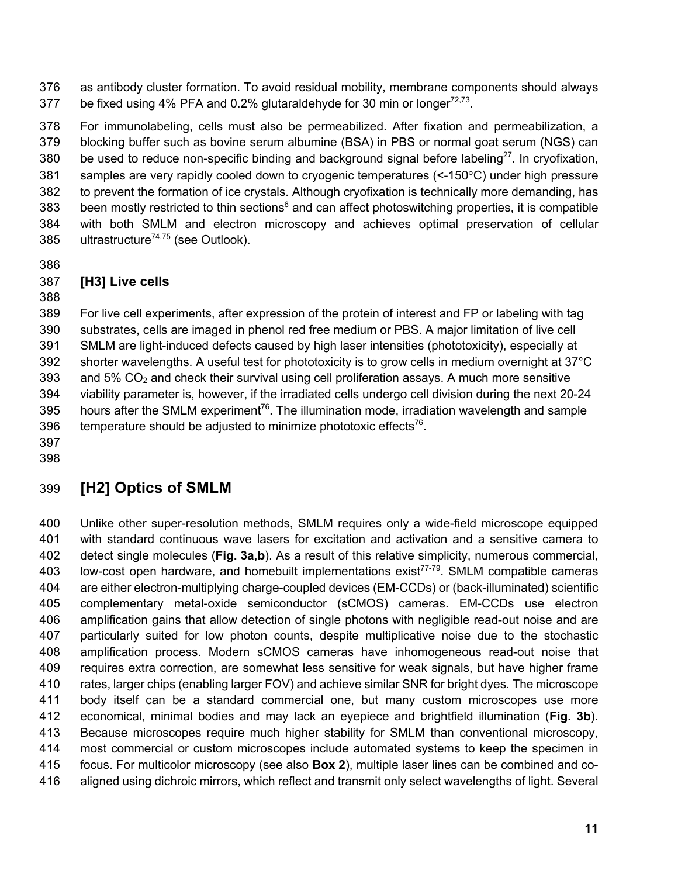as antibody cluster formation. To avoid residual mobility, membrane components should always be fixed using 4% PFA and 0.2% glutaraldehyde for 30 min or longer[72,73].

For immunolabeling, cells must also be permeabilized. After fixation and permeabilization, a blocking buffer such as bovine serum albumine (BSA) in PBS or normal goat serum (NGS) can be used to reduce non-specific binding and background signal before labeling[27]. In cryofixation, samples are very rapidly cooled down to cryogenic temperatures (<-150°C) under high pressure to prevent the formation of ice crystals. Although cryofixation is technically more demanding, has been mostly restricted to thin sections[6] and can affect photoswitching properties, it is compatible with both SMLM and electron microscopy and achieves optimal preservation of cellular ultrastructure[74,75] (see Outlook).

### [H3] Live cells

For live cell experiments, after expression of the protein of interest and FP or labeling with tag substrates, cells are imaged in phenol red free medium or PBS. A major limitation of live cell SMLM are light-induced defects caused by high laser intensities (phototoxicity), especially at shorter wavelengths. A useful test for phototoxicity is to grow cells in medium overnight at 37°C and 5% $CO_2$ and check their survival using cell proliferation assays. A much more sensitive viability parameter is, however, if the irradiated cells undergo cell division during the next 20-24 hours after the SMLM experiment[76]. The illumination mode, irradiation wavelength and sample temperature should be adjusted to minimize phototoxic effects[76].

## [H2] Optics of SMLM

Unlike other super-resolution methods, SMLM requires only a wide-field microscope equipped with standard continuous wave lasers for excitation and activation and a sensitive camera to detect single molecules (**Fig. 3a,b**). As a result of this relative simplicity, numerous commercial, low-cost open hardware, and homebuilt implementations exist[77-79]. SMLM compatible cameras are either electron-multiplying charge-coupled devices (EM-CCDs) or (back-illuminated) scientific complementary metal-oxide semiconductor (sCMOS) cameras. EM-CCDs use electron amplification gains that allow detection of single photons with negligible read-out noise and are particularly suited for low photon counts, despite multiplicative noise due to the stochastic amplification process. Modern sCMOS cameras have inhomogeneous read-out noise that requires extra correction, are somewhat less sensitive for weak signals, but have higher frame rates, larger chips (enabling larger FOV) and achieve similar SNR for bright dyes. The microscope body itself can be a standard commercial one, but many custom microscopes use more economical, minimal bodies and may lack an eyepiece and brightfield illumination (**Fig. 3b**). Because microscopes require much higher stability for SMLM than conventional microscopy, most commercial or custom microscopes include automated systems to keep the specimen in focus. For multicolor microscopy (see also **Box 2**), multiple laser lines can be combined and co-aligned using dichroic mirrors, which reflect and transmit only select wavelengths of light. Several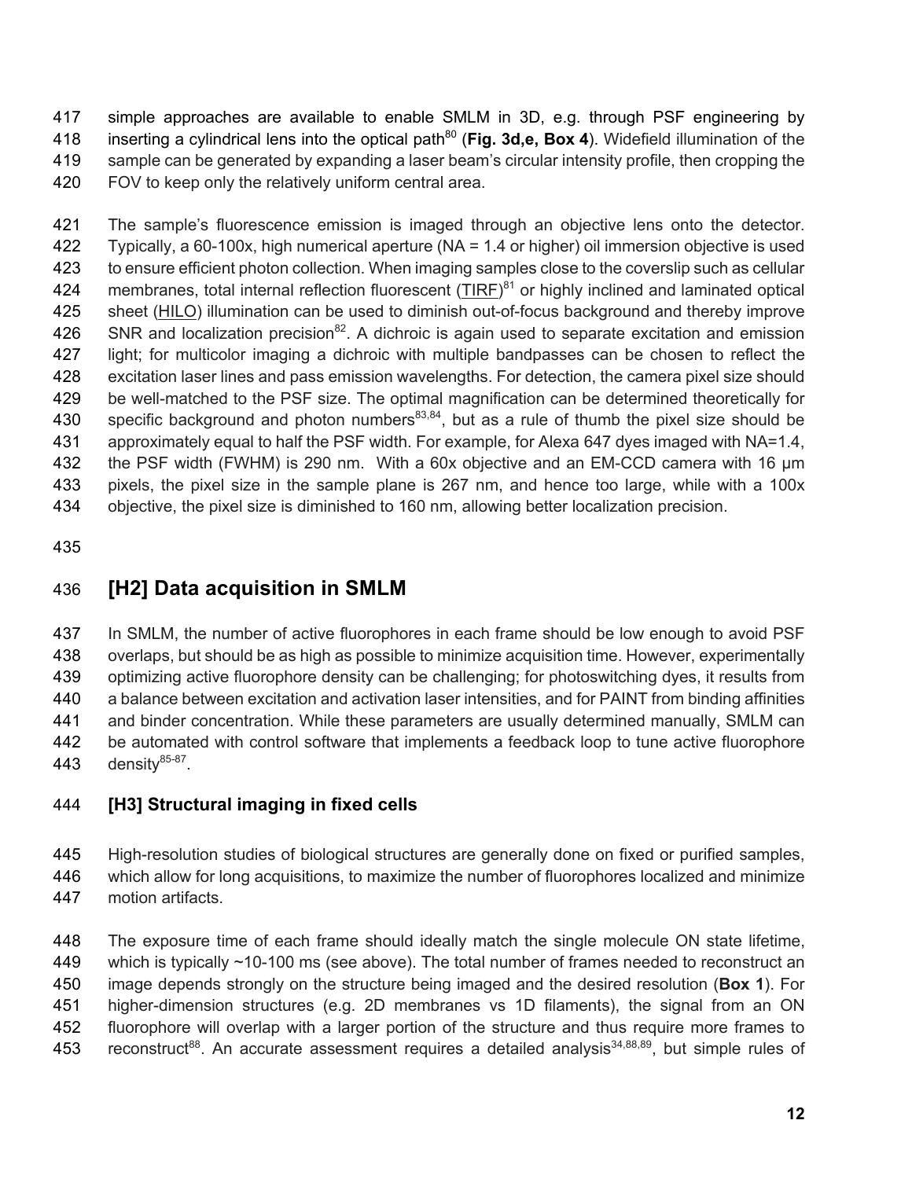simple approaches are available to enable SMLM in 3D, e.g. through PSF engineering by inserting a cylindrical lens into the optical path[80] (**Fig. 3d,e, Box 4**). Widefield illumination of the sample can be generated by expanding a laser beam's circular intensity profile, then cropping the FOV to keep only the relatively uniform central area.

The sample's fluorescence emission is imaged through an objective lens onto the detector. Typically, a 60-100x, high numerical aperture (NA = 1.4 or higher) oil immersion objective is used to ensure efficient photon collection. When imaging samples close to the coverslip such as cellular membranes, total internal reflection fluorescent (TIRF)[81] or highly inclined and laminated optical sheet (HILO) illumination can be used to diminish out-of-focus background and thereby improve SNR and localization precision[82]. A dichroic is again used to separate excitation and emission light; for multicolor imaging a dichroic with multiple bandpasses can be chosen to reflect the excitation laser lines and pass emission wavelengths. For detection, the camera pixel size should be well-matched to the PSF size. The optimal magnification can be determined theoretically for specific background and photon numbers[83,84], but as a rule of thumb the pixel size should be approximately equal to half the PSF width. For example, for Alexa 647 dyes imaged with NA=1.4, the PSF width (FWHM) is 290 nm. With a 60x objective and an EM-CCD camera with 16 µm pixels, the pixel size in the sample plane is 267 nm, and hence too large, while with a 100x objective, the pixel size is diminished to 160 nm, allowing better localization precision.

## [H2] Data acquisition in SMLM

In SMLM, the number of active fluorophores in each frame should be low enough to avoid PSF overlaps, but should be as high as possible to minimize acquisition time. However, experimentally optimizing active fluorophore density can be challenging; for photoswitching dyes, it results from a balance between excitation and activation laser intensities, and for PAINT from binding affinities and binder concentration. While these parameters are usually determined manually, SMLM can be automated with control software that implements a feedback loop to tune active fluorophore density[85-87].

### [H3] Structural imaging in fixed cells

High-resolution studies of biological structures are generally done on fixed or purified samples, which allow for long acquisitions, to maximize the number of fluorophores localized and minimize motion artifacts.

The exposure time of each frame should ideally match the single molecule ON state lifetime, which is typically ~10-100 ms (see above). The total number of frames needed to reconstruct an image depends strongly on the structure being imaged and the desired resolution (**Box 1**). For higher-dimension structures (e.g. 2D membranes vs 1D filaments), the signal from an ON fluorophore will overlap with a larger portion of the structure and thus require more frames to reconstruct[88]. An accurate assessment requires a detailed analysis[34,88,89], but simple rules of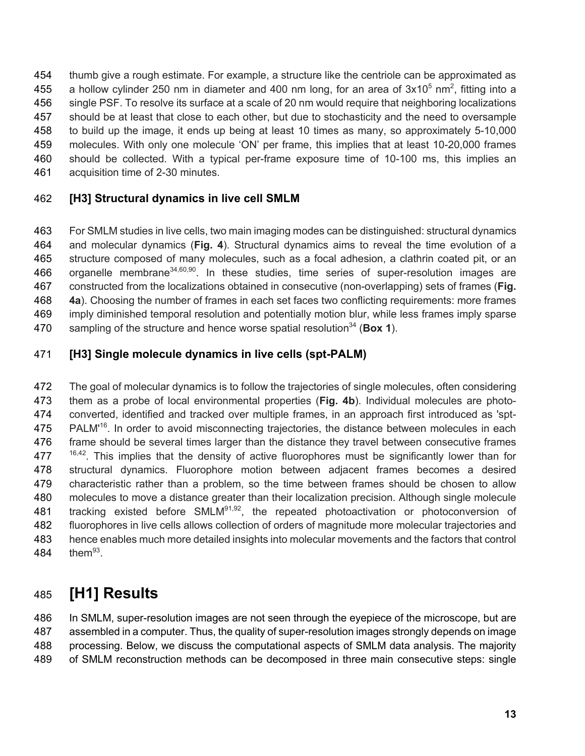thumb give a rough estimate. For example, a structure like the centriole can be approximated as a hollow cylinder 250 nm in diameter and 400 nm long, for an area of $3x10^5$ nm$^2$, fitting into a single PSF. To resolve its surface at a scale of 20 nm would require that neighboring localizations should be at least that close to each other, but due to stochasticity and the need to oversample to build up the image, it ends up being at least 10 times as many, so approximately 5-10,000 molecules. With only one molecule 'ON' per frame, this implies that at least 10-20,000 frames should be collected. With a typical per-frame exposure time of 10-100 ms, this implies an acquisition time of 2-30 minutes.

### [H3] Structural dynamics in live cell SMLM

For SMLM studies in live cells, two main imaging modes can be distinguished: structural dynamics and molecular dynamics (**Fig. 4**). Structural dynamics aims to reveal the time evolution of a structure composed of many molecules, such as a focal adhesion, a clathrin coated pit, or an organelle membrane[34,60,90]. In these studies, time series of super-resolution images are constructed from the localizations obtained in consecutive (non-overlapping) sets of frames (**Fig. 4a**). Choosing the number of frames in each set faces two conflicting requirements: more frames imply diminished temporal resolution and potentially motion blur, while less frames imply sparse sampling of the structure and hence worse spatial resolution[34] (**Box 1**).

### [H3] Single molecule dynamics in live cells (spt-PALM)

The goal of molecular dynamics is to follow the trajectories of single molecules, often considering them as a probe of local environmental properties (**Fig. 4b**). Individual molecules are photo-converted, identified and tracked over multiple frames, in an approach first introduced as 'spt-PALM'[16]. In order to avoid misconnecting trajectories, the distance between molecules in each frame should be several times larger than the distance they travel between consecutive frames [16,42]. This implies that the density of active fluorophores must be significantly lower than for structural dynamics. Fluorophore motion between adjacent frames becomes a desired characteristic rather than a problem, so the time between frames should be chosen to allow molecules to move a distance greater than their localization precision. Although single molecule tracking existed before SMLM[91,92], the repeated photoactivation or photoconversion of fluorophores in live cells allows collection of orders of magnitude more molecular trajectories and hence enables much more detailed insights into molecular movements and the factors that control them[93].

# [H1] Results

In SMLM, super-resolution images are not seen through the eyepiece of the microscope, but are assembled in a computer. Thus, the quality of super-resolution images strongly depends on image processing. Below, we discuss the computational aspects of SMLM data analysis. The majority of SMLM reconstruction methods can be decomposed in three main consecutive steps: single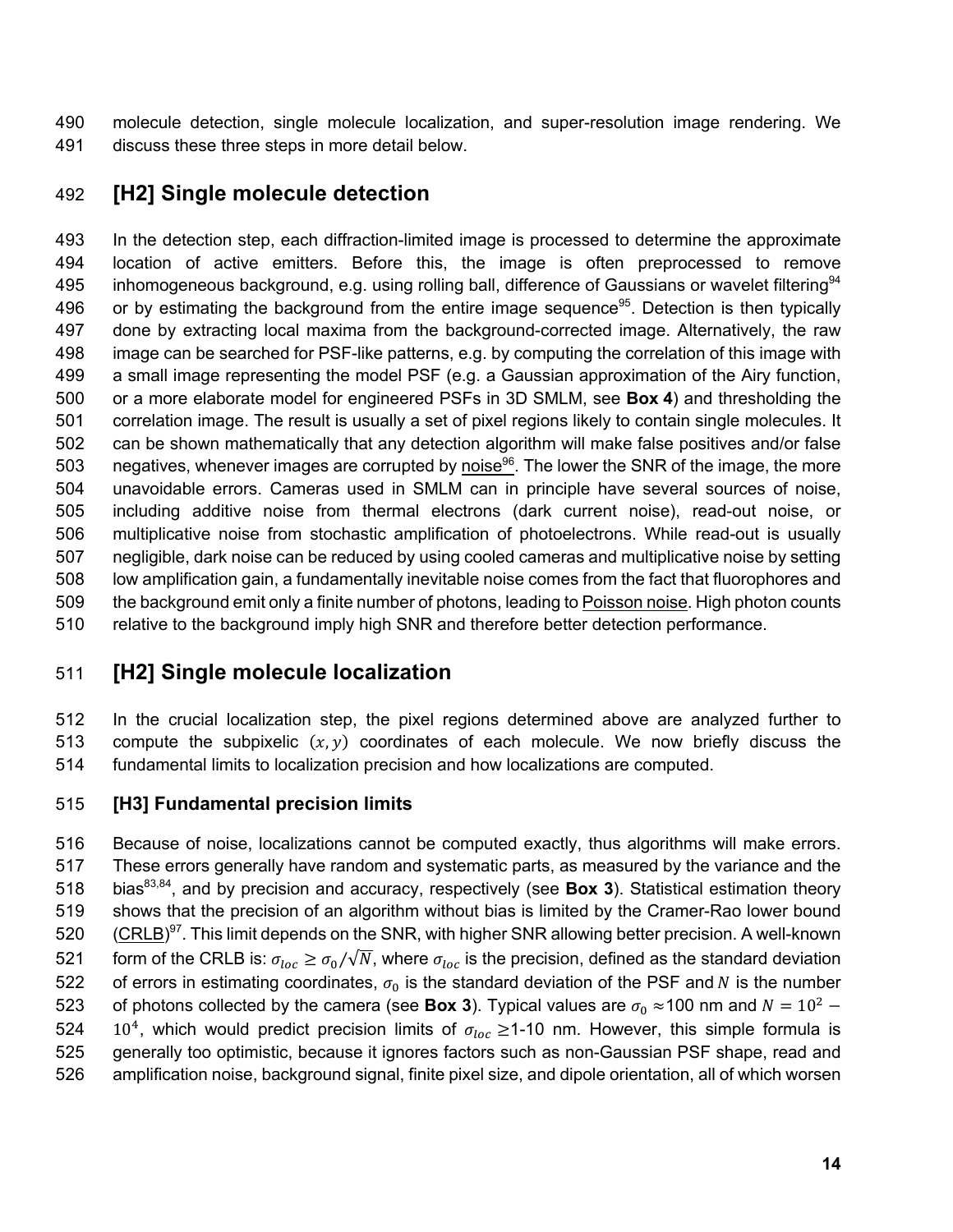molecule detection, single molecule localization, and super-resolution image rendering. We discuss these three steps in more detail below.

## [H2] Single molecule detection

In the detection step, each diffraction-limited image is processed to determine the approximate location of active emitters. Before this, the image is often preprocessed to remove inhomogeneous background, e.g. using rolling ball, difference of Gaussians or wavelet filtering[94] or by estimating the background from the entire image sequence[95]. Detection is then typically done by extracting local maxima from the background-corrected image. Alternatively, the raw image can be searched for PSF-like patterns, e.g. by computing the correlation of this image with a small image representing the model PSF (e.g. a Gaussian approximation of the Airy function, or a more elaborate model for engineered PSFs in 3D SMLM, see **Box 4**) and thresholding the correlation image. The result is usually a set of pixel regions likely to contain single molecules. It can be shown mathematically that any detection algorithm will make false positives and/or false negatives, whenever images are corrupted by noise[96]. The lower the SNR of the image, the more unavoidable errors. Cameras used in SMLM can in principle have several sources of noise, including additive noise from thermal electrons (dark current noise), read-out noise, or multiplicative noise from stochastic amplification of photoelectrons. While read-out is usually negligible, dark noise can be reduced by using cooled cameras and multiplicative noise by setting low amplification gain, a fundamentally inevitable noise comes from the fact that fluorophores and the background emit only a finite number of photons, leading to Poisson noise. High photon counts relative to the background imply high SNR and therefore better detection performance.

## [H2] Single molecule localization

In the crucial localization step, the pixel regions determined above are analyzed further to compute the subpixelic $(x, y)$ coordinates of each molecule. We now briefly discuss the fundamental limits to localization precision and how localizations are computed.

### [H3] Fundamental precision limits

Because of noise, localizations cannot be computed exactly, thus algorithms will make errors. These errors generally have random and systematic parts, as measured by the variance and the bias[83,84], and by precision and accuracy, respectively (see **Box 3**). Statistical estimation theory shows that the precision of an algorithm without bias is limited by the Cramer-Rao lower bound (CRLB)[97]. This limit depends on the SNR, with higher SNR allowing better precision. A well-known form of the CRLB is: $\sigma_{loc} \geq \sigma_0/\sqrt{N}$, where $\sigma_{loc}$ is the precision, defined as the standard deviation of errors in estimating coordinates, $\sigma_0$ is the standard deviation of the PSF and $N$ is the number of photons collected by the camera (see **Box 3**). Typical values are $\sigma_0 \approx$100 nm and $N = 10^2 - 10^4$, which would predict precision limits of $\sigma_{loc} \geq$1-10 nm. However, this simple formula is generally too optimistic, because it ignores factors such as non-Gaussian PSF shape, read and amplification noise, background signal, finite pixel size, and dipole orientation, all of which worsen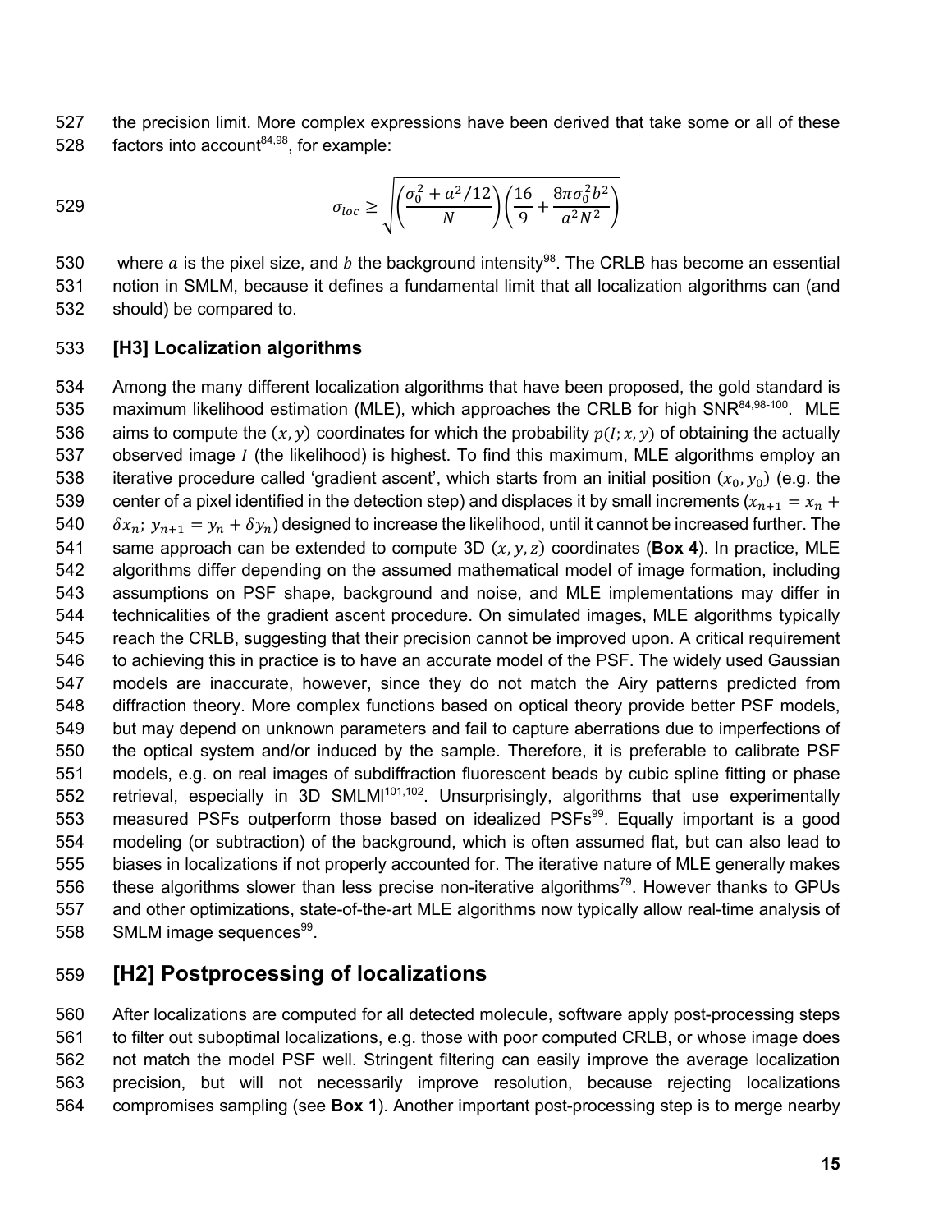the precision limit. More complex expressions have been derived that take some or all of these factors into account[84,98], for example:

$$\sigma_{loc} \geq \sqrt{\left(\frac{\sigma_0^2 + a^2/12}{N}\right)\left(\frac{16}{9} + \frac{8\pi\sigma_0^2 b^2}{a^2 N^2}\right)}$$

where $a$ is the pixel size, and $b$ the background intensity[98]. The CRLB has become an essential notion in SMLM, because it defines a fundamental limit that all localization algorithms can (and should) be compared to.

### [H3] Localization algorithms

Among the many different localization algorithms that have been proposed, the gold standard is maximum likelihood estimation (MLE), which approaches the CRLB for high SNR[84,98-100]. MLE aims to compute the $(x, y)$ coordinates for which the probability $p(I; x, y)$ of obtaining the actually observed image $I$ (the likelihood) is highest. To find this maximum, MLE algorithms employ an iterative procedure called 'gradient ascent', which starts from an initial position $(x_0, y_0)$ (e.g. the center of a pixel identified in the detection step) and displaces it by small increments ($x_{n+1} = x_n + \delta x_n$; $y_{n+1} = y_n + \delta y_n$) designed to increase the likelihood, until it cannot be increased further. The same approach can be extended to compute 3D $(x, y, z)$ coordinates (**Box 4**). In practice, MLE algorithms differ depending on the assumed mathematical model of image formation, including assumptions on PSF shape, background and noise, and MLE implementations may differ in technicalities of the gradient ascent procedure. On simulated images, MLE algorithms typically reach the CRLB, suggesting that their precision cannot be improved upon. A critical requirement to achieving this in practice is to have an accurate model of the PSF. The widely used Gaussian models are inaccurate, however, since they do not match the Airy patterns predicted from diffraction theory. More complex functions based on optical theory provide better PSF models, but may depend on unknown parameters and fail to capture aberrations due to imperfections of the optical system and/or induced by the sample. Therefore, it is preferable to calibrate PSF models, e.g. on real images of subdiffraction fluorescent beads by cubic spline fitting or phase retrieval, especially in 3D SMLMl[101,102]. Unsurprisingly, algorithms that use experimentally measured PSFs outperform those based on idealized PSFs[99]. Equally important is a good modeling (or subtraction) of the background, which is often assumed flat, but can also lead to biases in localizations if not properly accounted for. The iterative nature of MLE generally makes these algorithms slower than less precise non-iterative algorithms[79]. However thanks to GPUs and other optimizations, state-of-the-art MLE algorithms now typically allow real-time analysis of SMLM image sequences[99].

## [H2] Postprocessing of localizations

After localizations are computed for all detected molecule, software apply post-processing steps to filter out suboptimal localizations, e.g. those with poor computed CRLB, or whose image does not match the model PSF well. Stringent filtering can easily improve the average localization precision, but will not necessarily improve resolution, because rejecting localizations compromises sampling (see **Box 1**). Another important post-processing step is to merge nearby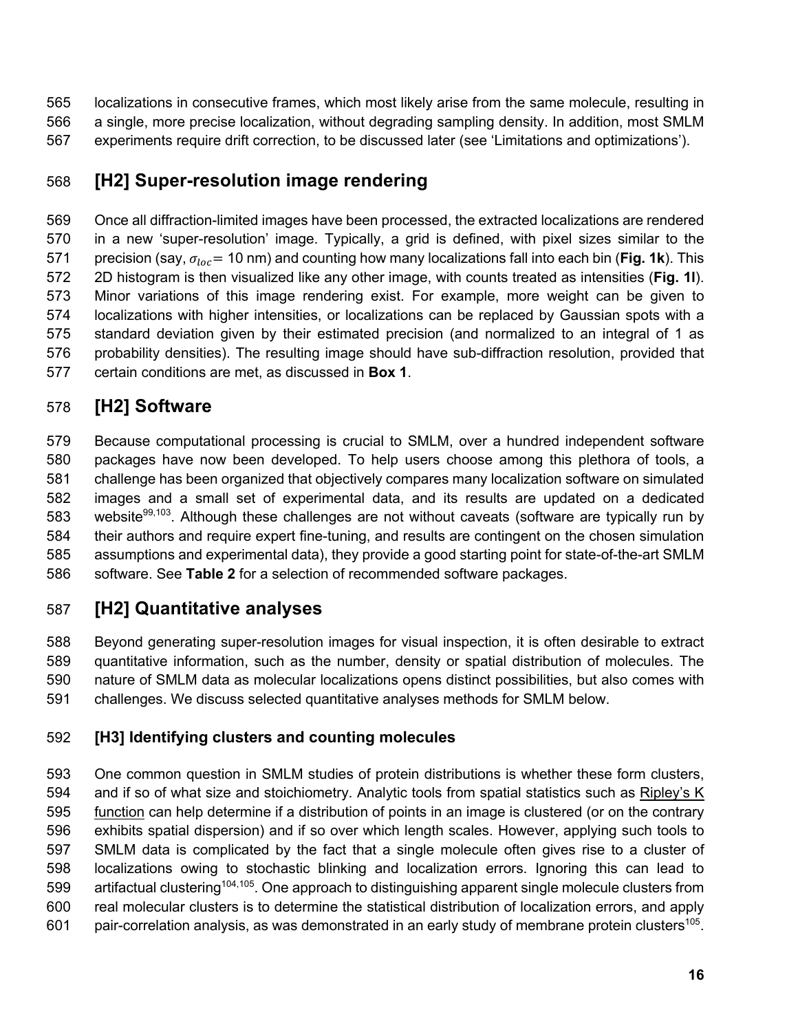localizations in consecutive frames, which most likely arise from the same molecule, resulting in a single, more precise localization, without degrading sampling density. In addition, most SMLM experiments require drift correction, to be discussed later (see 'Limitations and optimizations').

## [H2] Super-resolution image rendering

Once all diffraction-limited images have been processed, the extracted localizations are rendered in a new 'super-resolution' image. Typically, a grid is defined, with pixel sizes similar to the precision (say, $\sigma_{loc}$= 10 nm) and counting how many localizations fall into each bin (**Fig. 1k**). This 2D histogram is then visualized like any other image, with counts treated as intensities (**Fig. 1l**). Minor variations of this image rendering exist. For example, more weight can be given to localizations with higher intensities, or localizations can be replaced by Gaussian spots with a standard deviation given by their estimated precision (and normalized to an integral of 1 as probability densities). The resulting image should have sub-diffraction resolution, provided that certain conditions are met, as discussed in **Box 1**.

## [H2] Software

Because computational processing is crucial to SMLM, over a hundred independent software packages have now been developed. To help users choose among this plethora of tools, a challenge has been organized that objectively compares many localization software on simulated images and a small set of experimental data, and its results are updated on a dedicated website[99,103]. Although these challenges are not without caveats (software are typically run by their authors and require expert fine-tuning, and results are contingent on the chosen simulation assumptions and experimental data), they provide a good starting point for state-of-the-art SMLM software. See **Table 2** for a selection of recommended software packages.

## [H2] Quantitative analyses

Beyond generating super-resolution images for visual inspection, it is often desirable to extract quantitative information, such as the number, density or spatial distribution of molecules. The nature of SMLM data as molecular localizations opens distinct possibilities, but also comes with challenges. We discuss selected quantitative analyses methods for SMLM below.

### [H3] Identifying clusters and counting molecules

One common question in SMLM studies of protein distributions is whether these form clusters, and if so of what size and stoichiometry. Analytic tools from spatial statistics such as Ripley's K function can help determine if a distribution of points in an image is clustered (or on the contrary exhibits spatial dispersion) and if so over which length scales. However, applying such tools to SMLM data is complicated by the fact that a single molecule often gives rise to a cluster of localizations owing to stochastic blinking and localization errors. Ignoring this can lead to artifactual clustering[104,105]. One approach to distinguishing apparent single molecule clusters from real molecular clusters is to determine the statistical distribution of localization errors, and apply pair-correlation analysis, as was demonstrated in an early study of membrane protein clusters[105].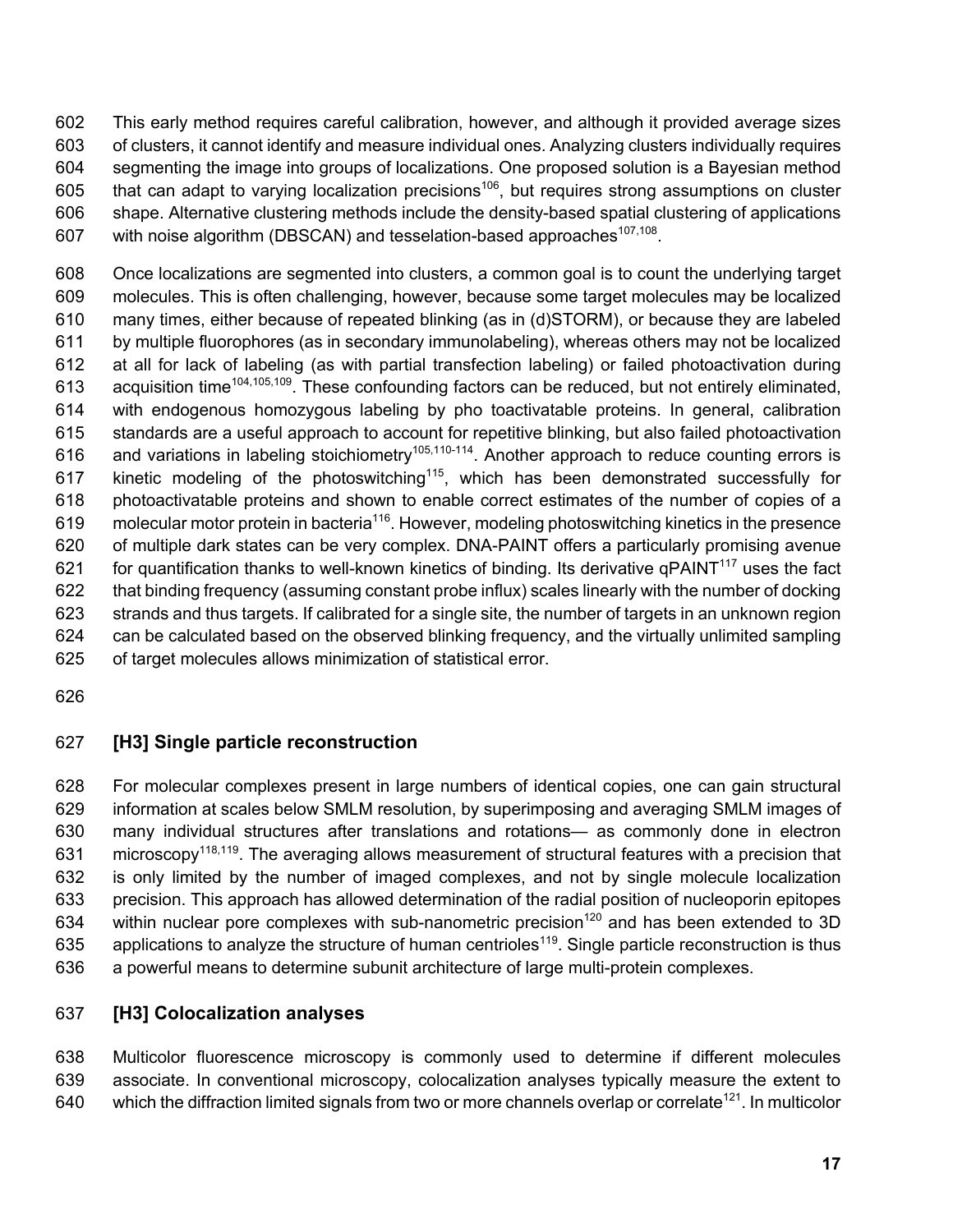This early method requires careful calibration, however, and although it provided average sizes of clusters, it cannot identify and measure individual ones. Analyzing clusters individually requires segmenting the image into groups of localizations. One proposed solution is a Bayesian method that can adapt to varying localization precisions[106], but requires strong assumptions on cluster shape. Alternative clustering methods include the density-based spatial clustering of applications with noise algorithm (DBSCAN) and tesselation-based approaches[107,108].

Once localizations are segmented into clusters, a common goal is to count the underlying target molecules. This is often challenging, however, because some target molecules may be localized many times, either because of repeated blinking (as in (d)STORM), or because they are labeled by multiple fluorophores (as in secondary immunolabeling), whereas others may not be localized at all for lack of labeling (as with partial transfection labeling) or failed photoactivation during acquisition time[104,105,109]. These confounding factors can be reduced, but not entirely eliminated, with endogenous homozygous labeling by pho toactivatable proteins. In general, calibration standards are a useful approach to account for repetitive blinking, but also failed photoactivation and variations in labeling stoichiometry[105,110-114]. Another approach to reduce counting errors is kinetic modeling of the photoswitching[115], which has been demonstrated successfully for photoactivatable proteins and shown to enable correct estimates of the number of copies of a molecular motor protein in bacteria[116]. However, modeling photoswitching kinetics in the presence of multiple dark states can be very complex. DNA-PAINT offers a particularly promising avenue for quantification thanks to well-known kinetics of binding. Its derivative qPAINT[117] uses the fact that binding frequency (assuming constant probe influx) scales linearly with the number of docking strands and thus targets. If calibrated for a single site, the number of targets in an unknown region can be calculated based on the observed blinking frequency, and the virtually unlimited sampling of target molecules allows minimization of statistical error.

### [H3] Single particle reconstruction

For molecular complexes present in large numbers of identical copies, one can gain structural information at scales below SMLM resolution, by superimposing and averaging SMLM images of many individual structures after translations and rotations— as commonly done in electron microscopy[118,119]. The averaging allows measurement of structural features with a precision that is only limited by the number of imaged complexes, and not by single molecule localization precision. This approach has allowed determination of the radial position of nucleoporin epitopes within nuclear pore complexes with sub-nanometric precision[120] and has been extended to 3D applications to analyze the structure of human centrioles[119]. Single particle reconstruction is thus a powerful means to determine subunit architecture of large multi-protein complexes.

### [H3] Colocalization analyses

Multicolor fluorescence microscopy is commonly used to determine if different molecules associate. In conventional microscopy, colocalization analyses typically measure the extent to which the diffraction limited signals from two or more channels overlap or correlate[121]. In multicolor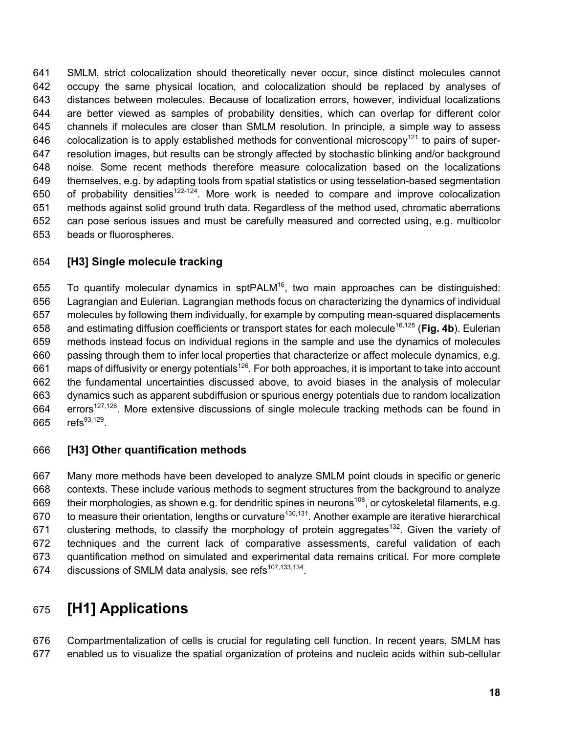SMLM, strict colocalization should theoretically never occur, since distinct molecules cannot occupy the same physical location, and colocalization should be replaced by analyses of distances between molecules. Because of localization errors, however, individual localizations are better viewed as samples of probability densities, which can overlap for different color channels if molecules are closer than SMLM resolution. In principle, a simple way to assess colocalization is to apply established methods for conventional microscopy[121] to pairs of super-resolution images, but results can be strongly affected by stochastic blinking and/or background noise. Some recent methods therefore measure colocalization based on the localizations themselves, e.g. by adapting tools from spatial statistics or using tesselation-based segmentation of probability densities[122-124]. More work is needed to compare and improve colocalization methods against solid ground truth data. Regardless of the method used, chromatic aberrations can pose serious issues and must be carefully measured and corrected using, e.g. multicolor beads or fluorospheres.

### [H3] Single molecule tracking

To quantify molecular dynamics in sptPALM[16], two main approaches can be distinguished: Lagrangian and Eulerian. Lagrangian methods focus on characterizing the dynamics of individual molecules by following them individually, for example by computing mean-squared displacements and estimating diffusion coefficients or transport states for each molecule[16,125] (**Fig. 4b**). Eulerian methods instead focus on individual regions in the sample and use the dynamics of molecules passing through them to infer local properties that characterize or affect molecule dynamics, e.g. maps of diffusivity or energy potentials[126]. For both approaches, it is important to take into account the fundamental uncertainties discussed above, to avoid biases in the analysis of molecular dynamics such as apparent subdiffusion or spurious energy potentials due to random localization errors[127,128]. More extensive discussions of single molecule tracking methods can be found in refs[93,129].

### [H3] Other quantification methods

Many more methods have been developed to analyze SMLM point clouds in specific or generic contexts. These include various methods to segment structures from the background to analyze their morphologies, as shown e.g. for dendritic spines in neurons[108], or cytoskeletal filaments, e.g. to measure their orientation, lengths or curvature[130,131]. Another example are iterative hierarchical clustering methods, to classify the morphology of protein aggregates[132]. Given the variety of techniques and the current lack of comparative assessments, careful validation of each quantification method on simulated and experimental data remains critical. For more complete discussions of SMLM data analysis, see refs[107,133,134].

# [H1] Applications

Compartmentalization of cells is crucial for regulating cell function. In recent years, SMLM has enabled us to visualize the spatial organization of proteins and nucleic acids within sub-cellular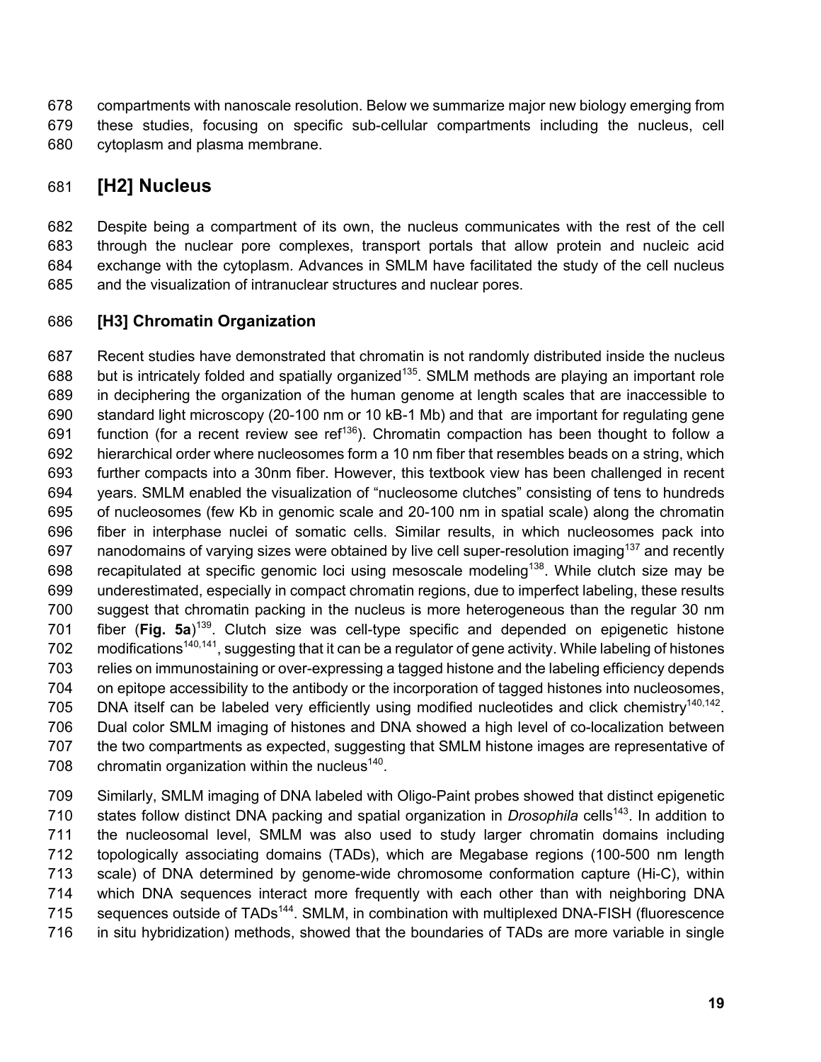compartments with nanoscale resolution. Below we summarize major new biology emerging from these studies, focusing on specific sub-cellular compartments including the nucleus, cell cytoplasm and plasma membrane.

## [H2] Nucleus

Despite being a compartment of its own, the nucleus communicates with the rest of the cell through the nuclear pore complexes, transport portals that allow protein and nucleic acid exchange with the cytoplasm. Advances in SMLM have facilitated the study of the cell nucleus and the visualization of intranuclear structures and nuclear pores.

### [H3] Chromatin Organization

Recent studies have demonstrated that chromatin is not randomly distributed inside the nucleus but is intricately folded and spatially organized[135]. SMLM methods are playing an important role in deciphering the organization of the human genome at length scales that are inaccessible to standard light microscopy (20-100 nm or 10 kB-1 Mb) and that are important for regulating gene function (for a recent review see ref[136]). Chromatin compaction has been thought to follow a hierarchical order where nucleosomes form a 10 nm fiber that resembles beads on a string, which further compacts into a 30nm fiber. However, this textbook view has been challenged in recent years. SMLM enabled the visualization of "nucleosome clutches" consisting of tens to hundreds of nucleosomes (few Kb in genomic scale and 20-100 nm in spatial scale) along the chromatin fiber in interphase nuclei of somatic cells. Similar results, in which nucleosomes pack into nanodomains of varying sizes were obtained by live cell super-resolution imaging[137] and recently recapitulated at specific genomic loci using mesoscale modeling[138]. While clutch size may be underestimated, especially in compact chromatin regions, due to imperfect labeling, these results suggest that chromatin packing in the nucleus is more heterogeneous than the regular 30 nm fiber (**Fig. 5a**)[139]. Clutch size was cell-type specific and depended on epigenetic histone modifications[140,141], suggesting that it can be a regulator of gene activity. While labeling of histones relies on immunostaining or over-expressing a tagged histone and the labeling efficiency depends on epitope accessibility to the antibody or the incorporation of tagged histones into nucleosomes, DNA itself can be labeled very efficiently using modified nucleotides and click chemistry[140,142]. Dual color SMLM imaging of histones and DNA showed a high level of co-localization between the two compartments as expected, suggesting that SMLM histone images are representative of chromatin organization within the nucleus[140].

Similarly, SMLM imaging of DNA labeled with Oligo-Paint probes showed that distinct epigenetic states follow distinct DNA packing and spatial organization in *Drosophila* cells[143]. In addition to the nucleosomal level, SMLM was also used to study larger chromatin domains including topologically associating domains (TADs), which are Megabase regions (100-500 nm length scale) of DNA determined by genome-wide chromosome conformation capture (Hi-C), within which DNA sequences interact more frequently with each other than with neighboring DNA sequences outside of TADs[144]. SMLM, in combination with multiplexed DNA-FISH (fluorescence in situ hybridization) methods, showed that the boundaries of TADs are more variable in single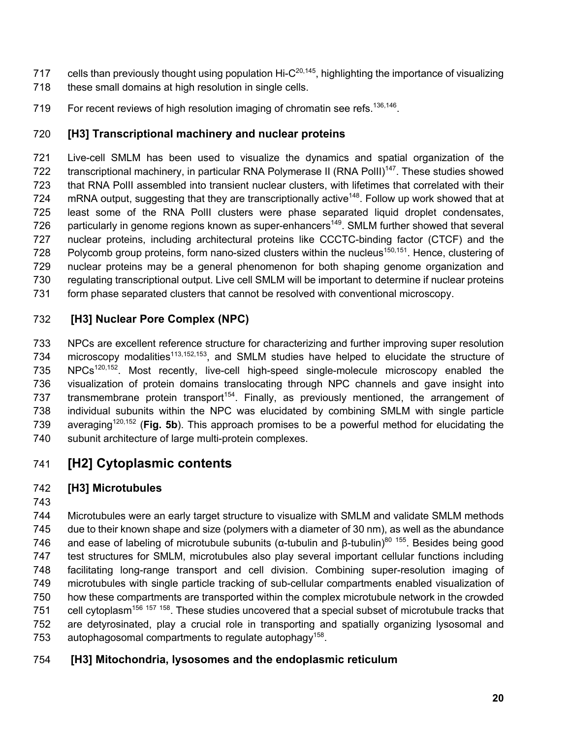cells than previously thought using population Hi-C[20,145], highlighting the importance of visualizing these small domains at high resolution in single cells.

For recent reviews of high resolution imaging of chromatin see refs.[136,146].

### [H3] Transcriptional machinery and nuclear proteins

Live-cell SMLM has been used to visualize the dynamics and spatial organization of the transcriptional machinery, in particular RNA Polymerase II (RNA PolII)[147]. These studies showed that RNA PolII assembled into transient nuclear clusters, with lifetimes that correlated with their mRNA output, suggesting that they are transcriptionally active[148]. Follow up work showed that at least some of the RNA PolII clusters were phase separated liquid droplet condensates, particularly in genome regions known as super-enhancers[149]. SMLM further showed that several nuclear proteins, including architectural proteins like CCCTC-binding factor (CTCF) and the Polycomb group proteins, form nano-sized clusters within the nucleus[150,151]. Hence, clustering of nuclear proteins may be a general phenomenon for both shaping genome organization and regulating transcriptional output. Live cell SMLM will be important to determine if nuclear proteins form phase separated clusters that cannot be resolved with conventional microscopy.

### [H3] Nuclear Pore Complex (NPC)

NPCs are excellent reference structure for characterizing and further improving super resolution microscopy modalities[113,152,153], and SMLM studies have helped to elucidate the structure of NPCs[120,152]. Most recently, live-cell high-speed single-molecule microscopy enabled the visualization of protein domains translocating through NPC channels and gave insight into transmembrane protein transport[154]. Finally, as previously mentioned, the arrangement of individual subunits within the NPC was elucidated by combining SMLM with single particle averaging[120,152] (**Fig. 5b**). This approach promises to be a powerful method for elucidating the subunit architecture of large multi-protein complexes.

## [H2] Cytoplasmic contents

### [H3] Microtubules

Microtubules were an early target structure to visualize with SMLM and validate SMLM methods due to their known shape and size (polymers with a diameter of 30 nm), as well as the abundance and ease of labeling of microtubule subunits (α-tubulin and β-tubulin)[80,155]. Besides being good test structures for SMLM, microtubules also play several important cellular functions including facilitating long-range transport and cell division. Combining super-resolution imaging of microtubules with single particle tracking of sub-cellular compartments enabled visualization of how these compartments are transported within the complex microtubule network in the crowded cell cytoplasm[156,157,158]. These studies uncovered that a special subset of microtubule tracks that are detyrosinated, play a crucial role in transporting and spatially organizing lysosomal and autophagosomal compartments to regulate autophagy[158].

### [H3] Mitochondria, lysosomes and the endoplasmic reticulum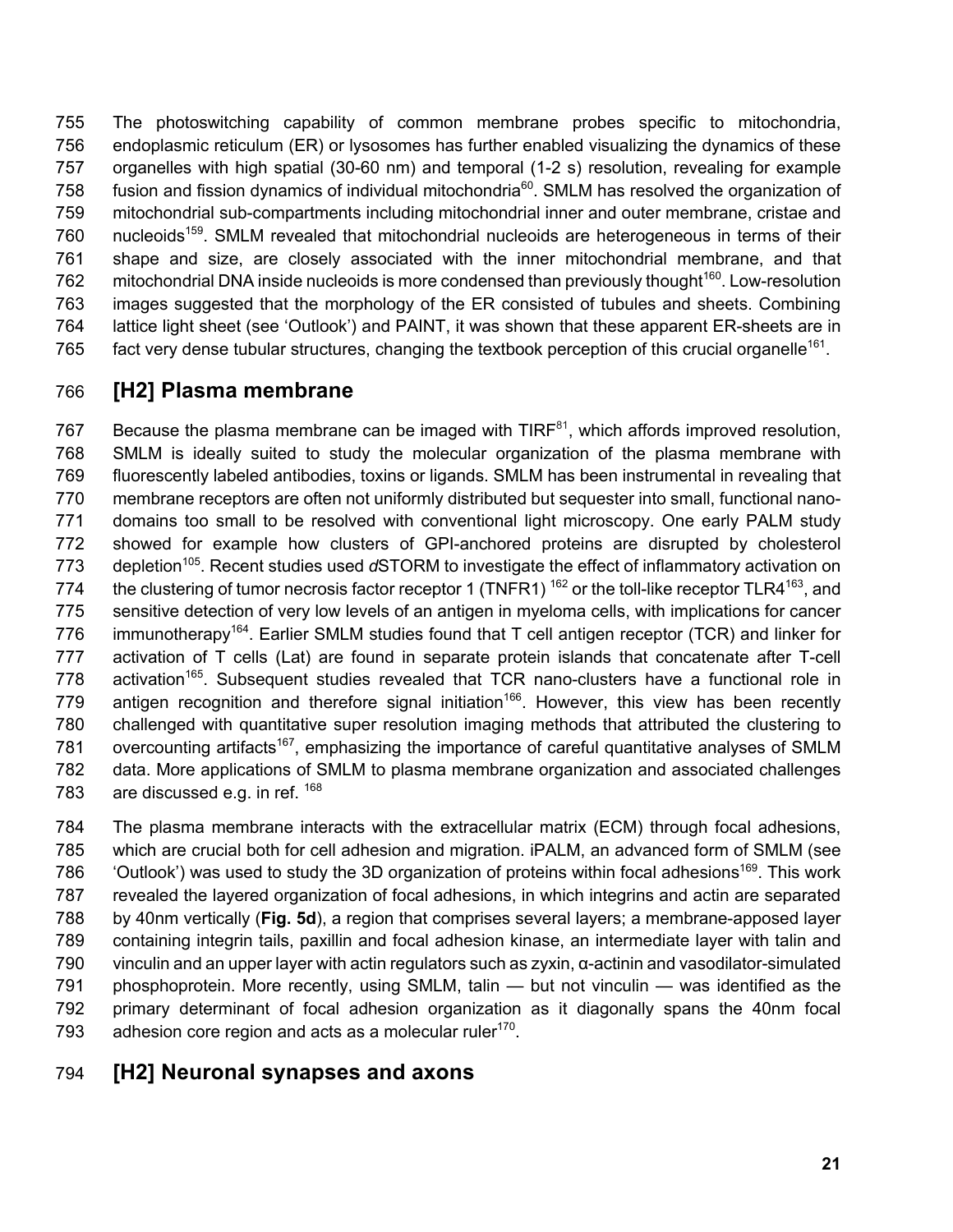The photoswitching capability of common membrane probes specific to mitochondria, endoplasmic reticulum (ER) or lysosomes has further enabled visualizing the dynamics of these organelles with high spatial (30-60 nm) and temporal (1-2 s) resolution, revealing for example fusion and fission dynamics of individual mitochondria[60]. SMLM has resolved the organization of mitochondrial sub-compartments including mitochondrial inner and outer membrane, cristae and nucleoids[159]. SMLM revealed that mitochondrial nucleoids are heterogeneous in terms of their shape and size, are closely associated with the inner mitochondrial membrane, and that mitochondrial DNA inside nucleoids is more condensed than previously thought[160]. Low-resolution images suggested that the morphology of the ER consisted of tubules and sheets. Combining lattice light sheet (see 'Outlook') and PAINT, it was shown that these apparent ER-sheets are in fact very dense tubular structures, changing the textbook perception of this crucial organelle[161].

## [H2] Plasma membrane

Because the plasma membrane can be imaged with TIRF[81], which affords improved resolution, SMLM is ideally suited to study the molecular organization of the plasma membrane with fluorescently labeled antibodies, toxins or ligands. SMLM has been instrumental in revealing that membrane receptors are often not uniformly distributed but sequester into small, functional nano-domains too small to be resolved with conventional light microscopy. One early PALM study showed for example how clusters of GPI-anchored proteins are disrupted by cholesterol depletion[105]. Recent studies used *d*STORM to investigate the effect of inflammatory activation on the clustering of tumor necrosis factor receptor 1 (TNFR1) [162] or the toll-like receptor TLR4[163], and sensitive detection of very low levels of an antigen in myeloma cells, with implications for cancer immunotherapy[164]. Earlier SMLM studies found that T cell antigen receptor (TCR) and linker for activation of T cells (Lat) are found in separate protein islands that concatenate after T-cell activation[165]. Subsequent studies revealed that TCR nano-clusters have a functional role in antigen recognition and therefore signal initiation[166]. However, this view has been recently challenged with quantitative super resolution imaging methods that attributed the clustering to overcounting artifacts[167], emphasizing the importance of careful quantitative analyses of SMLM data. More applications of SMLM to plasma membrane organization and associated challenges are discussed e.g. in ref. [168]

The plasma membrane interacts with the extracellular matrix (ECM) through focal adhesions, which are crucial both for cell adhesion and migration. iPALM, an advanced form of SMLM (see 'Outlook') was used to study the 3D organization of proteins within focal adhesions[169]. This work revealed the layered organization of focal adhesions, in which integrins and actin are separated by 40nm vertically (**Fig. 5d**), a region that comprises several layers; a membrane-apposed layer containing integrin tails, paxillin and focal adhesion kinase, an intermediate layer with talin and vinculin and an upper layer with actin regulators such as zyxin, α-actinin and vasodilator-simulated phosphoprotein. More recently, using SMLM, talin — but not vinculin — was identified as the primary determinant of focal adhesion organization as it diagonally spans the 40nm focal adhesion core region and acts as a molecular ruler[170].

## [H2] Neuronal synapses and axons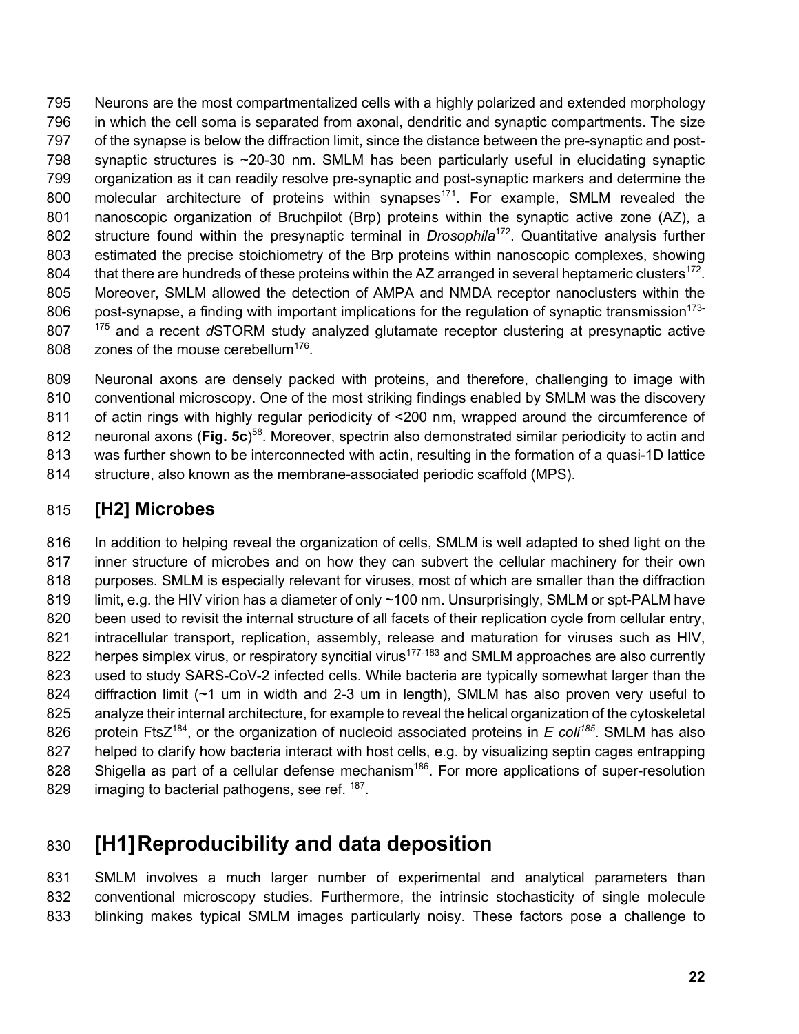Neurons are the most compartmentalized cells with a highly polarized and extended morphology in which the cell soma is separated from axonal, dendritic and synaptic compartments. The size of the synapse is below the diffraction limit, since the distance between the pre-synaptic and post-synaptic structures is ~20-30 nm. SMLM has been particularly useful in elucidating synaptic organization as it can readily resolve pre-synaptic and post-synaptic markers and determine the molecular architecture of proteins within synapses[171]. For example, SMLM revealed the nanoscopic organization of Bruchpilot (Brp) proteins within the synaptic active zone (AZ), a structure found within the presynaptic terminal in *Drosophila*[172]. Quantitative analysis further estimated the precise stoichiometry of the Brp proteins within nanoscopic complexes, showing that there are hundreds of these proteins within the AZ arranged in several heptameric clusters[172]. Moreover, SMLM allowed the detection of AMPA and NMDA receptor nanoclusters within the post-synapse, a finding with important implications for the regulation of synaptic transmission[173-175] and a recent *d*STORM study analyzed glutamate receptor clustering at presynaptic active zones of the mouse cerebellum[176].

Neuronal axons are densely packed with proteins, and therefore, challenging to image with conventional microscopy. One of the most striking findings enabled by SMLM was the discovery of actin rings with highly regular periodicity of <200 nm, wrapped around the circumference of neuronal axons (**Fig. 5c**)[58]. Moreover, spectrin also demonstrated similar periodicity to actin and was further shown to be interconnected with actin, resulting in the formation of a quasi-1D lattice structure, also known as the membrane-associated periodic scaffold (MPS).

## [H2] Microbes

In addition to helping reveal the organization of cells, SMLM is well adapted to shed light on the inner structure of microbes and on how they can subvert the cellular machinery for their own purposes. SMLM is especially relevant for viruses, most of which are smaller than the diffraction limit, e.g. the HIV virion has a diameter of only ~100 nm. Unsurprisingly, SMLM or spt-PALM have been used to revisit the internal structure of all facets of their replication cycle from cellular entry, intracellular transport, replication, assembly, release and maturation for viruses such as HIV, herpes simplex virus, or respiratory syncitial virus[177-183] and SMLM approaches are also currently used to study SARS-CoV-2 infected cells. While bacteria are typically somewhat larger than the diffraction limit (~1 um in width and 2-3 um in length), SMLM has also proven very useful to analyze their internal architecture, for example to reveal the helical organization of the cytoskeletal protein FtsZ[184], or the organization of nucleoid associated proteins in *E coli*[185]. SMLM has also helped to clarify how bacteria interact with host cells, e.g. by visualizing septin cages entrapping Shigella as part of a cellular defense mechanism[186]. For more applications of super-resolution imaging to bacterial pathogens, see ref. [187].

# [H1] Reproducibility and data deposition

SMLM involves a much larger number of experimental and analytical parameters than conventional microscopy studies. Furthermore, the intrinsic stochasticity of single molecule blinking makes typical SMLM images particularly noisy. These factors pose a challenge to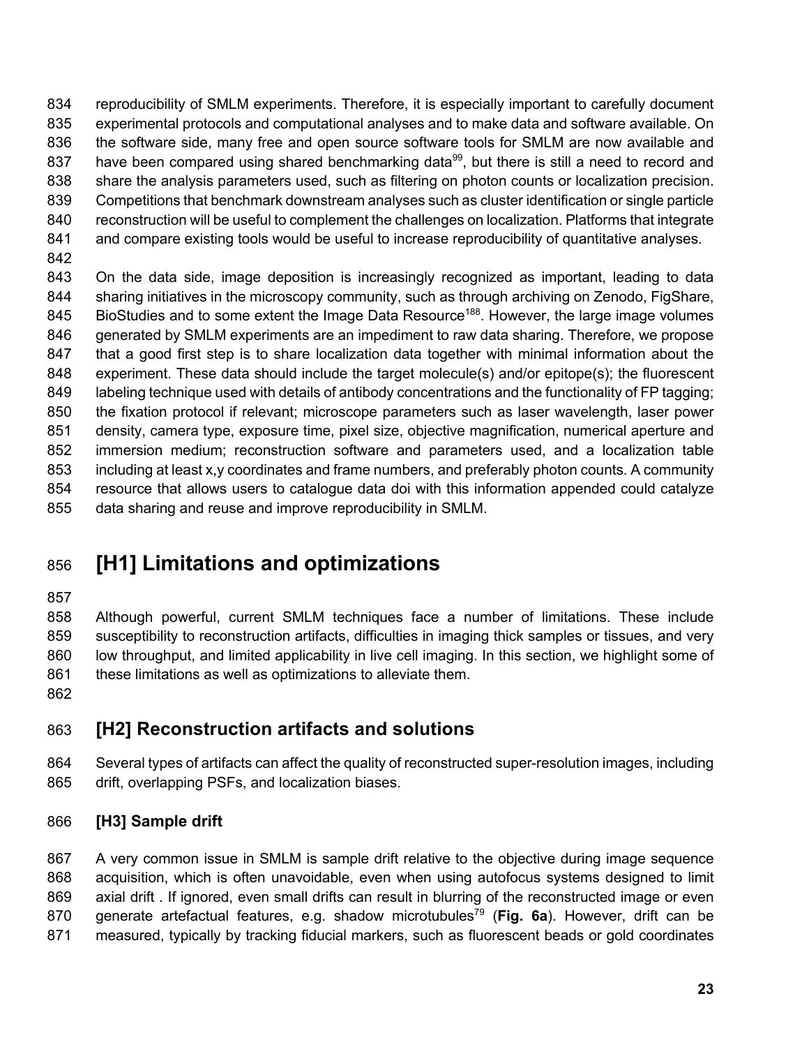reproducibility of SMLM experiments. Therefore, it is especially important to carefully document experimental protocols and computational analyses and to make data and software available. On the software side, many free and open source software tools for SMLM are now available and have been compared using shared benchmarking data[99], but there is still a need to record and share the analysis parameters used, such as filtering on photon counts or localization precision. Competitions that benchmark downstream analyses such as cluster identification or single particle reconstruction will be useful to complement the challenges on localization. Platforms that integrate and compare existing tools would be useful to increase reproducibility of quantitative analyses.

On the data side, image deposition is increasingly recognized as important, leading to data sharing initiatives in the microscopy community, such as through archiving on Zenodo, FigShare, BioStudies and to some extent the Image Data Resource[188]. However, the large image volumes generated by SMLM experiments are an impediment to raw data sharing. Therefore, we propose that a good first step is to share localization data together with minimal information about the experiment. These data should include the target molecule(s) and/or epitope(s); the fluorescent labeling technique used with details of antibody concentrations and the functionality of FP tagging; the fixation protocol if relevant; microscope parameters such as laser wavelength, laser power density, camera type, exposure time, pixel size, objective magnification, numerical aperture and immersion medium; reconstruction software and parameters used, and a localization table including at least x,y coordinates and frame numbers, and preferably photon counts. A community resource that allows users to catalogue data doi with this information appended could catalyze data sharing and reuse and improve reproducibility in SMLM.

# [H1] Limitations and optimizations

Although powerful, current SMLM techniques face a number of limitations. These include susceptibility to reconstruction artifacts, difficulties in imaging thick samples or tissues, and very low throughput, and limited applicability in live cell imaging. In this section, we highlight some of these limitations as well as optimizations to alleviate them.

## [H2] Reconstruction artifacts and solutions

Several types of artifacts can affect the quality of reconstructed super-resolution images, including drift, overlapping PSFs, and localization biases.

### [H3] Sample drift

A very common issue in SMLM is sample drift relative to the objective during image sequence acquisition, which is often unavoidable, even when using autofocus systems designed to limit axial drift . If ignored, even small drifts can result in blurring of the reconstructed image or even generate artefactual features, e.g. shadow microtubules[79] (**Fig. 6a**). However, drift can be measured, typically by tracking fiducial markers, such as fluorescent beads or gold coordinates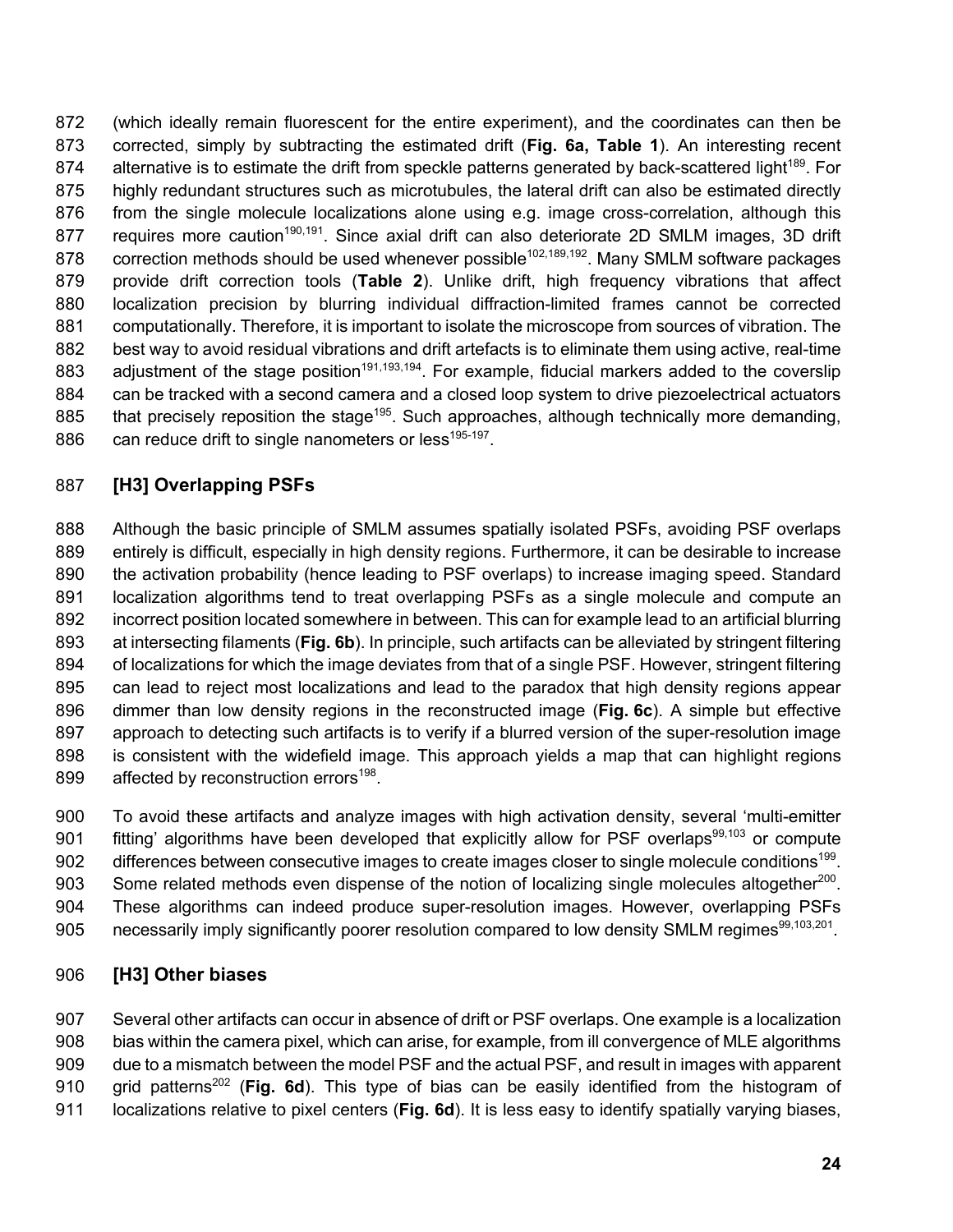(which ideally remain fluorescent for the entire experiment), and the coordinates can then be corrected, simply by subtracting the estimated drift (**Fig. 6a, Table 1**). An interesting recent alternative is to estimate the drift from speckle patterns generated by back-scattered light[189]. For highly redundant structures such as microtubules, the lateral drift can also be estimated directly from the single molecule localizations alone using e.g. image cross-correlation, although this requires more caution[190,191]. Since axial drift can also deteriorate 2D SMLM images, 3D drift correction methods should be used whenever possible[102,189,192]. Many SMLM software packages provide drift correction tools (**Table 2**). Unlike drift, high frequency vibrations that affect localization precision by blurring individual diffraction-limited frames cannot be corrected computationally. Therefore, it is important to isolate the microscope from sources of vibration. The best way to avoid residual vibrations and drift artefacts is to eliminate them using active, real-time adjustment of the stage position[191,193,194]. For example, fiducial markers added to the coverslip can be tracked with a second camera and a closed loop system to drive piezoelectrical actuators that precisely reposition the stage[195]. Such approaches, although technically more demanding, can reduce drift to single nanometers or less[195-197].

### [H3] Overlapping PSFs

Although the basic principle of SMLM assumes spatially isolated PSFs, avoiding PSF overlaps entirely is difficult, especially in high density regions. Furthermore, it can be desirable to increase the activation probability (hence leading to PSF overlaps) to increase imaging speed. Standard localization algorithms tend to treat overlapping PSFs as a single molecule and compute an incorrect position located somewhere in between. This can for example lead to an artificial blurring at intersecting filaments (**Fig. 6b**). In principle, such artifacts can be alleviated by stringent filtering of localizations for which the image deviates from that of a single PSF. However, stringent filtering can lead to reject most localizations and lead to the paradox that high density regions appear dimmer than low density regions in the reconstructed image (**Fig. 6c**). A simple but effective approach to detecting such artifacts is to verify if a blurred version of the super-resolution image is consistent with the widefield image. This approach yields a map that can highlight regions affected by reconstruction errors[198].

To avoid these artifacts and analyze images with high activation density, several 'multi-emitter fitting' algorithms have been developed that explicitly allow for PSF overlaps[99,103] or compute differences between consecutive images to create images closer to single molecule conditions[199]. Some related methods even dispense of the notion of localizing single molecules altogether[200]. These algorithms can indeed produce super-resolution images. However, overlapping PSFs necessarily imply significantly poorer resolution compared to low density SMLM regimes[99,103,201].

### [H3] Other biases

Several other artifacts can occur in absence of drift or PSF overlaps. One example is a localization bias within the camera pixel, which can arise, for example, from ill convergence of MLE algorithms due to a mismatch between the model PSF and the actual PSF, and result in images with apparent grid patterns[202] (**Fig. 6d**). This type of bias can be easily identified from the histogram of localizations relative to pixel centers (**Fig. 6d**). It is less easy to identify spatially varying biases,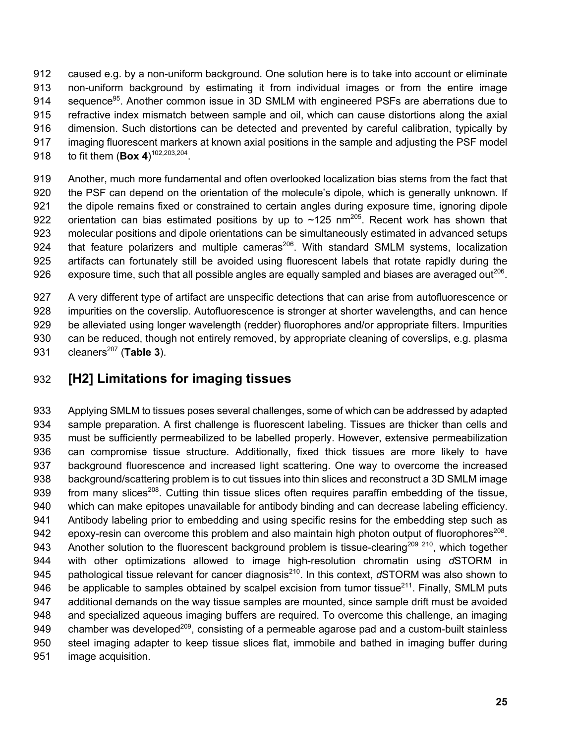caused e.g. by a non-uniform background. One solution here is to take into account or eliminate non-uniform background by estimating it from individual images or from the entire image sequence[95]. Another common issue in 3D SMLM with engineered PSFs are aberrations due to refractive index mismatch between sample and oil, which can cause distortions along the axial dimension. Such distortions can be detected and prevented by careful calibration, typically by imaging fluorescent markers at known axial positions in the sample and adjusting the PSF model to fit them (**Box 4**)[102,203,204].

Another, much more fundamental and often overlooked localization bias stems from the fact that the PSF can depend on the orientation of the molecule's dipole, which is generally unknown. If the dipole remains fixed or constrained to certain angles during exposure time, ignoring dipole orientation can bias estimated positions by up to ~125 nm[205]. Recent work has shown that molecular positions and dipole orientations can be simultaneously estimated in advanced setups that feature polarizers and multiple cameras[206]. With standard SMLM systems, localization artifacts can fortunately still be avoided using fluorescent labels that rotate rapidly during the exposure time, such that all possible angles are equally sampled and biases are averaged out[206].

A very different type of artifact are unspecific detections that can arise from autofluorescence or impurities on the coverslip. Autofluorescence is stronger at shorter wavelengths, and can hence be alleviated using longer wavelength (redder) fluorophores and/or appropriate filters. Impurities can be reduced, though not entirely removed, by appropriate cleaning of coverslips, e.g. plasma cleaners[207] (**Table 3**).

## [H2] Limitations for imaging tissues

Applying SMLM to tissues poses several challenges, some of which can be addressed by adapted sample preparation. A first challenge is fluorescent labeling. Tissues are thicker than cells and must be sufficiently permeabilized to be labelled properly. However, extensive permeabilization can compromise tissue structure. Additionally, fixed thick tissues are more likely to have background fluorescence and increased light scattering. One way to overcome the increased background/scattering problem is to cut tissues into thin slices and reconstruct a 3D SMLM image from many slices[208]. Cutting thin tissue slices often requires paraffin embedding of the tissue, which can make epitopes unavailable for antibody binding and can decrease labeling efficiency. Antibody labeling prior to embedding and using specific resins for the embedding step such as epoxy-resin can overcome this problem and also maintain high photon output of fluorophores[208]. Another solution to the fluorescent background problem is tissue-clearing[209,210], which together with other optimizations allowed to image high-resolution chromatin using *d*STORM in pathological tissue relevant for cancer diagnosis[210]. In this context, *d*STORM was also shown to be applicable to samples obtained by scalpel excision from tumor tissue[211]. Finally, SMLM puts additional demands on the way tissue samples are mounted, since sample drift must be avoided and specialized aqueous imaging buffers are required. To overcome this challenge, an imaging chamber was developed[209], consisting of a permeable agarose pad and a custom-built stainless steel imaging adapter to keep tissue slices flat, immobile and bathed in imaging buffer during image acquisition.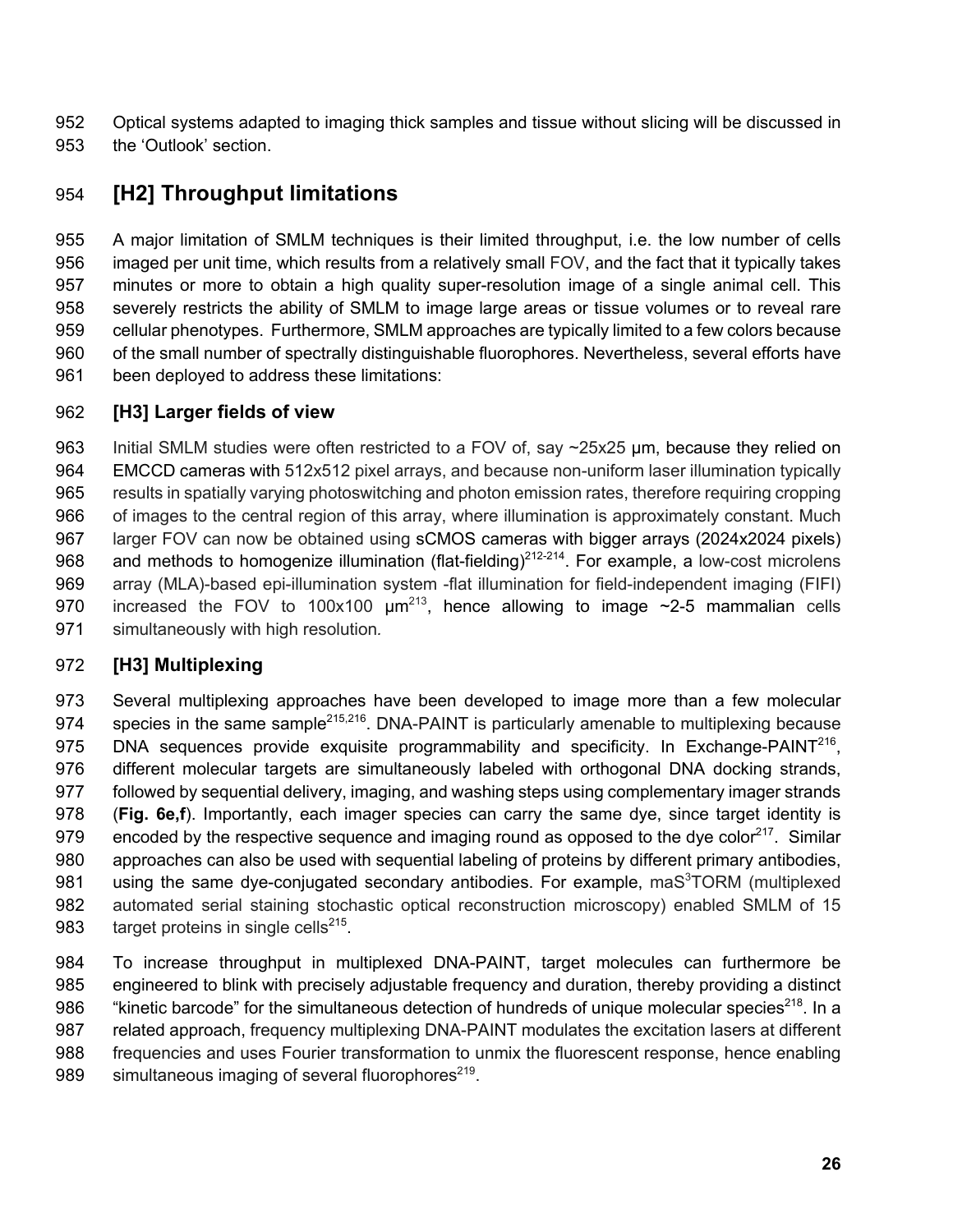Optical systems adapted to imaging thick samples and tissue without slicing will be discussed in the 'Outlook' section.

## [H2] Throughput limitations

A major limitation of SMLM techniques is their limited throughput, i.e. the low number of cells imaged per unit time, which results from a relatively small FOV, and the fact that it typically takes minutes or more to obtain a high quality super-resolution image of a single animal cell. This severely restricts the ability of SMLM to image large areas or tissue volumes or to reveal rare cellular phenotypes. Furthermore, SMLM approaches are typically limited to a few colors because of the small number of spectrally distinguishable fluorophores. Nevertheless, several efforts have been deployed to address these limitations:

### [H3] Larger fields of view

Initial SMLM studies were often restricted to a FOV of, say ~25x25 µm, because they relied on EMCCD cameras with 512x512 pixel arrays, and because non-uniform laser illumination typically results in spatially varying photoswitching and photon emission rates, therefore requiring cropping of images to the central region of this array, where illumination is approximately constant. Much larger FOV can now be obtained using sCMOS cameras with bigger arrays (2024x2024 pixels) and methods to homogenize illumination (flat-fielding)[212-214]. For example, a low-cost microlens array (MLA)-based epi-illumination system -flat illumination for field-independent imaging (FIFI) increased the FOV to 100x100 µm[213], hence allowing to image ~2-5 mammalian cells simultaneously with high resolution.

### [H3] Multiplexing

Several multiplexing approaches have been developed to image more than a few molecular species in the same sample[215,216]. DNA-PAINT is particularly amenable to multiplexing because DNA sequences provide exquisite programmability and specificity. In Exchange-PAINT[216], different molecular targets are simultaneously labeled with orthogonal DNA docking strands, followed by sequential delivery, imaging, and washing steps using complementary imager strands (**Fig. 6e,f**). Importantly, each imager species can carry the same dye, since target identity is encoded by the respective sequence and imaging round as opposed to the dye color[217]. Similar approaches can also be used with sequential labeling of proteins by different primary antibodies, using the same dye-conjugated secondary antibodies. For example, maS$^3$TORM (multiplexed automated serial staining stochastic optical reconstruction microscopy) enabled SMLM of 15 target proteins in single cells[215].

To increase throughput in multiplexed DNA-PAINT, target molecules can furthermore be engineered to blink with precisely adjustable frequency and duration, thereby providing a distinct "kinetic barcode" for the simultaneous detection of hundreds of unique molecular species[218]. In a related approach, frequency multiplexing DNA-PAINT modulates the excitation lasers at different frequencies and uses Fourier transformation to unmix the fluorescent response, hence enabling simultaneous imaging of several fluorophores[219].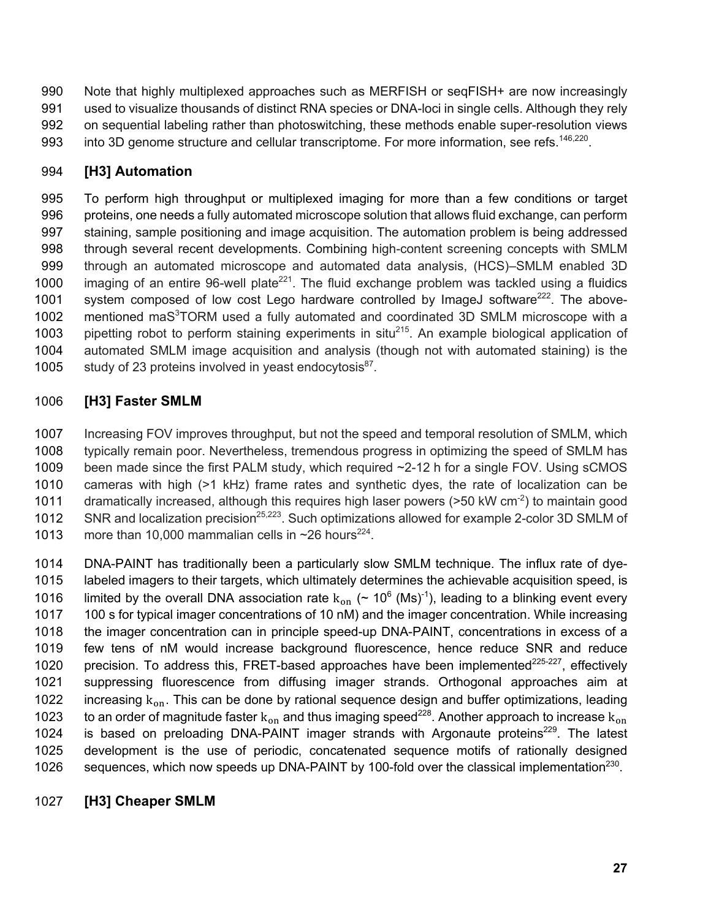Note that highly multiplexed approaches such as MERFISH or seqFISH+ are now increasingly used to visualize thousands of distinct RNA species or DNA-loci in single cells. Although they rely on sequential labeling rather than photoswitching, these methods enable super-resolution views into 3D genome structure and cellular transcriptome. For more information, see refs.[146,220].

### [H3] Automation

To perform high throughput or multiplexed imaging for more than a few conditions or target proteins, one needs a fully automated microscope solution that allows fluid exchange, can perform staining, sample positioning and image acquisition. The automation problem is being addressed through several recent developments. Combining high-content screening concepts with SMLM through an automated microscope and automated data analysis, (HCS)–SMLM enabled 3D imaging of an entire 96-well plate[221]. The fluid exchange problem was tackled using a fluidics system composed of low cost Lego hardware controlled by ImageJ software[222]. The above-mentioned maS$^3$TORM used a fully automated and coordinated 3D SMLM microscope with a pipetting robot to perform staining experiments in situ[215]. An example biological application of automated SMLM image acquisition and analysis (though not with automated staining) is the study of 23 proteins involved in yeast endocytosis[87].

### [H3] Faster SMLM

Increasing FOV improves throughput, but not the speed and temporal resolution of SMLM, which typically remain poor. Nevertheless, tremendous progress in optimizing the speed of SMLM has been made since the first PALM study, which required ~2-12 h for a single FOV. Using sCMOS cameras with high (>1 kHz) frame rates and synthetic dyes, the rate of localization can be dramatically increased, although this requires high laser powers (>50 kW cm$^{-2}$) to maintain good SNR and localization precision[25,223]. Such optimizations allowed for example 2-color 3D SMLM of more than 10,000 mammalian cells in ~26 hours[224].

DNA-PAINT has traditionally been a particularly slow SMLM technique. The influx rate of dye-labeled imagers to their targets, which ultimately determines the achievable acquisition speed, is limited by the overall DNA association rate $\mathrm{k_{on}}$ (~ $10^6$ (Ms)$^{-1}$), leading to a blinking event every 100 s for typical imager concentrations of 10 nM) and the imager concentration. While increasing the imager concentration can in principle speed-up DNA-PAINT, concentrations in excess of a few tens of nM would increase background fluorescence, hence reduce SNR and reduce precision. To address this, FRET-based approaches have been implemented[225-227], effectively suppressing fluorescence from diffusing imager strands. Orthogonal approaches aim at increasing $\mathrm{k_{on}}$. This can be done by rational sequence design and buffer optimizations, leading to an order of magnitude faster $\mathrm{k_{on}}$ and thus imaging speed[228]. Another approach to increase $\mathrm{k_{on}}$ is based on preloading DNA-PAINT imager strands with Argonaute proteins[229]. The latest development is the use of periodic, concatenated sequence motifs of rationally designed sequences, which now speeds up DNA-PAINT by 100-fold over the classical implementation[230].

### [H3] Cheaper SMLM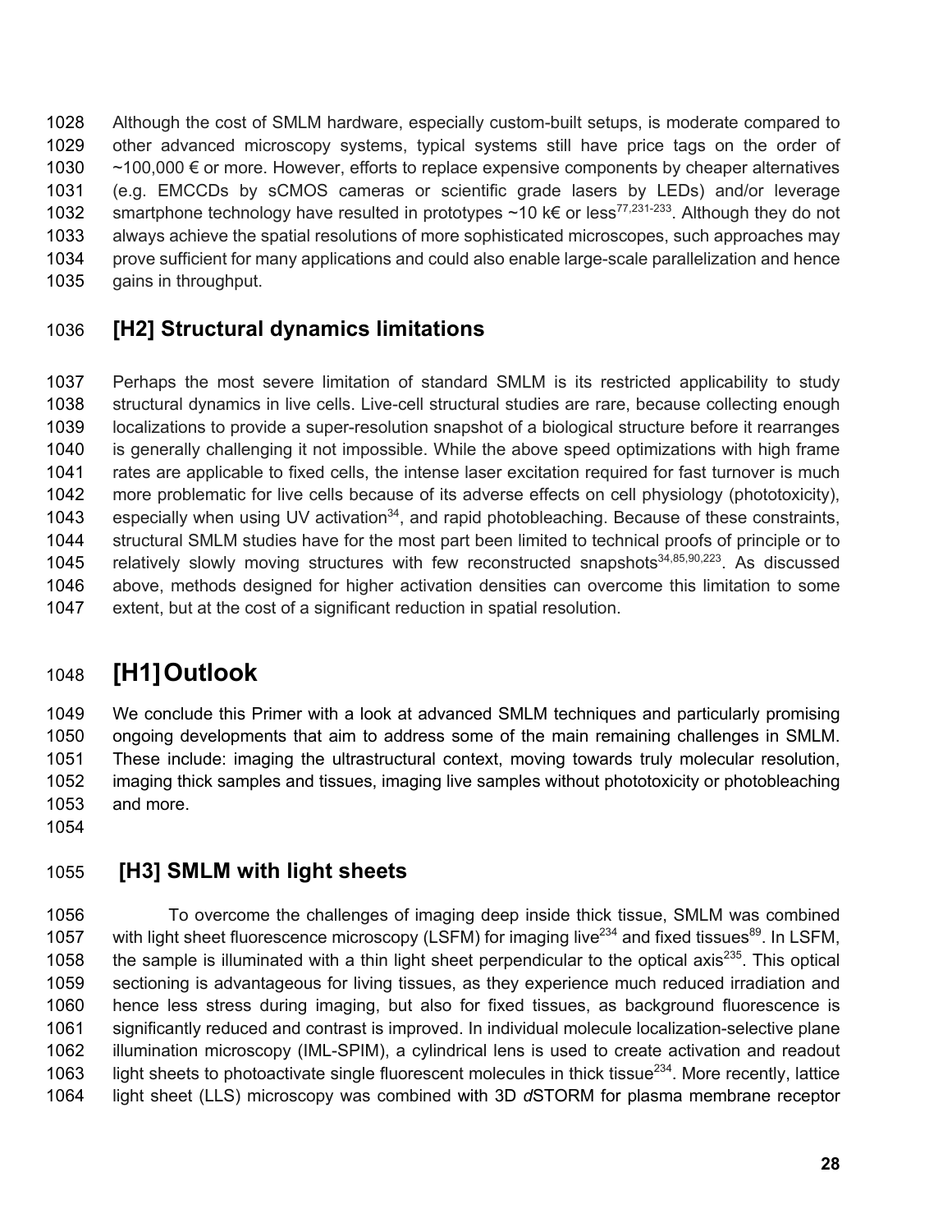Although the cost of SMLM hardware, especially custom-built setups, is moderate compared to other advanced microscopy systems, typical systems still have price tags on the order of ~100,000 € or more. However, efforts to replace expensive components by cheaper alternatives (e.g. EMCCDs by sCMOS cameras or scientific grade lasers by LEDs) and/or leverage smartphone technology have resulted in prototypes ~10 k€ or less[77,231-233]. Although they do not always achieve the spatial resolutions of more sophisticated microscopes, such approaches may prove sufficient for many applications and could also enable large-scale parallelization and hence gains in throughput.

## [H2] Structural dynamics limitations

Perhaps the most severe limitation of standard SMLM is its restricted applicability to study structural dynamics in live cells. Live-cell structural studies are rare, because collecting enough localizations to provide a super-resolution snapshot of a biological structure before it rearranges is generally challenging it not impossible. While the above speed optimizations with high frame rates are applicable to fixed cells, the intense laser excitation required for fast turnover is much more problematic for live cells because of its adverse effects on cell physiology (phototoxicity), especially when using UV activation[34], and rapid photobleaching. Because of these constraints, structural SMLM studies have for the most part been limited to technical proofs of principle or to relatively slowly moving structures with few reconstructed snapshots[34,85,90,223]. As discussed above, methods designed for higher activation densities can overcome this limitation to some extent, but at the cost of a significant reduction in spatial resolution.

# [H1] Outlook

We conclude this Primer with a look at advanced SMLM techniques and particularly promising ongoing developments that aim to address some of the main remaining challenges in SMLM. These include: imaging the ultrastructural context, moving towards truly molecular resolution, imaging thick samples and tissues, imaging live samples without phototoxicity or photobleaching and more.

### [H3] SMLM with light sheets

To overcome the challenges of imaging deep inside thick tissue, SMLM was combined with light sheet fluorescence microscopy (LSFM) for imaging live[234] and fixed tissues[89]. In LSFM, the sample is illuminated with a thin light sheet perpendicular to the optical axis[235]. This optical sectioning is advantageous for living tissues, as they experience much reduced irradiation and hence less stress during imaging, but also for fixed tissues, as background fluorescence is significantly reduced and contrast is improved. In individual molecule localization-selective plane illumination microscopy (IML-SPIM), a cylindrical lens is used to create activation and readout light sheets to photoactivate single fluorescent molecules in thick tissue[234]. More recently, lattice light sheet (LLS) microscopy was combined with 3D *d*STORM for plasma membrane receptor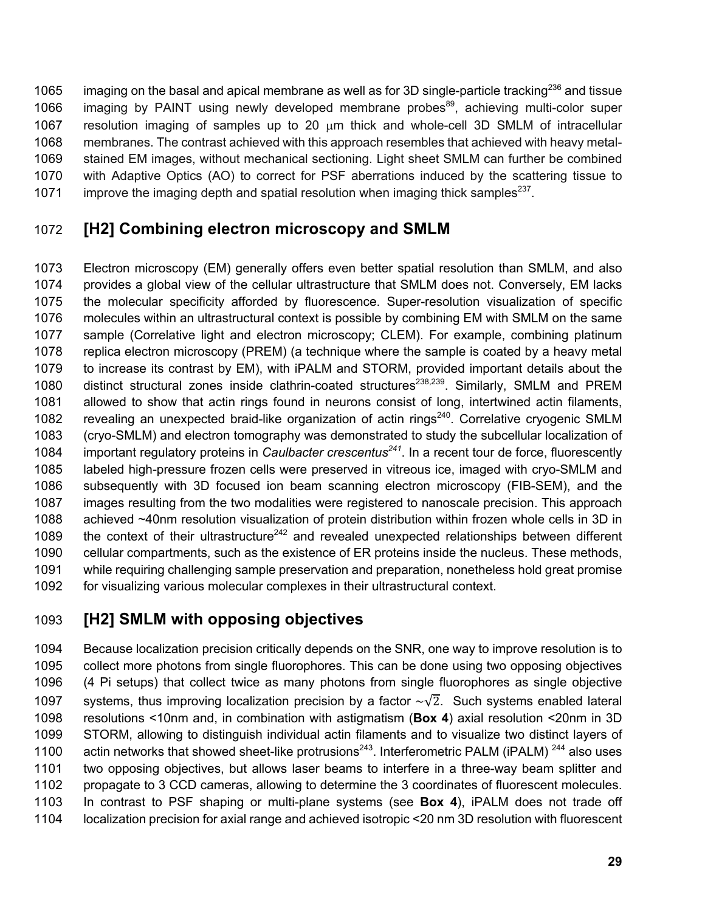imaging on the basal and apical membrane as well as for 3D single-particle tracking[236] and tissue imaging by PAINT using newly developed membrane probes[89], achieving multi-color super resolution imaging of samples up to 20 μm thick and whole-cell 3D SMLM of intracellular membranes. The contrast achieved with this approach resembles that achieved with heavy metal-stained EM images, without mechanical sectioning. Light sheet SMLM can further be combined with Adaptive Optics (AO) to correct for PSF aberrations induced by the scattering tissue to improve the imaging depth and spatial resolution when imaging thick samples[237].

## [H2] Combining electron microscopy and SMLM

Electron microscopy (EM) generally offers even better spatial resolution than SMLM, and also provides a global view of the cellular ultrastructure that SMLM does not. Conversely, EM lacks the molecular specificity afforded by fluorescence. Super-resolution visualization of specific molecules within an ultrastructural context is possible by combining EM with SMLM on the same sample (Correlative light and electron microscopy; CLEM). For example, combining platinum replica electron microscopy (PREM) (a technique where the sample is coated by a heavy metal to increase its contrast by EM), with iPALM and STORM, provided important details about the distinct structural zones inside clathrin-coated structures[238,239]. Similarly, SMLM and PREM allowed to show that actin rings found in neurons consist of long, intertwined actin filaments, revealing an unexpected braid-like organization of actin rings[240]. Correlative cryogenic SMLM (cryo-SMLM) and electron tomography was demonstrated to study the subcellular localization of important regulatory proteins in *Caulbacter crescentus*[241]. In a recent tour de force, fluorescently labeled high-pressure frozen cells were preserved in vitreous ice, imaged with cryo-SMLM and subsequently with 3D focused ion beam scanning electron microscopy (FIB-SEM), and the images resulting from the two modalities were registered to nanoscale precision. This approach achieved ~40nm resolution visualization of protein distribution within frozen whole cells in 3D in the context of their ultrastructure[242] and revealed unexpected relationships between different cellular compartments, such as the existence of ER proteins inside the nucleus. These methods, while requiring challenging sample preservation and preparation, nonetheless hold great promise for visualizing various molecular complexes in their ultrastructural context.

## [H2] SMLM with opposing objectives

Because localization precision critically depends on the SNR, one way to improve resolution is to collect more photons from single fluorophores. This can be done using two opposing objectives (4 Pi setups) that collect twice as many photons from single fluorophores as single objective systems, thus improving localization precision by a factor $\sim\sqrt{2}$. Such systems enabled lateral resolutions <10nm and, in combination with astigmatism (**Box 4**) axial resolution <20nm in 3D STORM, allowing to distinguish individual actin filaments and to visualize two distinct layers of actin networks that showed sheet-like protrusions[243]. Interferometric PALM (iPALM) [244] also uses two opposing objectives, but allows laser beams to interfere in a three-way beam splitter and propagate to 3 CCD cameras, allowing to determine the 3 coordinates of fluorescent molecules. In contrast to PSF shaping or multi-plane systems (see **Box 4**), iPALM does not trade off localization precision for axial range and achieved isotropic <20 nm 3D resolution with fluorescent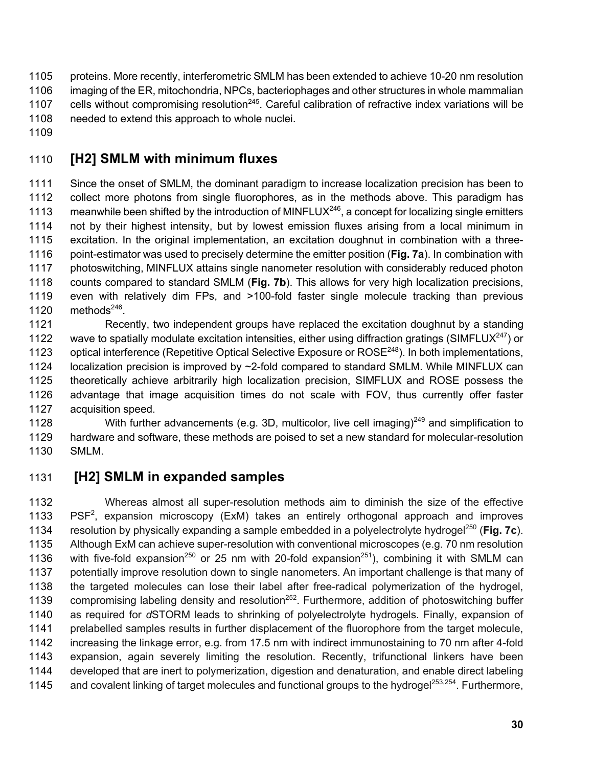proteins. More recently, interferometric SMLM has been extended to achieve 10-20 nm resolution imaging of the ER, mitochondria, NPCs, bacteriophages and other structures in whole mammalian cells without compromising resolution[245]. Careful calibration of refractive index variations will be needed to extend this approach to whole nuclei.

## [H2] SMLM with minimum fluxes

Since the onset of SMLM, the dominant paradigm to increase localization precision has been to collect more photons from single fluorophores, as in the methods above. This paradigm has meanwhile been shifted by the introduction of MINFLUX[246], a concept for localizing single emitters not by their highest intensity, but by lowest emission fluxes arising from a local minimum in excitation. In the original implementation, an excitation doughnut in combination with a three-point-estimator was used to precisely determine the emitter position (**Fig. 7a**). In combination with photoswitching, MINFLUX attains single nanometer resolution with considerably reduced photon counts compared to standard SMLM (**Fig. 7b**). This allows for very high localization precisions, even with relatively dim FPs, and >100-fold faster single molecule tracking than previous methods[246].

Recently, two independent groups have replaced the excitation doughnut by a standing wave to spatially modulate excitation intensities, either using diffraction gratings (SIMFLUX[247]) or optical interference (Repetitive Optical Selective Exposure or ROSE[248]). In both implementations, localization precision is improved by ~2-fold compared to standard SMLM. While MINFLUX can theoretically achieve arbitrarily high localization precision, SIMFLUX and ROSE possess the advantage that image acquisition times do not scale with FOV, thus currently offer faster acquisition speed.

With further advancements (e.g. 3D, multicolor, live cell imaging)[249] and simplification to hardware and software, these methods are poised to set a new standard for molecular-resolution SMLM.

## [H2] SMLM in expanded samples

Whereas almost all super-resolution methods aim to diminish the size of the effective PSF[2], expansion microscopy (ExM) takes an entirely orthogonal approach and improves resolution by physically expanding a sample embedded in a polyelectrolyte hydrogel[250] (**Fig. 7c**). Although ExM can achieve super-resolution with conventional microscopes (e.g. 70 nm resolution with five-fold expansion[250] or 25 nm with 20-fold expansion[251]), combining it with SMLM can potentially improve resolution down to single nanometers. An important challenge is that many of the targeted molecules can lose their label after free-radical polymerization of the hydrogel, compromising labeling density and resolution[252]. Furthermore, addition of photoswitching buffer as required for *d*STORM leads to shrinking of polyelectrolyte hydrogels. Finally, expansion of prelabelled samples results in further displacement of the fluorophore from the target molecule, increasing the linkage error, e.g. from 17.5 nm with indirect immunostaining to 70 nm after 4-fold expansion, again severely limiting the resolution. Recently, trifunctional linkers have been developed that are inert to polymerization, digestion and denaturation, and enable direct labeling and covalent linking of target molecules and functional groups to the hydrogel[253,254]. Furthermore,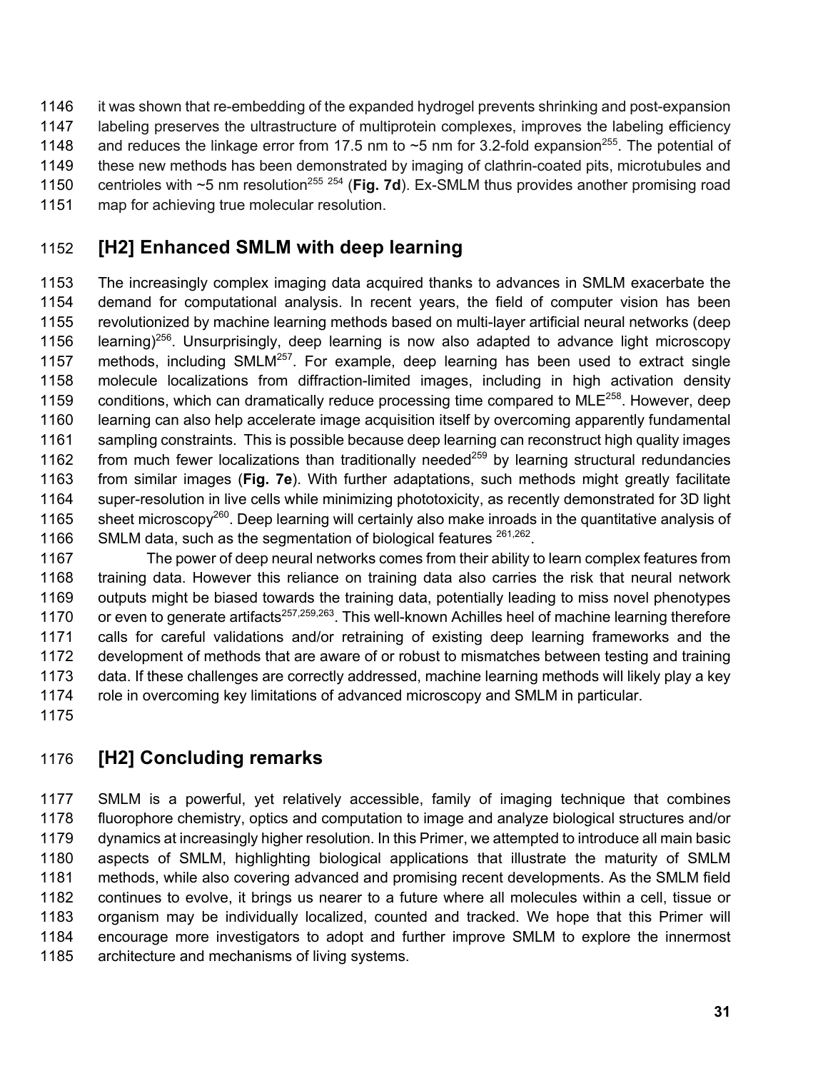it was shown that re-embedding of the expanded hydrogel prevents shrinking and post-expansion labeling preserves the ultrastructure of multiprotein complexes, improves the labeling efficiency and reduces the linkage error from 17.5 nm to ~5 nm for 3.2-fold expansion[255]. The potential of these new methods has been demonstrated by imaging of clathrin-coated pits, microtubules and centrioles with ~5 nm resolution[255 254] (**Fig. 7d**). Ex-SMLM thus provides another promising road map for achieving true molecular resolution.

## [H2] Enhanced SMLM with deep learning

The increasingly complex imaging data acquired thanks to advances in SMLM exacerbate the demand for computational analysis. In recent years, the field of computer vision has been revolutionized by machine learning methods based on multi-layer artificial neural networks (deep learning)[256]. Unsurprisingly, deep learning is now also adapted to advance light microscopy methods, including SMLM[257]. For example, deep learning has been used to extract single molecule localizations from diffraction-limited images, including in high activation density conditions, which can dramatically reduce processing time compared to MLE[258]. However, deep learning can also help accelerate image acquisition itself by overcoming apparently fundamental sampling constraints. This is possible because deep learning can reconstruct high quality images from much fewer localizations than traditionally needed[259] by learning structural redundancies from similar images (**Fig. 7e**). With further adaptations, such methods might greatly facilitate super-resolution in live cells while minimizing phototoxicity, as recently demonstrated for 3D light sheet microscopy[260]. Deep learning will certainly also make inroads in the quantitative analysis of SMLM data, such as the segmentation of biological features [261,262].

The power of deep neural networks comes from their ability to learn complex features from training data. However this reliance on training data also carries the risk that neural network outputs might be biased towards the training data, potentially leading to miss novel phenotypes or even to generate artifacts[257,259,263]. This well-known Achilles heel of machine learning therefore calls for careful validations and/or retraining of existing deep learning frameworks and the development of methods that are aware of or robust to mismatches between testing and training data. If these challenges are correctly addressed, machine learning methods will likely play a key role in overcoming key limitations of advanced microscopy and SMLM in particular.

## [H2] Concluding remarks

SMLM is a powerful, yet relatively accessible, family of imaging technique that combines fluorophore chemistry, optics and computation to image and analyze biological structures and/or dynamics at increasingly higher resolution. In this Primer, we attempted to introduce all main basic aspects of SMLM, highlighting biological applications that illustrate the maturity of SMLM methods, while also covering advanced and promising recent developments. As the SMLM field continues to evolve, it brings us nearer to a future where all molecules within a cell, tissue or organism may be individually localized, counted and tracked. We hope that this Primer will encourage more investigators to adopt and further improve SMLM to explore the innermost architecture and mechanisms of living systems.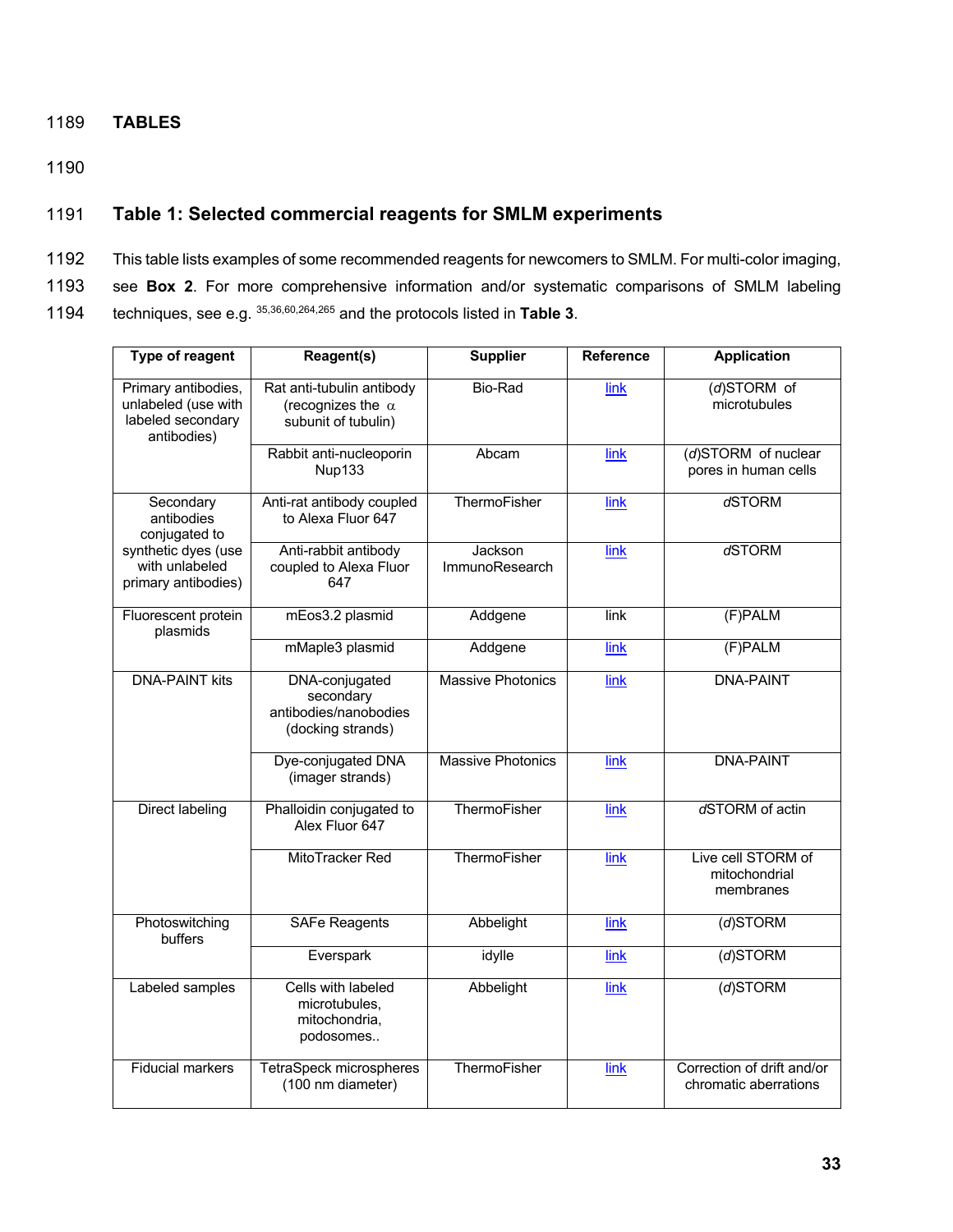# TABLES

## Table 1: Selected commercial reagents for SMLM experiments

This table lists examples of some recommended reagents for newcomers to SMLM. For multi-color imaging, see **Box 2**. For more comprehensive information and/or systematic comparisons of SMLM labeling techniques, see e.g. [35,36,60,264,265] and the protocols listed in **Table 3**.

| Type of reagent | Reagent(s) | Supplier | Reference | Application |
|---|---|---|---|---|
| Primary antibodies, unlabeled (use with labeled secondary antibodies) | Rat anti-tubulin antibody (recognizes the α subunit of tubulin) | Bio-Rad | link | (*d*)STORM of microtubules |
| | Rabbit anti-nucleoporin Nup133 | Abcam | link | (*d*)STORM of nuclear pores in human cells |
| Secondary antibodies conjugated to synthetic dyes (use with unlabeled primary antibodies) | Anti-rat antibody coupled to Alexa Fluor 647 | ThermoFisher | link | *d*STORM |
| | Anti-rabbit antibody coupled to Alexa Fluor 647 | Jackson ImmunoResearch | link | *d*STORM |
| Fluorescent protein plasmids | mEos3.2 plasmid | Addgene | link | (F)PALM |
| | mMaple3 plasmid | Addgene | link | (F)PALM |
| DNA-PAINT kits | DNA-conjugated secondary antibodies/nanobodies (docking strands) | Massive Photonics | link | DNA-PAINT |
| | Dye-conjugated DNA (imager strands) | Massive Photonics | link | DNA-PAINT |
| Direct labeling | Phalloidin conjugated to Alex Fluor 647 | ThermoFisher | link | *d*STORM of actin |
| | MitoTracker Red | ThermoFisher | link | Live cell STORM of mitochondrial membranes |
| Photoswitching buffers | SAFe Reagents | Abbelight | link | (*d*)STORM |
| | Everspark | idylle | link | (*d*)STORM |
| Labeled samples | Cells with labeled microtubules, mitochondria, podosomes.. | Abbelight | link | (*d*)STORM |
| Fiducial markers | TetraSpeck microspheres (100 nm diameter) | ThermoFisher | link | Correction of drift and/or chromatic aberrations |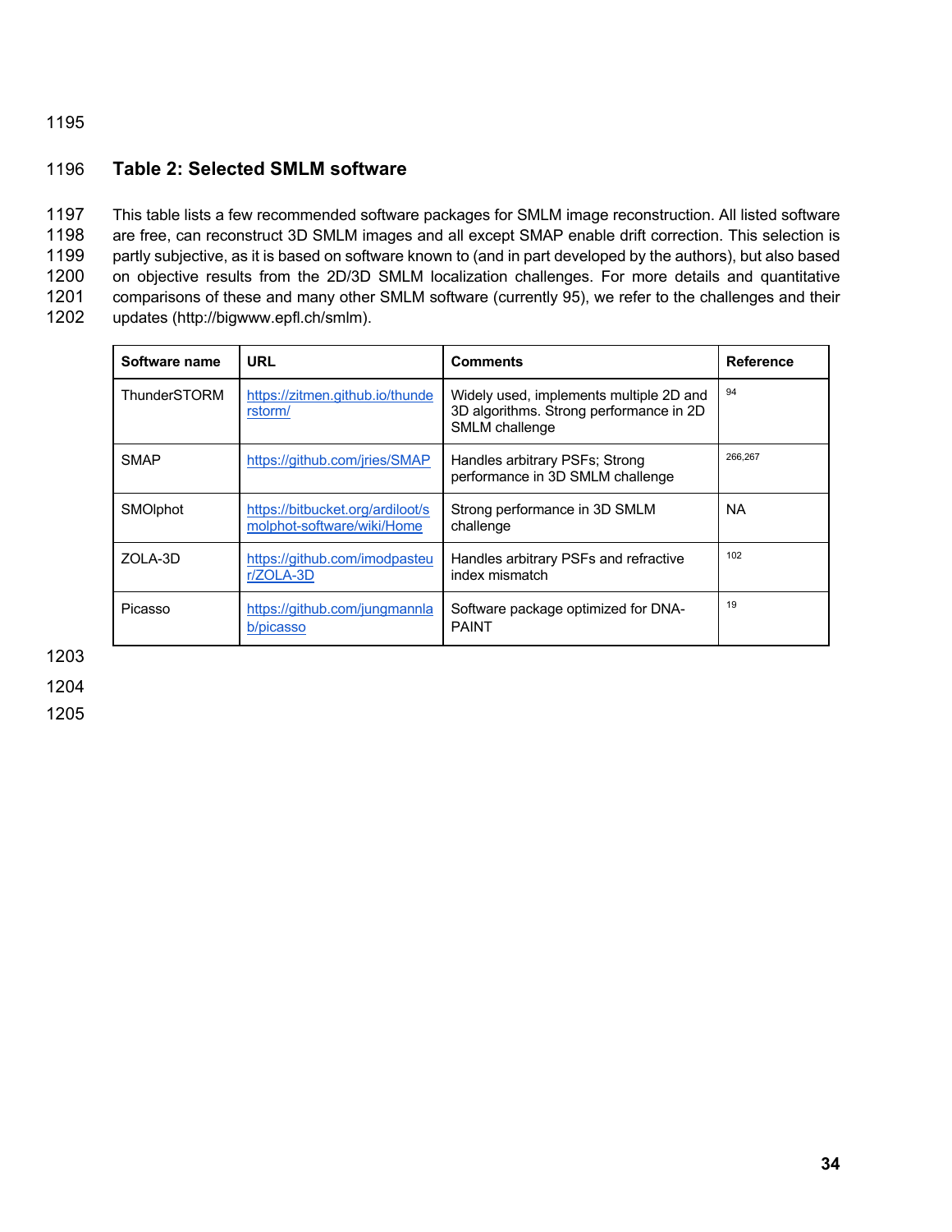## Table 2: Selected SMLM software

This table lists a few recommended software packages for SMLM image reconstruction. All listed software are free, can reconstruct 3D SMLM images and all except SMAP enable drift correction. This selection is partly subjective, as it is based on software known to (and in part developed by the authors), but also based on objective results from the 2D/3D SMLM localization challenges. For more details and quantitative comparisons of these and many other SMLM software (currently 95), we refer to the challenges and their updates (http://bigwww.epfl.ch/smlm).

| Software name | URL | Comments | Reference |
|---|---|---|---|
| ThunderSTORM | https://zitmen.github.io/thunderstorm/ | Widely used, implements multiple 2D and 3D algorithms. Strong performance in 2D SMLM challenge | 94 |
| SMAP | https://github.com/jries/SMAP | Handles arbitrary PSFs; Strong performance in 3D SMLM challenge | 266,267 |
| SMOlphot | https://bitbucket.org/ardiloot/smolphot-software/wiki/Home | Strong performance in 3D SMLM challenge | NA |
| ZOLA-3D | https://github.com/imodpasteur/ZOLA-3D | Handles arbitrary PSFs and refractive index mismatch | 102 |
| Picasso | https://github.com/jungmannlab/picasso | Software package optimized for DNA-PAINT | 19 |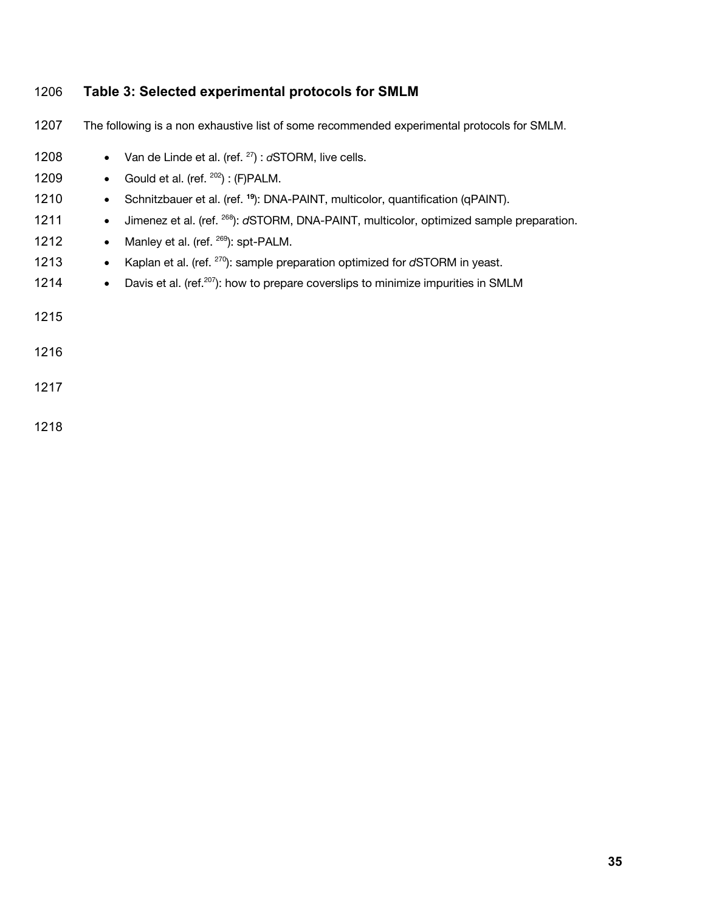## Table 3: Selected experimental protocols for SMLM

The following is a non exhaustive list of some recommended experimental protocols for SMLM.

- Van de Linde et al. (ref. [27]) : *d*STORM, live cells.
- Gould et al. (ref. [202]) : (F)PALM.
- Schnitzbauer et al. (ref. [19]): DNA-PAINT, multicolor, quantification (qPAINT).
- Jimenez et al. (ref. [268]): *d*STORM, DNA-PAINT, multicolor, optimized sample preparation.
- Manley et al. (ref. [269]): spt-PALM.
- Kaplan et al. (ref. [270]): sample preparation optimized for *d*STORM in yeast.
- Davis et al. (ref.[207]): how to prepare coverslips to minimize impurities in SMLM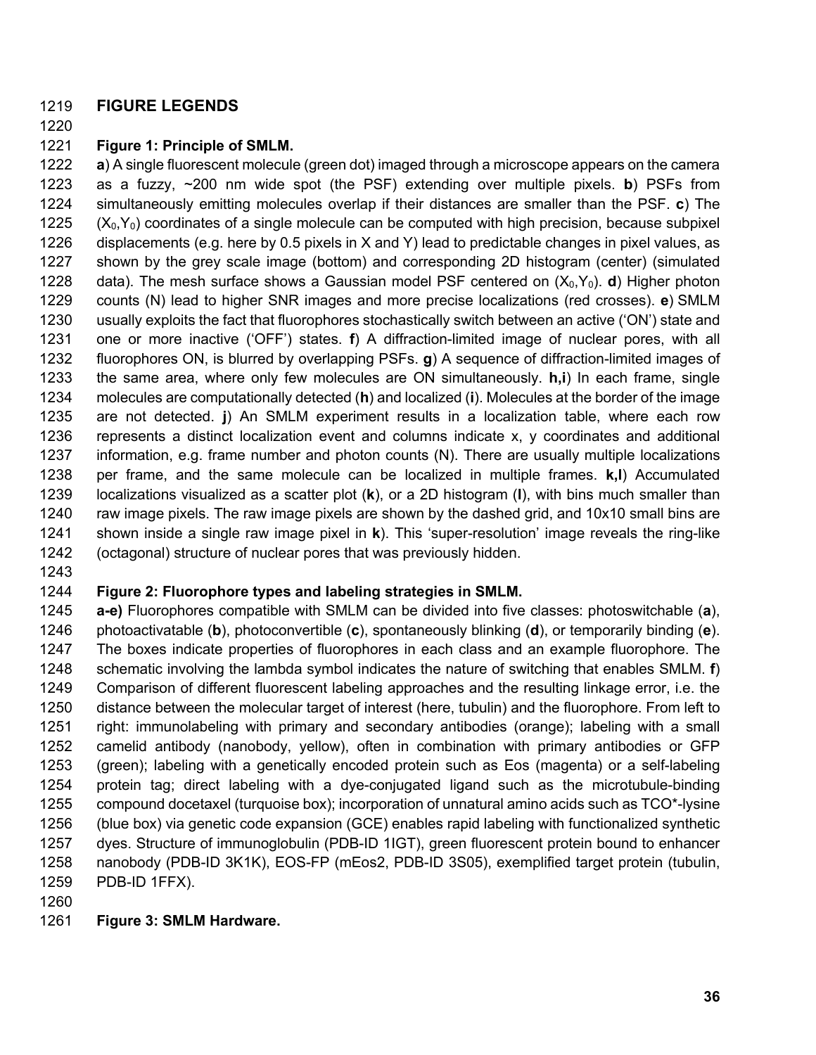## FIGURE LEGENDS

**Figure 1: Principle of SMLM.**

**a**) A single fluorescent molecule (green dot) imaged through a microscope appears on the camera as a fuzzy, ~200 nm wide spot (the PSF) extending over multiple pixels. **b**) PSFs from simultaneously emitting molecules overlap if their distances are smaller than the PSF. **c**) The ($X_0$,$Y_0$) coordinates of a single molecule can be computed with high precision, because subpixel displacements (e.g. here by 0.5 pixels in X and Y) lead to predictable changes in pixel values, as shown by the grey scale image (bottom) and corresponding 2D histogram (center) (simulated data). The mesh surface shows a Gaussian model PSF centered on ($X_0$,$Y_0$). **d**) Higher photon counts (N) lead to higher SNR images and more precise localizations (red crosses). **e**) SMLM usually exploits the fact that fluorophores stochastically switch between an active ('ON') state and one or more inactive ('OFF') states. **f**) A diffraction-limited image of nuclear pores, with all fluorophores ON, is blurred by overlapping PSFs. **g**) A sequence of diffraction-limited images of the same area, where only few molecules are ON simultaneously. **h,i**) In each frame, single molecules are computationally detected (**h**) and localized (**i**). Molecules at the border of the image are not detected. **j**) An SMLM experiment results in a localization table, where each row represents a distinct localization event and columns indicate x, y coordinates and additional information, e.g. frame number and photon counts (N). There are usually multiple localizations per frame, and the same molecule can be localized in multiple frames. **k,l**) Accumulated localizations visualized as a scatter plot (**k**), or a 2D histogram (**l**), with bins much smaller than raw image pixels. The raw image pixels are shown by the dashed grid, and 10x10 small bins are shown inside a single raw image pixel in **k**). This 'super-resolution' image reveals the ring-like (octagonal) structure of nuclear pores that was previously hidden.

**Figure 2: Fluorophore types and labeling strategies in SMLM.**

**a-e)** Fluorophores compatible with SMLM can be divided into five classes: photoswitchable (**a**), photoactivatable (**b**), photoconvertible (**c**), spontaneously blinking (**d**), or temporarily binding (**e**). The boxes indicate properties of fluorophores in each class and an example fluorophore. The schematic involving the lambda symbol indicates the nature of switching that enables SMLM. **f**) Comparison of different fluorescent labeling approaches and the resulting linkage error, i.e. the distance between the molecular target of interest (here, tubulin) and the fluorophore. From left to right: immunolabeling with primary and secondary antibodies (orange); labeling with a small camelid antibody (nanobody, yellow), often in combination with primary antibodies or GFP (green); labeling with a genetically encoded protein such as Eos (magenta) or a self-labeling protein tag; direct labeling with a dye-conjugated ligand such as the microtubule-binding compound docetaxel (turquoise box); incorporation of unnatural amino acids such as TCO*-lysine (blue box) via genetic code expansion (GCE) enables rapid labeling with functionalized synthetic dyes. Structure of immunoglobulin (PDB-ID 1IGT), green fluorescent protein bound to enhancer nanobody (PDB-ID 3K1K), EOS-FP (mEos2, PDB-ID 3S05), exemplified target protein (tubulin, PDB-ID 1FFX).

**Figure 3: SMLM Hardware.**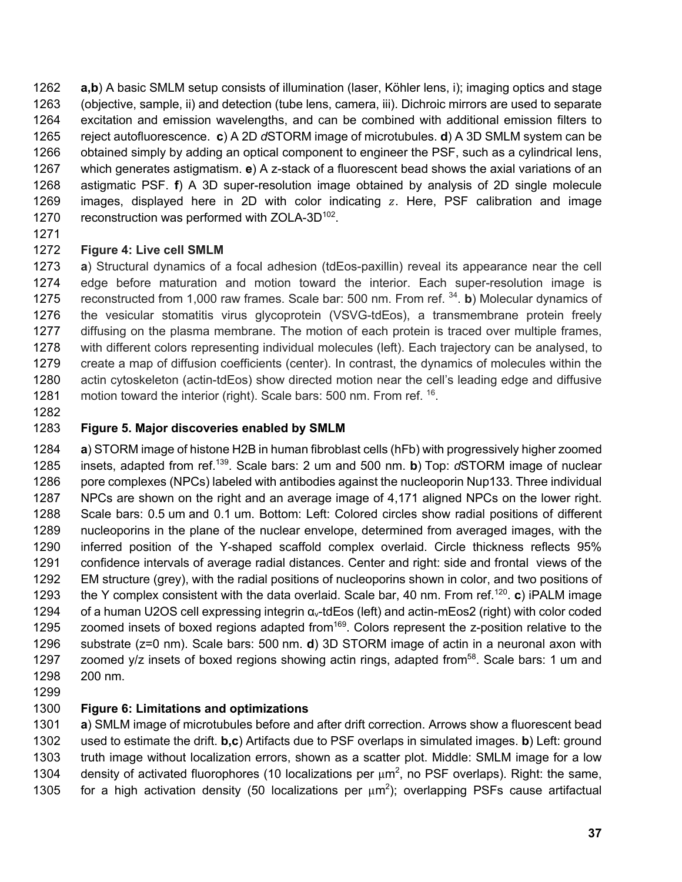**a,b**) A basic SMLM setup consists of illumination (laser, Köhler lens, i); imaging optics and stage (objective, sample, ii) and detection (tube lens, camera, iii). Dichroic mirrors are used to separate excitation and emission wavelengths, and can be combined with additional emission filters to reject autofluorescence. **c**) A 2D *d*STORM image of microtubules. **d**) A 3D SMLM system can be obtained simply by adding an optical component to engineer the PSF, such as a cylindrical lens, which generates astigmatism. **e**) A z-stack of a fluorescent bead shows the axial variations of an astigmatic PSF. **f**) A 3D super-resolution image obtained by analysis of 2D single molecule images, displayed here in 2D with color indicating $z$. Here, PSF calibration and image reconstruction was performed with ZOLA-3D[102].

**Figure 4: Live cell SMLM**

**a**) Structural dynamics of a focal adhesion (tdEos-paxillin) reveal its appearance near the cell edge before maturation and motion toward the interior. Each super-resolution image is reconstructed from 1,000 raw frames. Scale bar: 500 nm. From ref. [34]. **b**) Molecular dynamics of the vesicular stomatitis virus glycoprotein (VSVG-tdEos), a transmembrane protein freely diffusing on the plasma membrane. The motion of each protein is traced over multiple frames, with different colors representing individual molecules (left). Each trajectory can be analysed, to create a map of diffusion coefficients (center). In contrast, the dynamics of molecules within the actin cytoskeleton (actin-tdEos) show directed motion near the cell's leading edge and diffusive motion toward the interior (right). Scale bars: 500 nm. From ref. [16].

**Figure 5. Major discoveries enabled by SMLM**

**a**) STORM image of histone H2B in human fibroblast cells (hFb) with progressively higher zoomed insets, adapted from ref.[139]. Scale bars: 2 um and 500 nm. **b**) Top: *d*STORM image of nuclear pore complexes (NPCs) labeled with antibodies against the nucleoporin Nup133. Three individual NPCs are shown on the right and an average image of 4,171 aligned NPCs on the lower right. Scale bars: 0.5 um and 0.1 um. Bottom: Left: Colored circles show radial positions of different nucleoporins in the plane of the nuclear envelope, determined from averaged images, with the inferred position of the Y-shaped scaffold complex overlaid. Circle thickness reflects 95% confidence intervals of average radial distances. Center and right: side and frontal views of the EM structure (grey), with the radial positions of nucleoporins shown in color, and two positions of the Y complex consistent with the data overlaid. Scale bar, 40 nm. From ref.[120]. **c**) iPALM image of a human U2OS cell expressing integrin $\alpha_v$-tdEos (left) and actin-mEos2 (right) with color coded zoomed insets of boxed regions adapted from[169]. Colors represent the z-position relative to the substrate (z=0 nm). Scale bars: 500 nm. **d**) 3D STORM image of actin in a neuronal axon with zoomed y/z insets of boxed regions showing actin rings, adapted from[58]. Scale bars: 1 um and 200 nm.

**Figure 6: Limitations and optimizations**

**a**) SMLM image of microtubules before and after drift correction. Arrows show a fluorescent bead used to estimate the drift. **b,c**) Artifacts due to PSF overlaps in simulated images. **b**) Left: ground truth image without localization errors, shown as a scatter plot. Middle: SMLM image for a low density of activated fluorophores (10 localizations per $\mu m^2$, no PSF overlaps). Right: the same, for a high activation density (50 localizations per $\mu m^2$); overlapping PSFs cause artifactual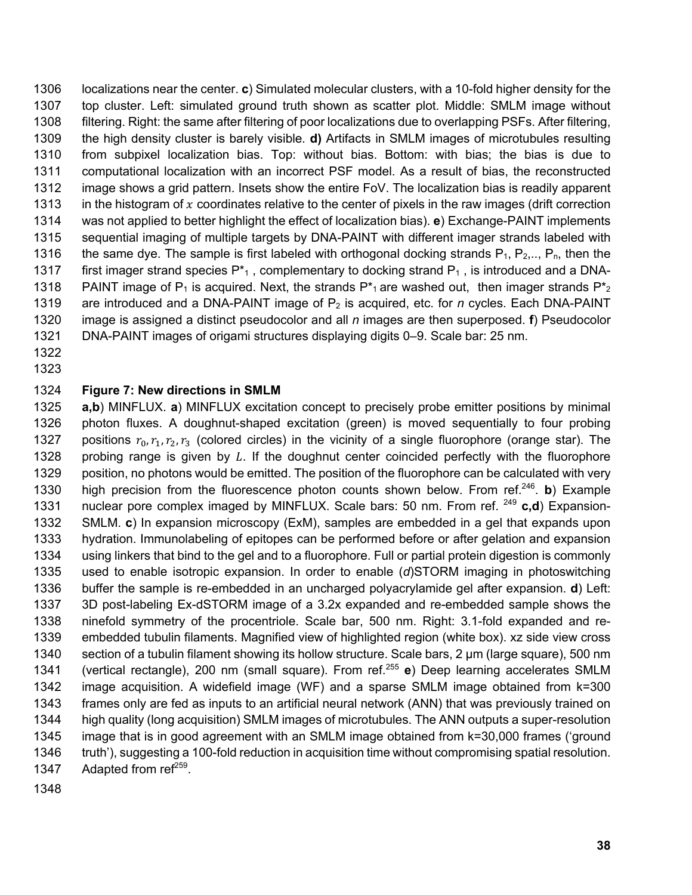localizations near the center. **c**) Simulated molecular clusters, with a 10-fold higher density for the top cluster. Left: simulated ground truth shown as scatter plot. Middle: SMLM image without filtering. Right: the same after filtering of poor localizations due to overlapping PSFs. After filtering, the high density cluster is barely visible. **d)** Artifacts in SMLM images of microtubules resulting from subpixel localization bias. Top: without bias. Bottom: with bias; the bias is due to computational localization with an incorrect PSF model. As a result of bias, the reconstructed image shows a grid pattern. Insets show the entire FoV. The localization bias is readily apparent in the histogram of $x$ coordinates relative to the center of pixels in the raw images (drift correction was not applied to better highlight the effect of localization bias). **e**) Exchange-PAINT implements sequential imaging of multiple targets by DNA-PAINT with different imager strands labeled with the same dye. The sample is first labeled with orthogonal docking strands $P_1$, $P_2$,.., $P_n$, then the first imager strand species $P^*_1$ , complementary to docking strand $P_1$ , is introduced and a DNA-PAINT image of $P_1$ is acquired. Next, the strands $P^*_1$ are washed out, then imager strands $P^*_2$ are introduced and a DNA-PAINT image of $P_2$ is acquired, etc. for *n* cycles. Each DNA-PAINT image is assigned a distinct pseudocolor and all *n* images are then superposed. **f**) Pseudocolor DNA-PAINT images of origami structures displaying digits 0–9. Scale bar: 25 nm.

**Figure 7: New directions in SMLM**

**a,b**) MINFLUX. **a**) MINFLUX excitation concept to precisely probe emitter positions by minimal photon fluxes. A doughnut-shaped excitation (green) is moved sequentially to four probing positions $r_0, r_1, r_2, r_3$ (colored circles) in the vicinity of a single fluorophore (orange star). The probing range is given by $L$. If the doughnut center coincided perfectly with the fluorophore position, no photons would be emitted. The position of the fluorophore can be calculated with very high precision from the fluorescence photon counts shown below. From ref.[246]. **b**) Example nuclear pore complex imaged by MINFLUX. Scale bars: 50 nm. From ref. [249] **c,d**) Expansion-SMLM. **c**) In expansion microscopy (ExM), samples are embedded in a gel that expands upon hydration. Immunolabeling of epitopes can be performed before or after gelation and expansion using linkers that bind to the gel and to a fluorophore. Full or partial protein digestion is commonly used to enable isotropic expansion. In order to enable (*d*)STORM imaging in photoswitching buffer the sample is re-embedded in an uncharged polyacrylamide gel after expansion. **d**) Left: 3D post-labeling Ex-dSTORM image of a 3.2x expanded and re-embedded sample shows the ninefold symmetry of the procentriole. Scale bar, 500 nm. Right: 3.1-fold expanded and re-embedded tubulin filaments. Magnified view of highlighted region (white box). xz side view cross section of a tubulin filament showing its hollow structure. Scale bars, 2 µm (large square), 500 nm (vertical rectangle), 200 nm (small square). From ref.[255] **e**) Deep learning accelerates SMLM image acquisition. A widefield image (WF) and a sparse SMLM image obtained from k=300 frames only are fed as inputs to an artificial neural network (ANN) that was previously trained on high quality (long acquisition) SMLM images of microtubules. The ANN outputs a super-resolution image that is in good agreement with an SMLM image obtained from k=30,000 frames ('ground truth'), suggesting a 100-fold reduction in acquisition time without compromising spatial resolution. Adapted from ref[259].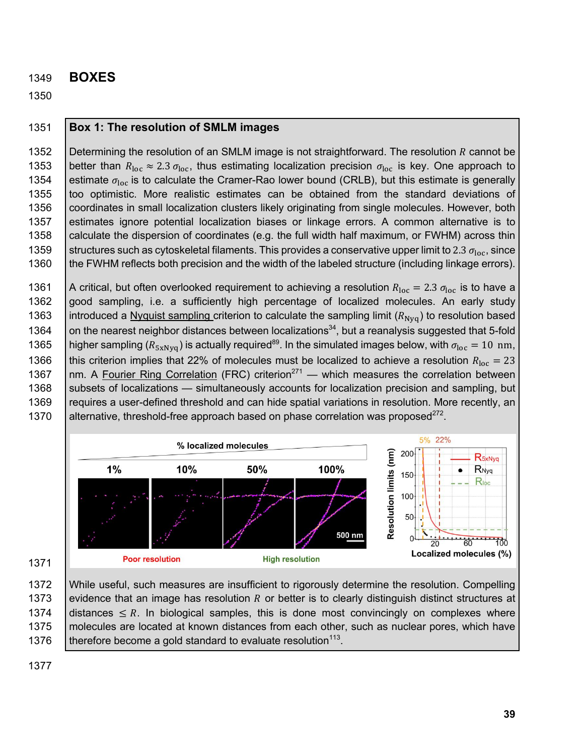# BOXES

## Box 1: The resolution of SMLM images

Determining the resolution of an SMLM image is not straightforward. The resolution $R$ cannot be better than $R_{\text{loc}} \approx 2.3\,\sigma_{\text{loc}}$, thus estimating localization precision $\sigma_{\text{loc}}$ is key. One approach to estimate $\sigma_{\text{loc}}$ is to calculate the Cramer-Rao lower bound (CRLB), but this estimate is generally too optimistic. More realistic estimates can be obtained from the standard deviations of coordinates in small localization clusters likely originating from single molecules. However, both estimates ignore potential localization biases or linkage errors. A common alternative is to calculate the dispersion of coordinates (e.g. the full width half maximum, or FWHM) across thin structures such as cytoskeletal filaments. This provides a conservative upper limit to $2.3\,\sigma_{\text{loc}}$, since the FWHM reflects both precision and the width of the labeled structure (including linkage errors).

A critical, but often overlooked requirement to achieving a resolution $R_{\text{loc}} = 2.3\,\sigma_{\text{loc}}$ is to have a good sampling, i.e. a sufficiently high percentage of localized molecules. An early study introduced a Nyquist sampling criterion to calculate the sampling limit ($R_{\text{Nyq}}$) to resolution based on the nearest neighbor distances between localizations[34], but a reanalysis suggested that 5-fold higher sampling ($R_{5\text{xNyq}}$) is actually required[89]. In the simulated images below, with $\sigma_{\text{loc}} = 10$ nm, this criterion implies that 22% of molecules must be localized to achieve a resolution $R_{\text{loc}} = 23$ nm. A Fourier Ring Correlation (FRC) criterion[271] — which measures the correlation between subsets of localizations — simultaneously accounts for localization precision and sampling, but requires a user-defined threshold and can hide spatial variations in resolution. More recently, an alternative, threshold-free approach based on phase correlation was proposed[272].

While useful, such measures are insufficient to rigorously determine the resolution. Compelling evidence that an image has resolution $R$ or better is to clearly distinguish distinct structures at distances $\leq R$. In biological samples, this is done most convincingly on complexes where molecules are located at known distances from each other, such as nuclear pores, which have therefore become a gold standard to evaluate resolution[113].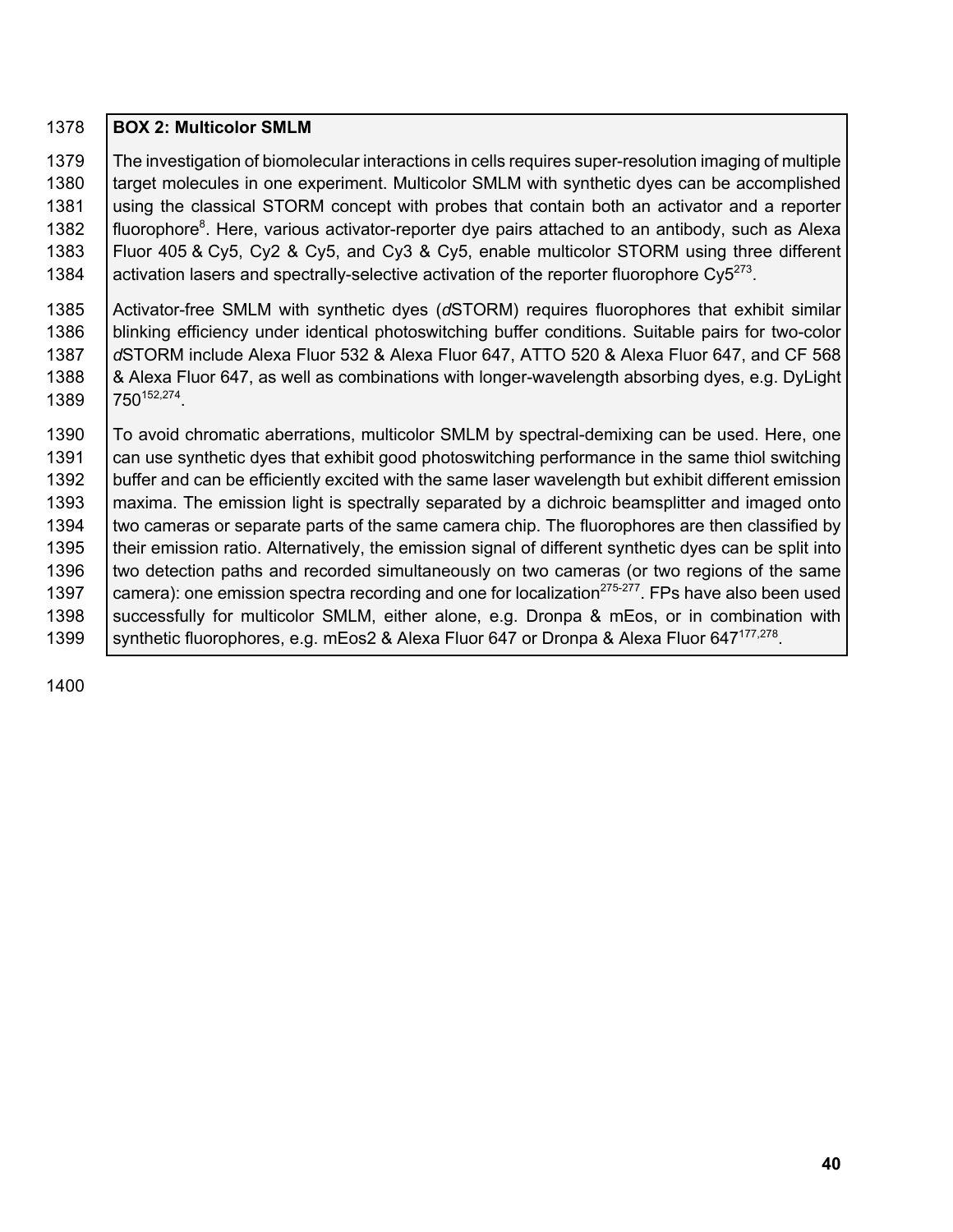**BOX 2: Multicolor SMLM**

The investigation of biomolecular interactions in cells requires super-resolution imaging of multiple target molecules in one experiment. Multicolor SMLM with synthetic dyes can be accomplished using the classical STORM concept with probes that contain both an activator and a reporter fluorophore[8]. Here, various activator-reporter dye pairs attached to an antibody, such as Alexa Fluor 405 & Cy5, Cy2 & Cy5, and Cy3 & Cy5, enable multicolor STORM using three different activation lasers and spectrally-selective activation of the reporter fluorophore Cy5[273].

Activator-free SMLM with synthetic dyes (*d*STORM) requires fluorophores that exhibit similar blinking efficiency under identical photoswitching buffer conditions. Suitable pairs for two-color *d*STORM include Alexa Fluor 532 & Alexa Fluor 647, ATTO 520 & Alexa Fluor 647, and CF 568 & Alexa Fluor 647, as well as combinations with longer-wavelength absorbing dyes, e.g. DyLight 750[152,274].

To avoid chromatic aberrations, multicolor SMLM by spectral-demixing can be used. Here, one can use synthetic dyes that exhibit good photoswitching performance in the same thiol switching buffer and can be efficiently excited with the same laser wavelength but exhibit different emission maxima. The emission light is spectrally separated by a dichroic beamsplitter and imaged onto two cameras or separate parts of the same camera chip. The fluorophores are then classified by their emission ratio. Alternatively, the emission signal of different synthetic dyes can be split into two detection paths and recorded simultaneously on two cameras (or two regions of the same camera): one emission spectra recording and one for localization[275-277]. FPs have also been used successfully for multicolor SMLM, either alone, e.g. Dronpa & mEos, or in combination with synthetic fluorophores, e.g. mEos2 & Alexa Fluor 647 or Dronpa & Alexa Fluor 647[177,278].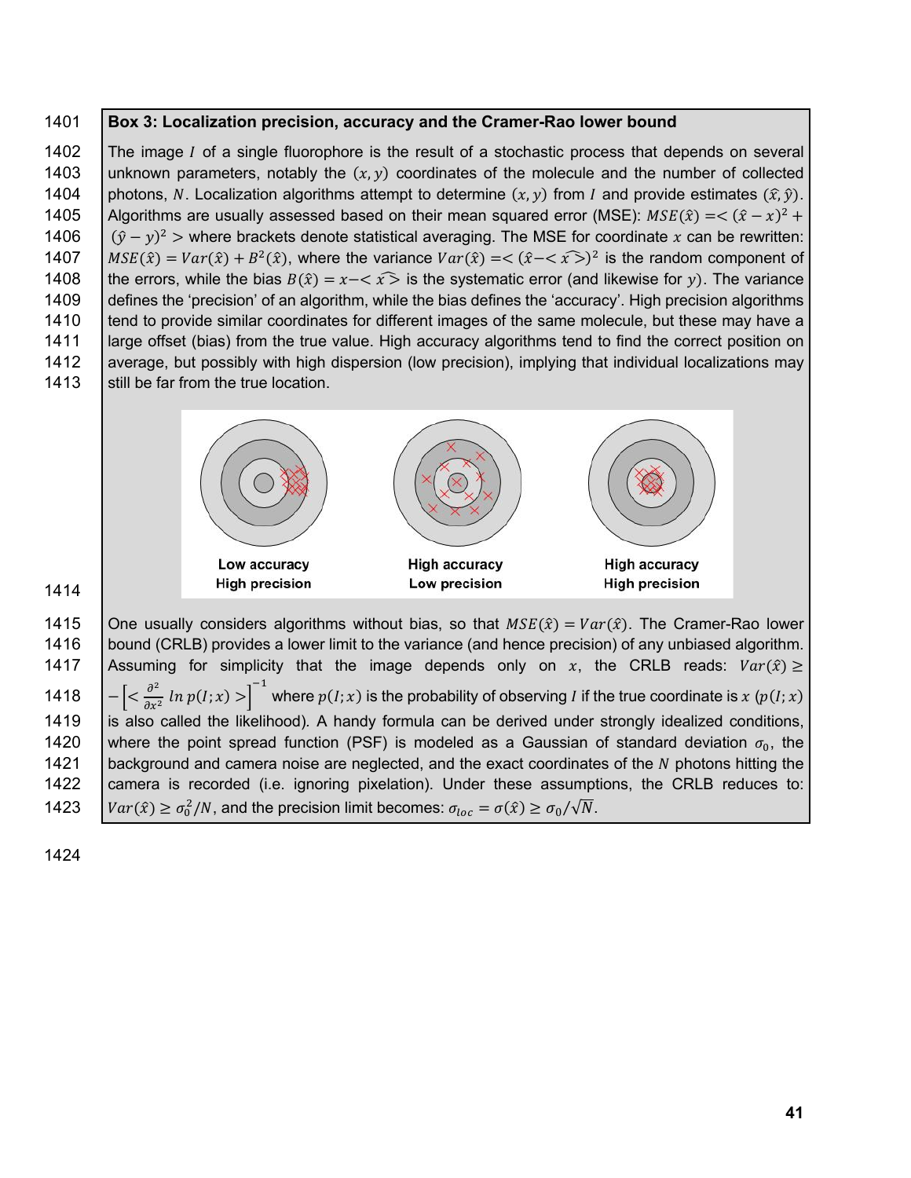**Box 3: Localization precision, accuracy and the Cramer-Rao lower bound**

The image $I$ of a single fluorophore is the result of a stochastic process that depends on several unknown parameters, notably the $(x, y)$ coordinates of the molecule and the number of collected photons, $N$. Localization algorithms attempt to determine $(x, y)$ from $I$ and provide estimates $(\hat{x}, \hat{y})$. Algorithms are usually assessed based on their mean squared error (MSE): $MSE(\hat{x}) = <(\hat{x} - x)^2 + (\hat{y} - y)^2>$ where brackets denote statistical averaging. The MSE for coordinate $x$ can be rewritten: $MSE(\hat{x}) = Var(\hat{x}) + B^2(\hat{x})$, where the variance $Var(\hat{x}) = <(\hat{x} - <\hat{x}>)^2$ is the random component of the errors, while the bias $B(\hat{x}) = x - <\hat{x}>$ is the systematic error (and likewise for $y$). The variance defines the 'precision' of an algorithm, while the bias defines the 'accuracy'. High precision algorithms tend to provide similar coordinates for different images of the same molecule, but these may have a large offset (bias) from the true value. High accuracy algorithms tend to find the correct position on average, but possibly with high dispersion (low precision), implying that individual localizations may still be far from the true location.

Low accuracy High precision | High accuracy Low precision | High accuracy High precision

One usually considers algorithms without bias, so that $MSE(\hat{x}) = Var(\hat{x})$. The Cramer-Rao lower bound (CRLB) provides a lower limit to the variance (and hence precision) of any unbiased algorithm. Assuming for simplicity that the image depends only on $x$, the CRLB reads: $Var(\hat{x}) \geq -\left[< \frac{\partial^2}{\partial x^2} \ln p(I; x) >\right]^{-1}$ where $p(I; x)$ is the probability of observing $I$ if the true coordinate is $x$ ($p(I; x)$ is also called the likelihood). A handy formula can be derived under strongly idealized conditions, where the point spread function (PSF) is modeled as a Gaussian of standard deviation $\sigma_0$, the background and camera noise are neglected, and the exact coordinates of the $N$ photons hitting the camera is recorded (i.e. ignoring pixelation). Under these assumptions, the CRLB reduces to: $Var(\hat{x}) \geq \sigma_0^2/N$, and the precision limit becomes: $\sigma_{loc} = \sigma(\hat{x}) \geq \sigma_0/\sqrt{N}$.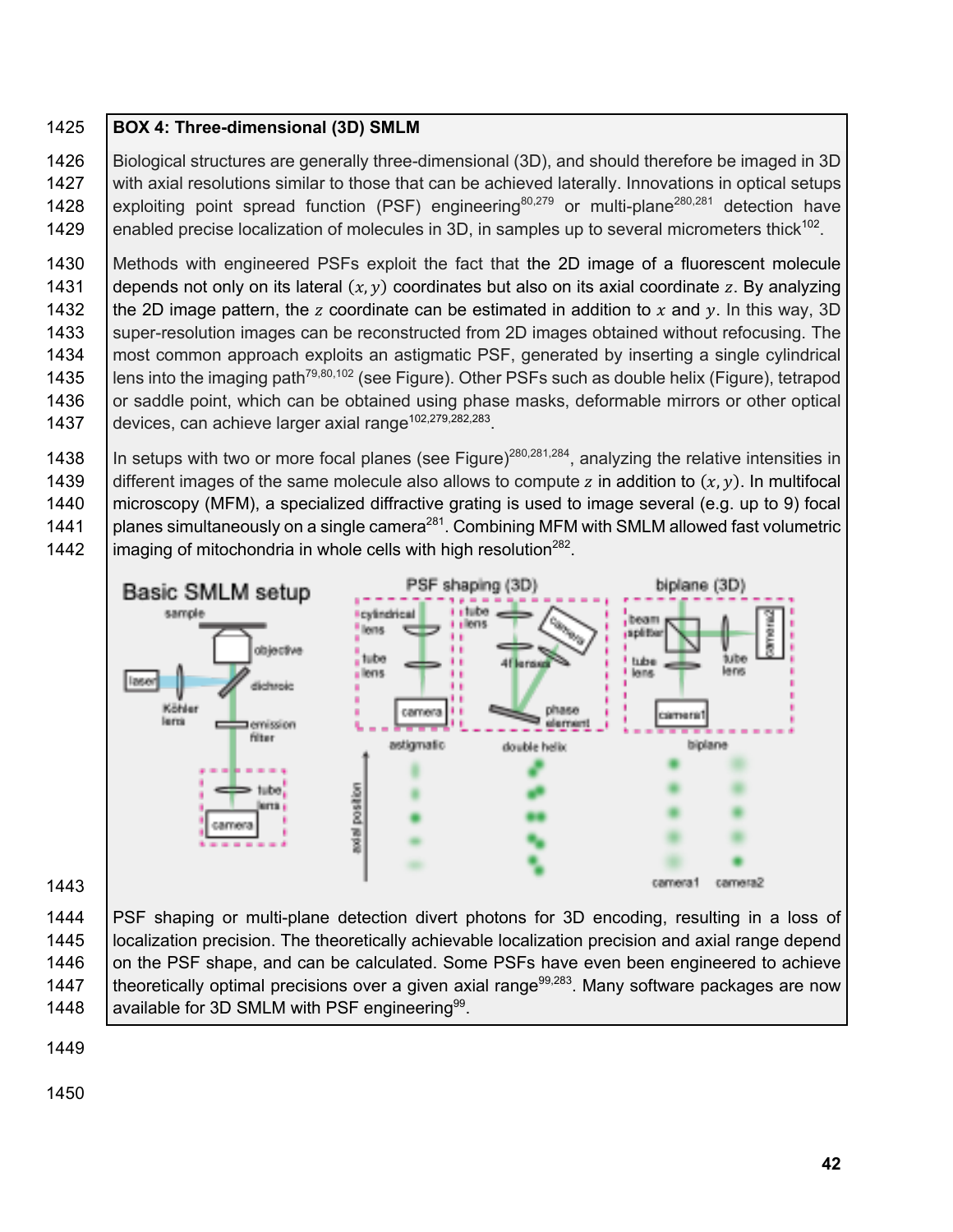**BOX 4: Three-dimensional (3D) SMLM**

Biological structures are generally three-dimensional (3D), and should therefore be imaged in 3D with axial resolutions similar to those that can be achieved laterally. Innovations in optical setups exploiting point spread function (PSF) engineering[80,279] or multi-plane[280,281] detection have enabled precise localization of molecules in 3D, in samples up to several micrometers thick[102].

Methods with engineered PSFs exploit the fact that the 2D image of a fluorescent molecule depends not only on its lateral $(x, y)$ coordinates but also on its axial coordinate $z$. By analyzing the 2D image pattern, the $z$ coordinate can be estimated in addition to $x$ and $y$. In this way, 3D super-resolution images can be reconstructed from 2D images obtained without refocusing. The most common approach exploits an astigmatic PSF, generated by inserting a single cylindrical lens into the imaging path[79,80,102] (see Figure). Other PSFs such as double helix (Figure), tetrapod or saddle point, which can be obtained using phase masks, deformable mirrors or other optical devices, can achieve larger axial range[102,279,282,283].

In setups with two or more focal planes (see Figure)[280,281,284], analyzing the relative intensities in different images of the same molecule also allows to compute $z$ in addition to $(x, y)$. In multifocal microscopy (MFM), a specialized diffractive grating is used to image several (e.g. up to 9) focal planes simultaneously on a single camera[281]. Combining MFM with SMLM allowed fast volumetric imaging of mitochondria in whole cells with high resolution[282].

PSF shaping or multi-plane detection divert photons for 3D encoding, resulting in a loss of localization precision. The theoretically achievable localization precision and axial range depend on the PSF shape, and can be calculated. Some PSFs have even been engineered to achieve theoretically optimal precisions over a given axial range[99,283]. Many software packages are now available for 3D SMLM with PSF engineering[99].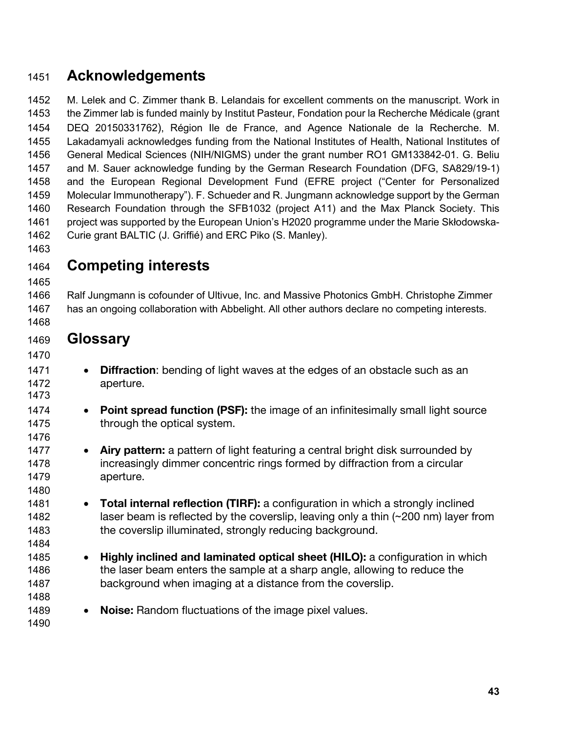## Acknowledgements

M. Lelek and C. Zimmer thank B. Lelandais for excellent comments on the manuscript. Work in the Zimmer lab is funded mainly by Institut Pasteur, Fondation pour la Recherche Médicale (grant DEQ 20150331762), Région Ile de France, and Agence Nationale de la Recherche. M. Lakadamyali acknowledges funding from the National Institutes of Health, National Institutes of General Medical Sciences (NIH/NIGMS) under the grant number RO1 GM133842-01. G. Beliu and M. Sauer acknowledge funding by the German Research Foundation (DFG, SA829/19-1) and the European Regional Development Fund (EFRE project ("Center for Personalized Molecular Immunotherapy"). F. Schueder and R. Jungmann acknowledge support by the German Research Foundation through the SFB1032 (project A11) and the Max Planck Society. This project was supported by the European Union's H2020 programme under the Marie Skłodowska-Curie grant BALTIC (J. Griffié) and ERC Piko (S. Manley).

## Competing interests

Ralf Jungmann is cofounder of Ultivue, Inc. and Massive Photonics GmbH. Christophe Zimmer has an ongoing collaboration with Abbelight. All other authors declare no competing interests.

## Glossary

- **Diffraction**: bending of light waves at the edges of an obstacle such as an aperture.

- **Point spread function (PSF):** the image of an infinitesimally small light source through the optical system.

- **Airy pattern:** a pattern of light featuring a central bright disk surrounded by increasingly dimmer concentric rings formed by diffraction from a circular aperture.

- **Total internal reflection (TIRF):** a configuration in which a strongly inclined laser beam is reflected by the coverslip, leaving only a thin (~200 nm) layer from the coverslip illuminated, strongly reducing background.

- **Highly inclined and laminated optical sheet (HILO):** a configuration in which the laser beam enters the sample at a sharp angle, allowing to reduce the background when imaging at a distance from the coverslip.

- **Noise:** Random fluctuations of the image pixel values.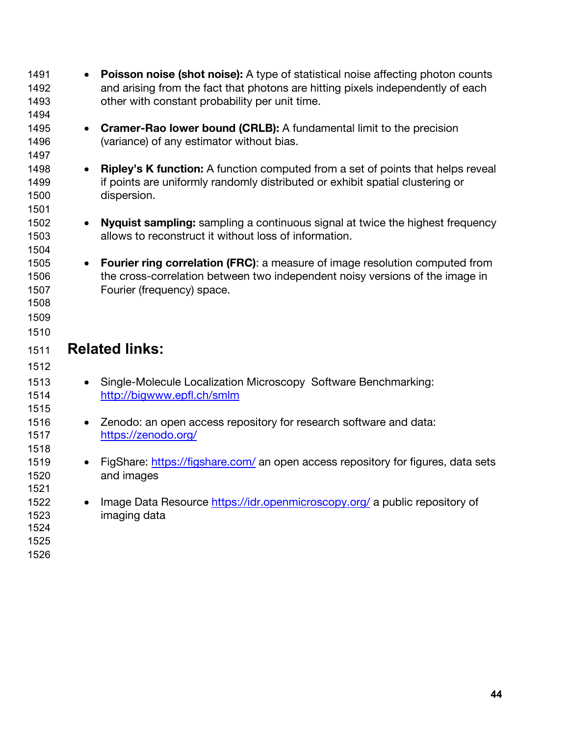- **Poisson noise (shot noise):** A type of statistical noise affecting photon counts and arising from the fact that photons are hitting pixels independently of each other with constant probability per unit time.

- **Cramer-Rao lower bound (CRLB):** A fundamental limit to the precision (variance) of any estimator without bias.

- **Ripley's K function:** A function computed from a set of points that helps reveal if points are uniformly randomly distributed or exhibit spatial clustering or dispersion.

- **Nyquist sampling:** sampling a continuous signal at twice the highest frequency allows to reconstruct it without loss of information.

- **Fourier ring correlation (FRC)**: a measure of image resolution computed from the cross-correlation between two independent noisy versions of the image in Fourier (frequency) space.

## Related links:

- Single-Molecule Localization Microscopy Software Benchmarking: http://bigwww.epfl.ch/smlm

- Zenodo: an open access repository for research software and data: https://zenodo.org/

- FigShare: https://figshare.com/ an open access repository for figures, data sets and images

- Image Data Resource https://idr.openmicroscopy.org/ a public repository of imaging data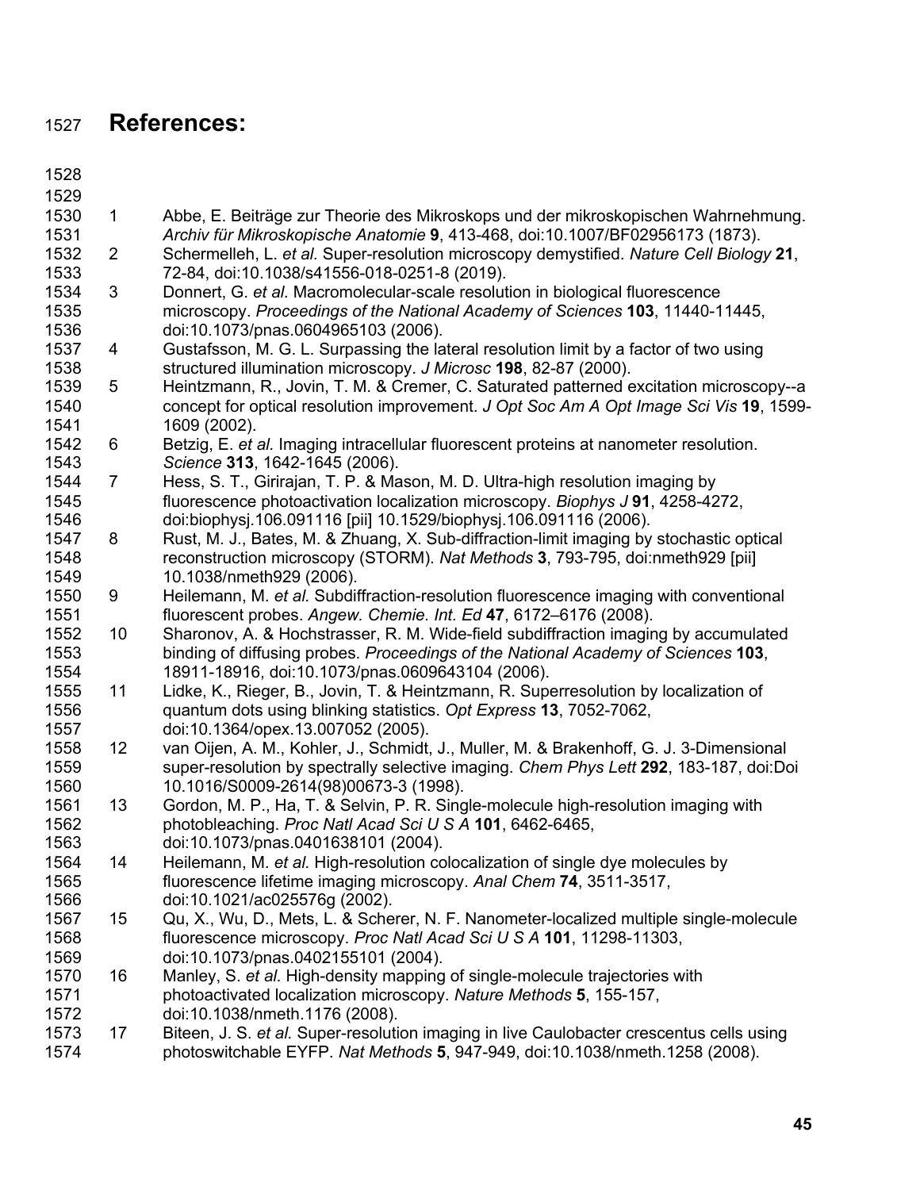# References:

1. Abbe, E. Beiträge zur Theorie des Mikroskops und der mikroskopischen Wahrnehmung. *Archiv für Mikroskopische Anatomie* **9**, 413-468, doi:10.1007/BF02956173 (1873).
2. Schermelleh, L. *et al.* Super-resolution microscopy demystified. *Nature Cell Biology* **21**, 72-84, doi:10.1038/s41556-018-0251-8 (2019).
3. Donnert, G. *et al.* Macromolecular-scale resolution in biological fluorescence microscopy. *Proceedings of the National Academy of Sciences* **103**, 11440-11445, doi:10.1073/pnas.0604965103 (2006).
4. Gustafsson, M. G. L. Surpassing the lateral resolution limit by a factor of two using structured illumination microscopy. *J Microsc* **198**, 82-87 (2000).
5. Heintzmann, R., Jovin, T. M. & Cremer, C. Saturated patterned excitation microscopy--a concept for optical resolution improvement. *J Opt Soc Am A Opt Image Sci Vis* **19**, 1599-1609 (2002).
6. Betzig, E. *et al.* Imaging intracellular fluorescent proteins at nanometer resolution. *Science* **313**, 1642-1645 (2006).
7. Hess, S. T., Girirajan, T. P. & Mason, M. D. Ultra-high resolution imaging by fluorescence photoactivation localization microscopy. *Biophys J* **91**, 4258-4272, doi:biophysj.106.091116 [pii] 10.1529/biophysj.106.091116 (2006).
8. Rust, M. J., Bates, M. & Zhuang, X. Sub-diffraction-limit imaging by stochastic optical reconstruction microscopy (STORM). *Nat Methods* **3**, 793-795, doi:nmeth929 [pii] 10.1038/nmeth929 (2006).
9. Heilemann, M. *et al.* Subdiffraction-resolution fluorescence imaging with conventional fluorescent probes. *Angew. Chemie. Int. Ed* **47**, 6172–6176 (2008).
10. Sharonov, A. & Hochstrasser, R. M. Wide-field subdiffraction imaging by accumulated binding of diffusing probes. *Proceedings of the National Academy of Sciences* **103**, 18911-18916, doi:10.1073/pnas.0609643104 (2006).
11. Lidke, K., Rieger, B., Jovin, T. & Heintzmann, R. Superresolution by localization of quantum dots using blinking statistics. *Opt Express* **13**, 7052-7062, doi:10.1364/opex.13.007052 (2005).
12. van Oijen, A. M., Kohler, J., Schmidt, J., Muller, M. & Brakenhoff, G. J. 3-Dimensional super-resolution by spectrally selective imaging. *Chem Phys Lett* **292**, 183-187, doi:Doi 10.1016/S0009-2614(98)00673-3 (1998).
13. Gordon, M. P., Ha, T. & Selvin, P. R. Single-molecule high-resolution imaging with photobleaching. *Proc Natl Acad Sci U S A* **101**, 6462-6465, doi:10.1073/pnas.0401638101 (2004).
14. Heilemann, M. *et al.* High-resolution colocalization of single dye molecules by fluorescence lifetime imaging microscopy. *Anal Chem* **74**, 3511-3517, doi:10.1021/ac025576g (2002).
15. Qu, X., Wu, D., Mets, L. & Scherer, N. F. Nanometer-localized multiple single-molecule fluorescence microscopy. *Proc Natl Acad Sci U S A* **101**, 11298-11303, doi:10.1073/pnas.0402155101 (2004).
16. Manley, S. *et al.* High-density mapping of single-molecule trajectories with photoactivated localization microscopy. *Nature Methods* **5**, 155-157, doi:10.1038/nmeth.1176 (2008).
17. Biteen, J. S. *et al.* Super-resolution imaging in live Caulobacter crescentus cells using photoswitchable EYFP. *Nat Methods* **5**, 947-949, doi:10.1038/nmeth.1258 (2008).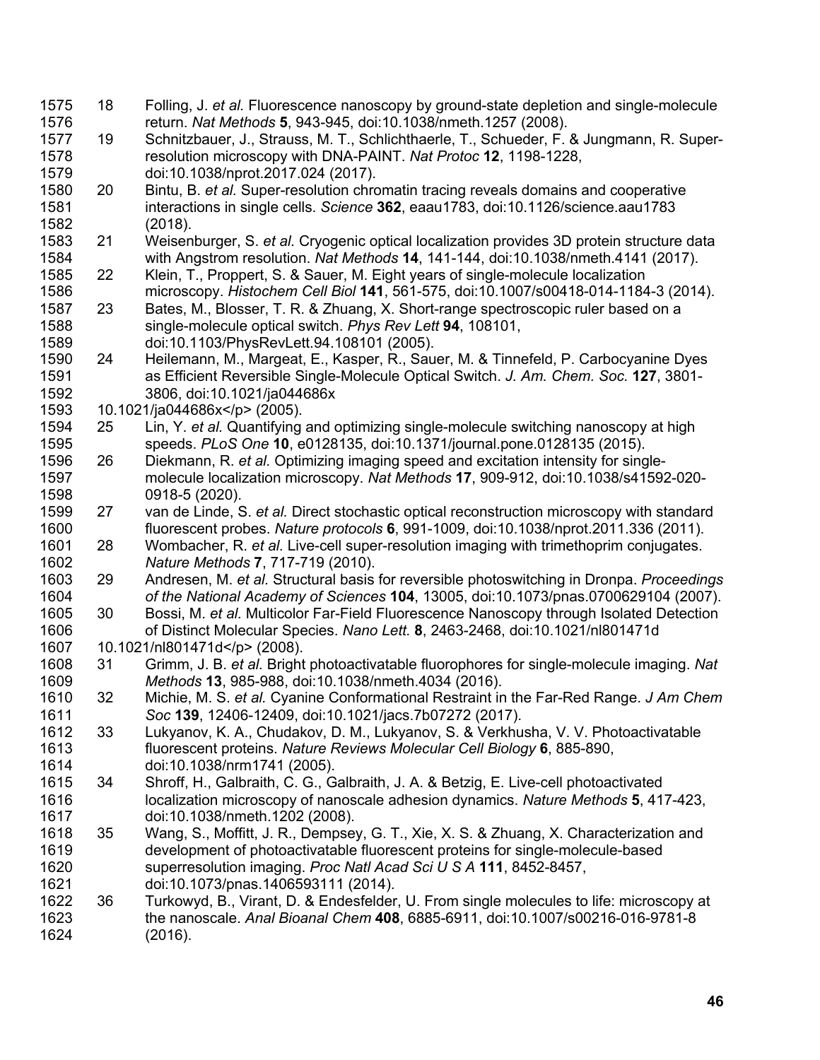18 Folling, J. *et al.* Fluorescence nanoscopy by ground-state depletion and single-molecule return. *Nat Methods* **5**, 943-945, doi:10.1038/nmeth.1257 (2008).

19 Schnitzbauer, J., Strauss, M. T., Schlichthaerle, T., Schueder, F. & Jungmann, R. Super-resolution microscopy with DNA-PAINT. *Nat Protoc* **12**, 1198-1228, doi:10.1038/nprot.2017.024 (2017).

20 Bintu, B. *et al.* Super-resolution chromatin tracing reveals domains and cooperative interactions in single cells. *Science* **362**, eaau1783, doi:10.1126/science.aau1783 (2018).

21 Weisenburger, S. *et al.* Cryogenic optical localization provides 3D protein structure data with Angstrom resolution. *Nat Methods* **14**, 141-144, doi:10.1038/nmeth.4141 (2017).

22 Klein, T., Proppert, S. & Sauer, M. Eight years of single-molecule localization microscopy. *Histochem Cell Biol* **141**, 561-575, doi:10.1007/s00418-014-1184-3 (2014).

23 Bates, M., Blosser, T. R. & Zhuang, X. Short-range spectroscopic ruler based on a single-molecule optical switch. *Phys Rev Lett* **94**, 108101, doi:10.1103/PhysRevLett.94.108101 (2005).

24 Heilemann, M., Margeat, E., Kasper, R., Sauer, M. & Tinnefeld, P. Carbocyanine Dyes as Efficient Reversible Single-Molecule Optical Switch. *J. Am. Chem. Soc.* **127**, 3801-3806, doi:10.1021/ja044686x
10.1021/ja044686x</p> (2005).

25 Lin, Y. *et al.* Quantifying and optimizing single-molecule switching nanoscopy at high speeds. *PLoS One* **10**, e0128135, doi:10.1371/journal.pone.0128135 (2015).

26 Diekmann, R. *et al.* Optimizing imaging speed and excitation intensity for single-molecule localization microscopy. *Nat Methods* **17**, 909-912, doi:10.1038/s41592-020-0918-5 (2020).

27 van de Linde, S. *et al.* Direct stochastic optical reconstruction microscopy with standard fluorescent probes. *Nature protocols* **6**, 991-1009, doi:10.1038/nprot.2011.336 (2011).

28 Wombacher, R. *et al.* Live-cell super-resolution imaging with trimethoprim conjugates. *Nature Methods* **7**, 717-719 (2010).

29 Andresen, M. *et al.* Structural basis for reversible photoswitching in Dronpa. *Proceedings of the National Academy of Sciences* **104**, 13005, doi:10.1073/pnas.0700629104 (2007).

30 Bossi, M. *et al.* Multicolor Far-Field Fluorescence Nanoscopy through Isolated Detection of Distinct Molecular Species. *Nano Lett.* **8**, 2463-2468, doi:10.1021/nl801471d
10.1021/nl801471d</p> (2008).

31 Grimm, J. B. *et al.* Bright photoactivatable fluorophores for single-molecule imaging. *Nat Methods* **13**, 985-988, doi:10.1038/nmeth.4034 (2016).

32 Michie, M. S. *et al.* Cyanine Conformational Restraint in the Far-Red Range. *J Am Chem Soc* **139**, 12406-12409, doi:10.1021/jacs.7b07272 (2017).

33 Lukyanov, K. A., Chudakov, D. M., Lukyanov, S. & Verkhusha, V. V. Photoactivatable fluorescent proteins. *Nature Reviews Molecular Cell Biology* **6**, 885-890, doi:10.1038/nrm1741 (2005).

34 Shroff, H., Galbraith, C. G., Galbraith, J. A. & Betzig, E. Live-cell photoactivated localization microscopy of nanoscale adhesion dynamics. *Nature Methods* **5**, 417-423, doi:10.1038/nmeth.1202 (2008).

35 Wang, S., Moffitt, J. R., Dempsey, G. T., Xie, X. S. & Zhuang, X. Characterization and development of photoactivatable fluorescent proteins for single-molecule-based superresolution imaging. *Proc Natl Acad Sci U S A* **111**, 8452-8457, doi:10.1073/pnas.1406593111 (2014).

36 Turkowyd, B., Virant, D. & Endesfelder, U. From single molecules to life: microscopy at the nanoscale. *Anal Bioanal Chem* **408**, 6885-6911, doi:10.1007/s00216-016-9781-8 (2016).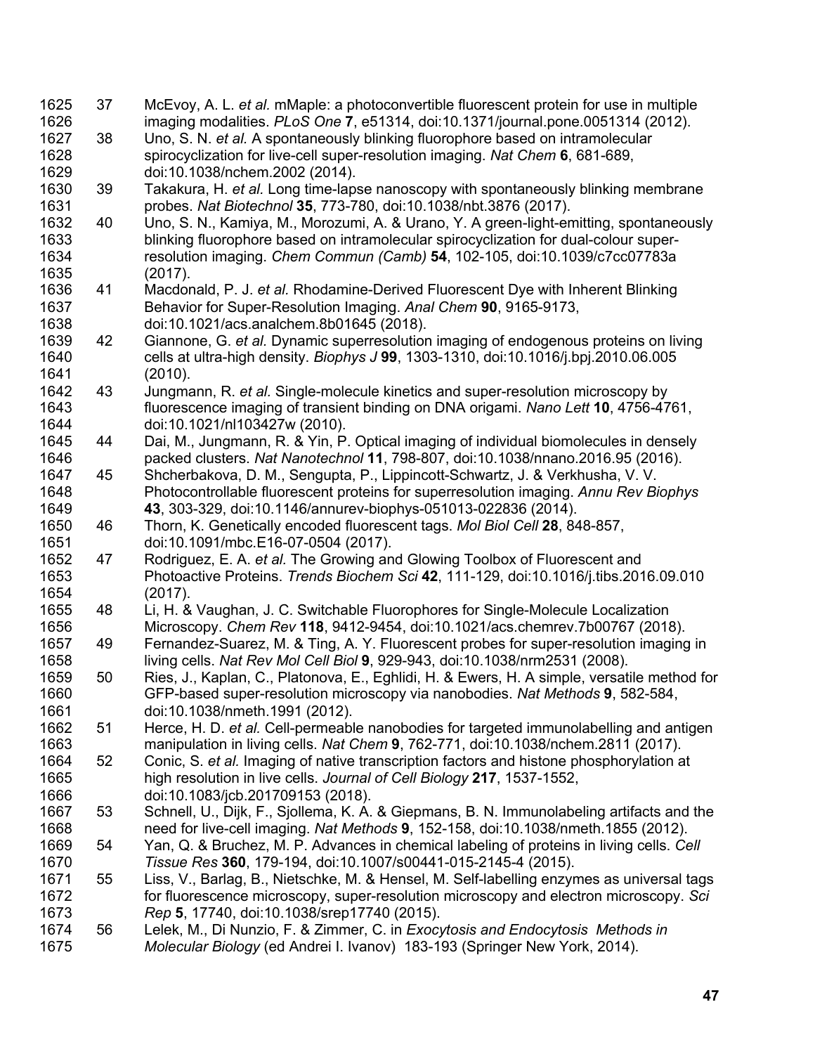37 McEvoy, A. L. *et al.* mMaple: a photoconvertible fluorescent protein for use in multiple imaging modalities. *PLoS One* **7**, e51314, doi:10.1371/journal.pone.0051314 (2012).

38 Uno, S. N. *et al.* A spontaneously blinking fluorophore based on intramolecular spirocyclization for live-cell super-resolution imaging. *Nat Chem* **6**, 681-689, doi:10.1038/nchem.2002 (2014).

39 Takakura, H. *et al.* Long time-lapse nanoscopy with spontaneously blinking membrane probes. *Nat Biotechnol* **35**, 773-780, doi:10.1038/nbt.3876 (2017).

40 Uno, S. N., Kamiya, M., Morozumi, A. & Urano, Y. A green-light-emitting, spontaneously blinking fluorophore based on intramolecular spirocyclization for dual-colour super-resolution imaging. *Chem Commun (Camb)* **54**, 102-105, doi:10.1039/c7cc07783a (2017).

41 Macdonald, P. J. *et al.* Rhodamine-Derived Fluorescent Dye with Inherent Blinking Behavior for Super-Resolution Imaging. *Anal Chem* **90**, 9165-9173, doi:10.1021/acs.analchem.8b01645 (2018).

42 Giannone, G. *et al.* Dynamic superresolution imaging of endogenous proteins on living cells at ultra-high density. *Biophys J* **99**, 1303-1310, doi:10.1016/j.bpj.2010.06.005 (2010).

43 Jungmann, R. *et al.* Single-molecule kinetics and super-resolution microscopy by fluorescence imaging of transient binding on DNA origami. *Nano Lett* **10**, 4756-4761, doi:10.1021/nl103427w (2010).

44 Dai, M., Jungmann, R. & Yin, P. Optical imaging of individual biomolecules in densely packed clusters. *Nat Nanotechnol* **11**, 798-807, doi:10.1038/nnano.2016.95 (2016).

45 Shcherbakova, D. M., Sengupta, P., Lippincott-Schwartz, J. & Verkhusha, V. V. Photocontrollable fluorescent proteins for superresolution imaging. *Annu Rev Biophys* **43**, 303-329, doi:10.1146/annurev-biophys-051013-022836 (2014).

46 Thorn, K. Genetically encoded fluorescent tags. *Mol Biol Cell* **28**, 848-857, doi:10.1091/mbc.E16-07-0504 (2017).

47 Rodriguez, E. A. *et al.* The Growing and Glowing Toolbox of Fluorescent and Photoactive Proteins. *Trends Biochem Sci* **42**, 111-129, doi:10.1016/j.tibs.2016.09.010 (2017).

48 Li, H. & Vaughan, J. C. Switchable Fluorophores for Single-Molecule Localization Microscopy. *Chem Rev* **118**, 9412-9454, doi:10.1021/acs.chemrev.7b00767 (2018).

49 Fernandez-Suarez, M. & Ting, A. Y. Fluorescent probes for super-resolution imaging in living cells. *Nat Rev Mol Cell Biol* **9**, 929-943, doi:10.1038/nrm2531 (2008).

50 Ries, J., Kaplan, C., Platonova, E., Eghlidi, H. & Ewers, H. A simple, versatile method for GFP-based super-resolution microscopy via nanobodies. *Nat Methods* **9**, 582-584, doi:10.1038/nmeth.1991 (2012).

51 Herce, H. D. *et al.* Cell-permeable nanobodies for targeted immunolabelling and antigen manipulation in living cells. *Nat Chem* **9**, 762-771, doi:10.1038/nchem.2811 (2017).

52 Conic, S. *et al.* Imaging of native transcription factors and histone phosphorylation at high resolution in live cells. *Journal of Cell Biology* **217**, 1537-1552, doi:10.1083/jcb.201709153 (2018).

53 Schnell, U., Dijk, F., Sjollema, K. A. & Giepmans, B. N. Immunolabeling artifacts and the need for live-cell imaging. *Nat Methods* **9**, 152-158, doi:10.1038/nmeth.1855 (2012).

54 Yan, Q. & Bruchez, M. P. Advances in chemical labeling of proteins in living cells. *Cell Tissue Res* **360**, 179-194, doi:10.1007/s00441-015-2145-4 (2015).

55 Liss, V., Barlag, B., Nietschke, M. & Hensel, M. Self-labelling enzymes as universal tags for fluorescence microscopy, super-resolution microscopy and electron microscopy. *Sci Rep* **5**, 17740, doi:10.1038/srep17740 (2015).

56 Lelek, M., Di Nunzio, F. & Zimmer, C. in *Exocytosis and Endocytosis Methods in Molecular Biology* (ed Andrei I. Ivanov) 183-193 (Springer New York, 2014).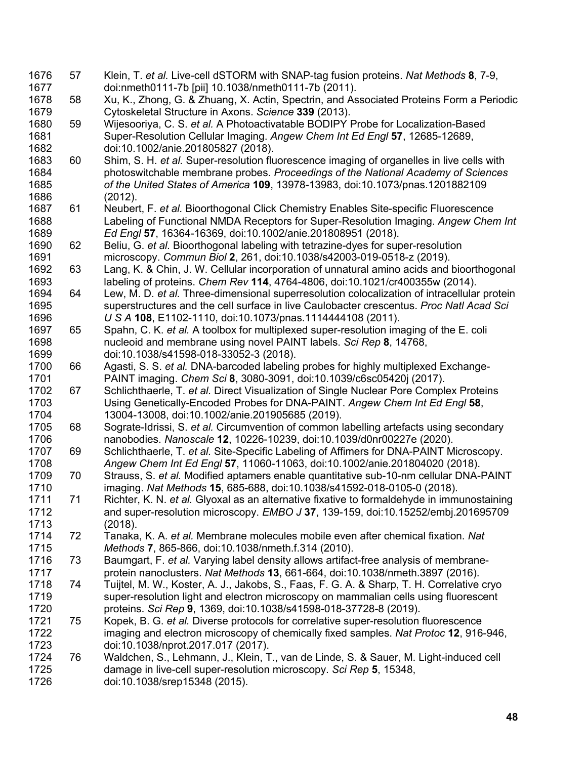57 Klein, T. *et al.* Live-cell dSTORM with SNAP-tag fusion proteins. *Nat Methods* **8**, 7-9, doi:nmeth0111-7b [pii] 10.1038/nmeth0111-7b (2011).

58 Xu, K., Zhong, G. & Zhuang, X. Actin, Spectrin, and Associated Proteins Form a Periodic Cytoskeletal Structure in Axons. *Science* **339** (2013).

59 Wijesooriya, C. S. *et al.* A Photoactivatable BODIPY Probe for Localization-Based Super-Resolution Cellular Imaging. *Angew Chem Int Ed Engl* **57**, 12685-12689, doi:10.1002/anie.201805827 (2018).

60 Shim, S. H. *et al.* Super-resolution fluorescence imaging of organelles in live cells with photoswitchable membrane probes. *Proceedings of the National Academy of Sciences of the United States of America* **109**, 13978-13983, doi:10.1073/pnas.1201882109 (2012).

61 Neubert, F. *et al.* Bioorthogonal Click Chemistry Enables Site-specific Fluorescence Labeling of Functional NMDA Receptors for Super-Resolution Imaging. *Angew Chem Int Ed Engl* **57**, 16364-16369, doi:10.1002/anie.201808951 (2018).

62 Beliu, G. *et al.* Bioorthogonal labeling with tetrazine-dyes for super-resolution microscopy. *Commun Biol* **2**, 261, doi:10.1038/s42003-019-0518-z (2019).

63 Lang, K. & Chin, J. W. Cellular incorporation of unnatural amino acids and bioorthogonal labeling of proteins. *Chem Rev* **114**, 4764-4806, doi:10.1021/cr400355w (2014).

64 Lew, M. D. *et al.* Three-dimensional superresolution colocalization of intracellular protein superstructures and the cell surface in live Caulobacter crescentus. *Proc Natl Acad Sci U S A* **108**, E1102-1110, doi:10.1073/pnas.1114444108 (2011).

65 Spahn, C. K. *et al.* A toolbox for multiplexed super-resolution imaging of the E. coli nucleoid and membrane using novel PAINT labels. *Sci Rep* **8**, 14768, doi:10.1038/s41598-018-33052-3 (2018).

66 Agasti, S. S. *et al.* DNA-barcoded labeling probes for highly multiplexed Exchange-PAINT imaging. *Chem Sci* **8**, 3080-3091, doi:10.1039/c6sc05420j (2017).

67 Schlichthaerle, T. *et al.* Direct Visualization of Single Nuclear Pore Complex Proteins Using Genetically-Encoded Probes for DNA-PAINT. *Angew Chem Int Ed Engl* **58**, 13004-13008, doi:10.1002/anie.201905685 (2019).

68 Sograte-Idrissi, S. *et al.* Circumvention of common labelling artefacts using secondary nanobodies. *Nanoscale* **12**, 10226-10239, doi:10.1039/d0nr00227e (2020).

69 Schlichthaerle, T. *et al.* Site-Specific Labeling of Affimers for DNA-PAINT Microscopy. *Angew Chem Int Ed Engl* **57**, 11060-11063, doi:10.1002/anie.201804020 (2018).

70 Strauss, S. *et al.* Modified aptamers enable quantitative sub-10-nm cellular DNA-PAINT imaging. *Nat Methods* **15**, 685-688, doi:10.1038/s41592-018-0105-0 (2018).

71 Richter, K. N. *et al.* Glyoxal as an alternative fixative to formaldehyde in immunostaining and super-resolution microscopy. *EMBO J* **37**, 139-159, doi:10.15252/embj.201695709 (2018).

72 Tanaka, K. A. *et al.* Membrane molecules mobile even after chemical fixation. *Nat Methods* **7**, 865-866, doi:10.1038/nmeth.f.314 (2010).

73 Baumgart, F. *et al.* Varying label density allows artifact-free analysis of membrane-protein nanoclusters. *Nat Methods* **13**, 661-664, doi:10.1038/nmeth.3897 (2016).

74 Tuijtel, M. W., Koster, A. J., Jakobs, S., Faas, F. G. A. & Sharp, T. H. Correlative cryo super-resolution light and electron microscopy on mammalian cells using fluorescent proteins. *Sci Rep* **9**, 1369, doi:10.1038/s41598-018-37728-8 (2019).

75 Kopek, B. G. *et al.* Diverse protocols for correlative super-resolution fluorescence imaging and electron microscopy of chemically fixed samples. *Nat Protoc* **12**, 916-946, doi:10.1038/nprot.2017.017 (2017).

76 Waldchen, S., Lehmann, J., Klein, T., van de Linde, S. & Sauer, M. Light-induced cell damage in live-cell super-resolution microscopy. *Sci Rep* **5**, 15348, doi:10.1038/srep15348 (2015).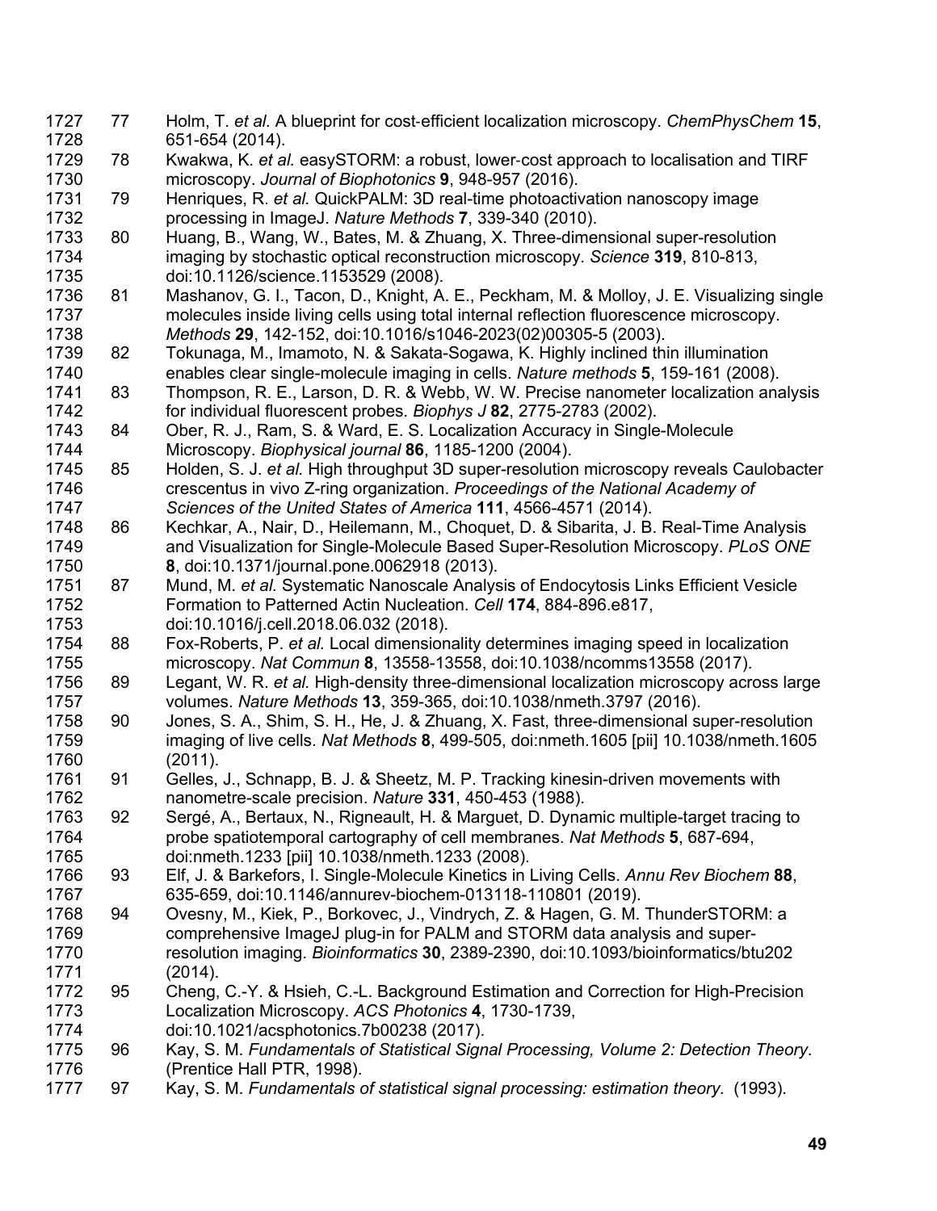77 Holm, T. *et al.* A blueprint for cost-efficient localization microscopy. *ChemPhysChem* **15**, 651-654 (2014).

78 Kwakwa, K. *et al.* easySTORM: a robust, lower-cost approach to localisation and TIRF microscopy. *Journal of Biophotonics* **9**, 948-957 (2016).

79 Henriques, R. *et al.* QuickPALM: 3D real-time photoactivation nanoscopy image processing in ImageJ. *Nature Methods* **7**, 339-340 (2010).

80 Huang, B., Wang, W., Bates, M. & Zhuang, X. Three-dimensional super-resolution imaging by stochastic optical reconstruction microscopy. *Science* **319**, 810-813, doi:10.1126/science.1153529 (2008).

81 Mashanov, G. I., Tacon, D., Knight, A. E., Peckham, M. & Molloy, J. E. Visualizing single molecules inside living cells using total internal reflection fluorescence microscopy. *Methods* **29**, 142-152, doi:10.1016/s1046-2023(02)00305-5 (2003).

82 Tokunaga, M., Imamoto, N. & Sakata-Sogawa, K. Highly inclined thin illumination enables clear single-molecule imaging in cells. *Nature methods* **5**, 159-161 (2008).

83 Thompson, R. E., Larson, D. R. & Webb, W. W. Precise nanometer localization analysis for individual fluorescent probes. *Biophys J* **82**, 2775-2783 (2002).

84 Ober, R. J., Ram, S. & Ward, E. S. Localization Accuracy in Single-Molecule Microscopy. *Biophysical journal* **86**, 1185-1200 (2004).

85 Holden, S. J. *et al.* High throughput 3D super-resolution microscopy reveals Caulobacter crescentus in vivo Z-ring organization. *Proceedings of the National Academy of Sciences of the United States of America* **111**, 4566-4571 (2014).

86 Kechkar, A., Nair, D., Heilemann, M., Choquet, D. & Sibarita, J. B. Real-Time Analysis and Visualization for Single-Molecule Based Super-Resolution Microscopy. *PLoS ONE* **8**, doi:10.1371/journal.pone.0062918 (2013).

87 Mund, M. *et al.* Systematic Nanoscale Analysis of Endocytosis Links Efficient Vesicle Formation to Patterned Actin Nucleation. *Cell* **174**, 884-896.e817, doi:10.1016/j.cell.2018.06.032 (2018).

88 Fox-Roberts, P. *et al.* Local dimensionality determines imaging speed in localization microscopy. *Nat Commun* **8**, 13558-13558, doi:10.1038/ncomms13558 (2017).

89 Legant, W. R. *et al.* High-density three-dimensional localization microscopy across large volumes. *Nature Methods* **13**, 359-365, doi:10.1038/nmeth.3797 (2016).

90 Jones, S. A., Shim, S. H., He, J. & Zhuang, X. Fast, three-dimensional super-resolution imaging of live cells. *Nat Methods* **8**, 499-505, doi:nmeth.1605 [pii] 10.1038/nmeth.1605 (2011).

91 Gelles, J., Schnapp, B. J. & Sheetz, M. P. Tracking kinesin-driven movements with nanometre-scale precision. *Nature* **331**, 450-453 (1988).

92 Sergé, A., Bertaux, N., Rigneault, H. & Marguet, D. Dynamic multiple-target tracing to probe spatiotemporal cartography of cell membranes. *Nat Methods* **5**, 687-694, doi:nmeth.1233 [pii] 10.1038/nmeth.1233 (2008).

93 Elf, J. & Barkefors, I. Single-Molecule Kinetics in Living Cells. *Annu Rev Biochem* **88**, 635-659, doi:10.1146/annurev-biochem-013118-110801 (2019).

94 Ovesny, M., Kiek, P., Borkovec, J., Vindrych, Z. & Hagen, G. M. ThunderSTORM: a comprehensive ImageJ plug-in for PALM and STORM data analysis and super-resolution imaging. *Bioinformatics* **30**, 2389-2390, doi:10.1093/bioinformatics/btu202 (2014).

95 Cheng, C.-Y. & Hsieh, C.-L. Background Estimation and Correction for High-Precision Localization Microscopy. *ACS Photonics* **4**, 1730-1739, doi:10.1021/acsphotonics.7b00238 (2017).

96 Kay, S. M. *Fundamentals of Statistical Signal Processing, Volume 2: Detection Theory*. (Prentice Hall PTR, 1998).

97 Kay, S. M. *Fundamentals of statistical signal processing: estimation theory*. (1993).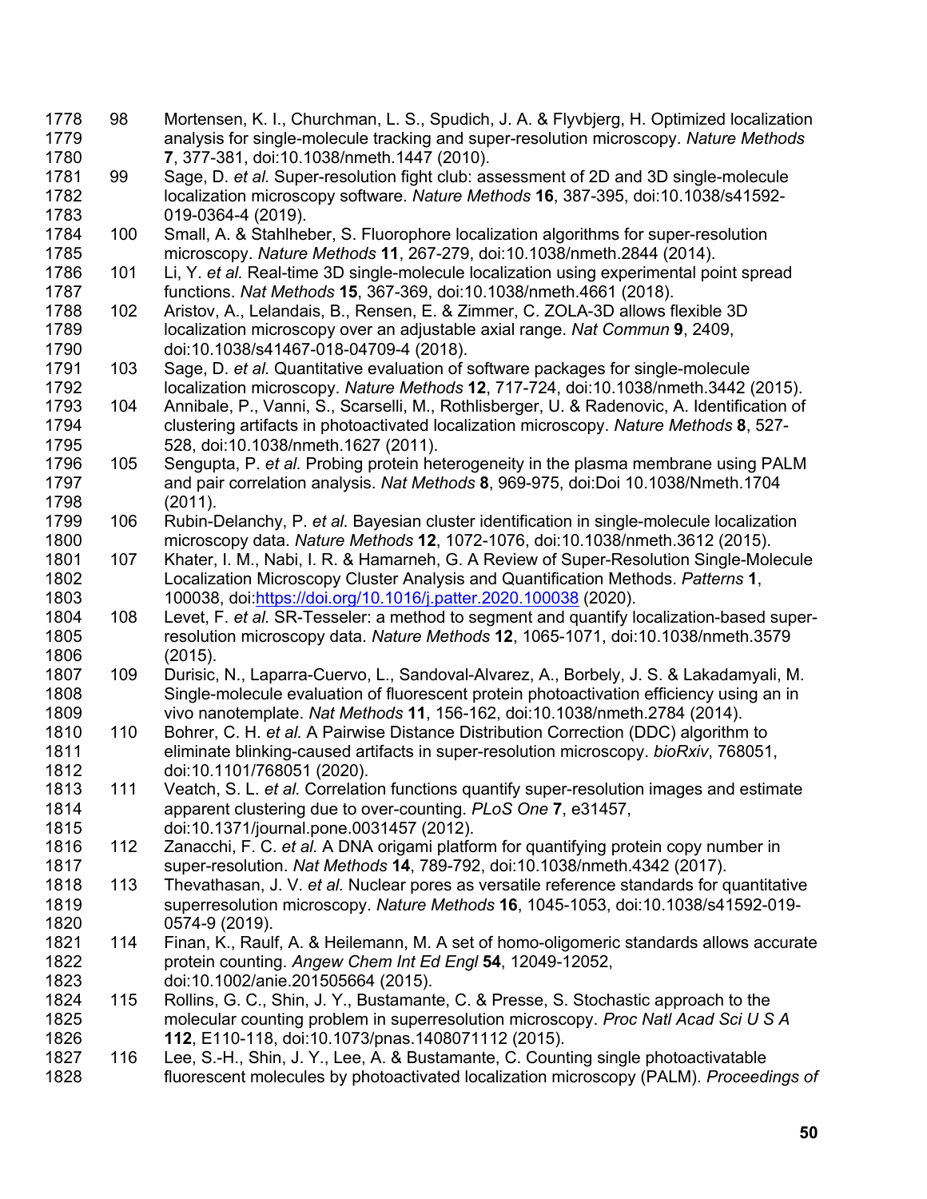98 Mortensen, K. I., Churchman, L. S., Spudich, J. A. & Flyvbjerg, H. Optimized localization analysis for single-molecule tracking and super-resolution microscopy. *Nature Methods* **7**, 377-381, doi:10.1038/nmeth.1447 (2010).

99 Sage, D. *et al.* Super-resolution fight club: assessment of 2D and 3D single-molecule localization microscopy software. *Nature Methods* **16**, 387-395, doi:10.1038/s41592-019-0364-4 (2019).

100 Small, A. & Stahlheber, S. Fluorophore localization algorithms for super-resolution microscopy. *Nature Methods* **11**, 267-279, doi:10.1038/nmeth.2844 (2014).

101 Li, Y. *et al.* Real-time 3D single-molecule localization using experimental point spread functions. *Nat Methods* **15**, 367-369, doi:10.1038/nmeth.4661 (2018).

102 Aristov, A., Lelandais, B., Rensen, E. & Zimmer, C. ZOLA-3D allows flexible 3D localization microscopy over an adjustable axial range. *Nat Commun* **9**, 2409, doi:10.1038/s41467-018-04709-4 (2018).

103 Sage, D. *et al.* Quantitative evaluation of software packages for single-molecule localization microscopy. *Nature Methods* **12**, 717-724, doi:10.1038/nmeth.3442 (2015).

104 Annibale, P., Vanni, S., Scarselli, M., Rothlisberger, U. & Radenovic, A. Identification of clustering artifacts in photoactivated localization microscopy. *Nature Methods* **8**, 527-528, doi:10.1038/nmeth.1627 (2011).

105 Sengupta, P. *et al.* Probing protein heterogeneity in the plasma membrane using PALM and pair correlation analysis. *Nat Methods* **8**, 969-975, doi:Doi 10.1038/Nmeth.1704 (2011).

106 Rubin-Delanchy, P. *et al.* Bayesian cluster identification in single-molecule localization microscopy data. *Nature Methods* **12**, 1072-1076, doi:10.1038/nmeth.3612 (2015).

107 Khater, I. M., Nabi, I. R. & Hamarneh, G. A Review of Super-Resolution Single-Molecule Localization Microscopy Cluster Analysis and Quantification Methods. *Patterns* **1**, 100038, doi:https://doi.org/10.1016/j.patter.2020.100038 (2020).

108 Levet, F. *et al.* SR-Tesseler: a method to segment and quantify localization-based super-resolution microscopy data. *Nature Methods* **12**, 1065-1071, doi:10.1038/nmeth.3579 (2015).

109 Durisic, N., Laparra-Cuervo, L., Sandoval-Alvarez, A., Borbely, J. S. & Lakadamyali, M. Single-molecule evaluation of fluorescent protein photoactivation efficiency using an in vivo nanotemplate. *Nat Methods* **11**, 156-162, doi:10.1038/nmeth.2784 (2014).

110 Bohrer, C. H. *et al.* A Pairwise Distance Distribution Correction (DDC) algorithm to eliminate blinking-caused artifacts in super-resolution microscopy. *bioRxiv*, 768051, doi:10.1101/768051 (2020).

111 Veatch, S. L. *et al.* Correlation functions quantify super-resolution images and estimate apparent clustering due to over-counting. *PLoS One* **7**, e31457, doi:10.1371/journal.pone.0031457 (2012).

112 Zanacchi, F. C. *et al.* A DNA origami platform for quantifying protein copy number in super-resolution. *Nat Methods* **14**, 789-792, doi:10.1038/nmeth.4342 (2017).

113 Thevathasan, J. V. *et al.* Nuclear pores as versatile reference standards for quantitative superresolution microscopy. *Nature Methods* **16**, 1045-1053, doi:10.1038/s41592-019-0574-9 (2019).

114 Finan, K., Raulf, A. & Heilemann, M. A set of homo-oligomeric standards allows accurate protein counting. *Angew Chem Int Ed Engl* **54**, 12049-12052, doi:10.1002/anie.201505664 (2015).

115 Rollins, G. C., Shin, J. Y., Bustamante, C. & Presse, S. Stochastic approach to the molecular counting problem in superresolution microscopy. *Proc Natl Acad Sci U S A* **112**, E110-118, doi:10.1073/pnas.1408071112 (2015).

116 Lee, S.-H., Shin, J. Y., Lee, A. & Bustamante, C. Counting single photoactivatable fluorescent molecules by photoactivated localization microscopy (PALM). *Proceedings of*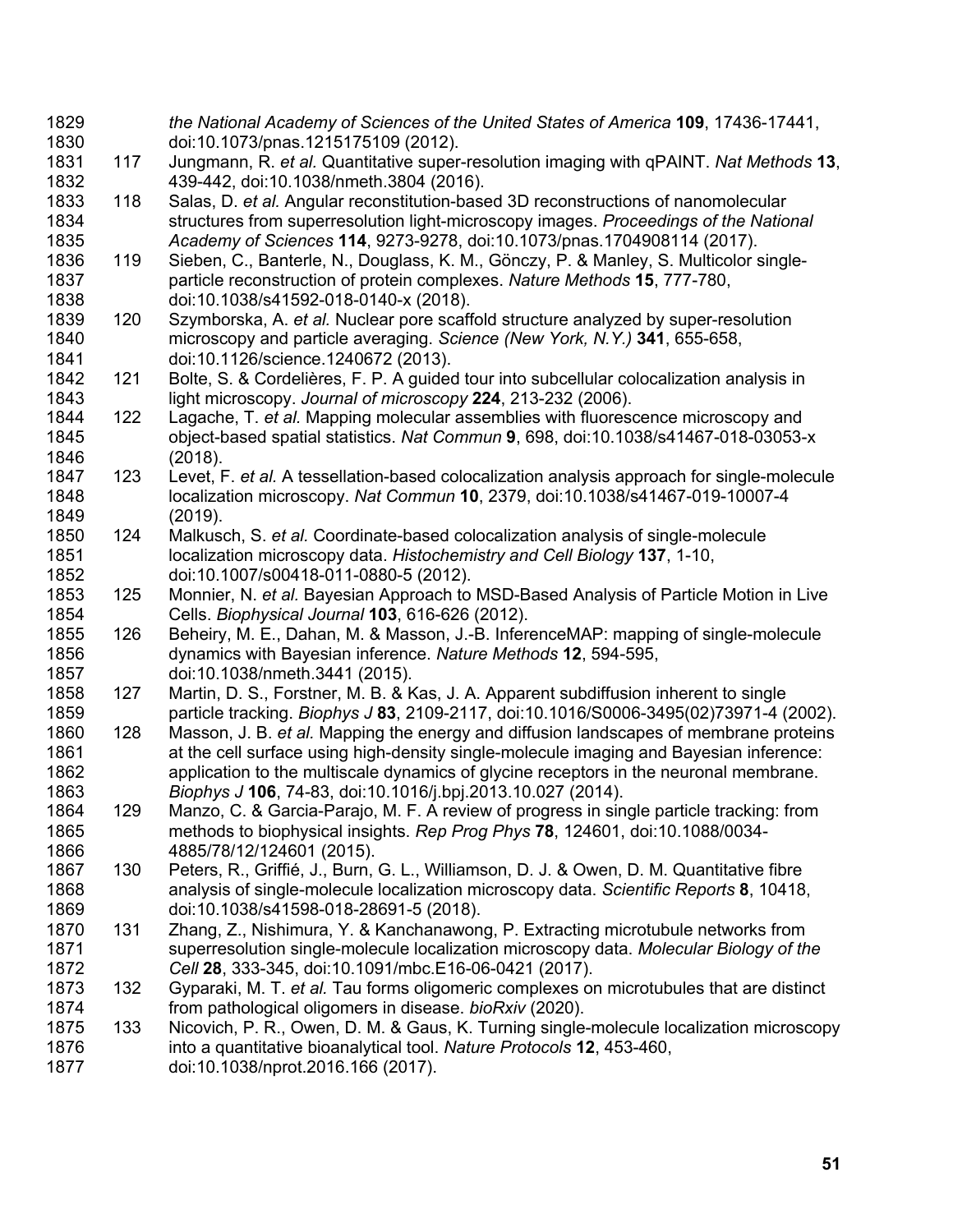the *National Academy of Sciences of the United States of America* **109**, 17436-17441, doi:10.1073/pnas.1215175109 (2012).

117 Jungmann, R. *et al.* Quantitative super-resolution imaging with qPAINT. *Nat Methods* **13**, 439-442, doi:10.1038/nmeth.3804 (2016).

118 Salas, D. *et al.* Angular reconstitution-based 3D reconstructions of nanomolecular structures from superresolution light-microscopy images. *Proceedings of the National Academy of Sciences* **114**, 9273-9278, doi:10.1073/pnas.1704908114 (2017).

119 Sieben, C., Banterle, N., Douglass, K. M., Gönczy, P. & Manley, S. Multicolor single-particle reconstruction of protein complexes. *Nature Methods* **15**, 777-780, doi:10.1038/s41592-018-0140-x (2018).

120 Szymborska, A. *et al.* Nuclear pore scaffold structure analyzed by super-resolution microscopy and particle averaging. *Science (New York, N.Y.)* **341**, 655-658, doi:10.1126/science.1240672 (2013).

121 Bolte, S. & Cordelières, F. P. A guided tour into subcellular colocalization analysis in light microscopy. *Journal of microscopy* **224**, 213-232 (2006).

122 Lagache, T. *et al.* Mapping molecular assemblies with fluorescence microscopy and object-based spatial statistics. *Nat Commun* **9**, 698, doi:10.1038/s41467-018-03053-x (2018).

123 Levet, F. *et al.* A tessellation-based colocalization analysis approach for single-molecule localization microscopy. *Nat Commun* **10**, 2379, doi:10.1038/s41467-019-10007-4 (2019).

124 Malkusch, S. *et al.* Coordinate-based colocalization analysis of single-molecule localization microscopy data. *Histochemistry and Cell Biology* **137**, 1-10, doi:10.1007/s00418-011-0880-5 (2012).

125 Monnier, N. *et al.* Bayesian Approach to MSD-Based Analysis of Particle Motion in Live Cells. *Biophysical Journal* **103**, 616-626 (2012).

126 Beheiry, M. E., Dahan, M. & Masson, J.-B. InferenceMAP: mapping of single-molecule dynamics with Bayesian inference. *Nature Methods* **12**, 594-595, doi:10.1038/nmeth.3441 (2015).

127 Martin, D. S., Forstner, M. B. & Kas, J. A. Apparent subdiffusion inherent to single particle tracking. *Biophys J* **83**, 2109-2117, doi:10.1016/S0006-3495(02)73971-4 (2002).

128 Masson, J. B. *et al.* Mapping the energy and diffusion landscapes of membrane proteins at the cell surface using high-density single-molecule imaging and Bayesian inference: application to the multiscale dynamics of glycine receptors in the neuronal membrane. *Biophys J* **106**, 74-83, doi:10.1016/j.bpj.2013.10.027 (2014).

129 Manzo, C. & Garcia-Parajo, M. F. A review of progress in single particle tracking: from methods to biophysical insights. *Rep Prog Phys* **78**, 124601, doi:10.1088/0034-4885/78/12/124601 (2015).

130 Peters, R., Griffié, J., Burn, G. L., Williamson, D. J. & Owen, D. M. Quantitative fibre analysis of single-molecule localization microscopy data. *Scientific Reports* **8**, 10418, doi:10.1038/s41598-018-28691-5 (2018).

131 Zhang, Z., Nishimura, Y. & Kanchanawong, P. Extracting microtubule networks from superresolution single-molecule localization microscopy data. *Molecular Biology of the Cell* **28**, 333-345, doi:10.1091/mbc.E16-06-0421 (2017).

132 Gyparaki, M. T. *et al.* Tau forms oligomeric complexes on microtubules that are distinct from pathological oligomers in disease. *bioRxiv* (2020).

133 Nicovich, P. R., Owen, D. M. & Gaus, K. Turning single-molecule localization microscopy into a quantitative bioanalytical tool. *Nature Protocols* **12**, 453-460, doi:10.1038/nprot.2016.166 (2017).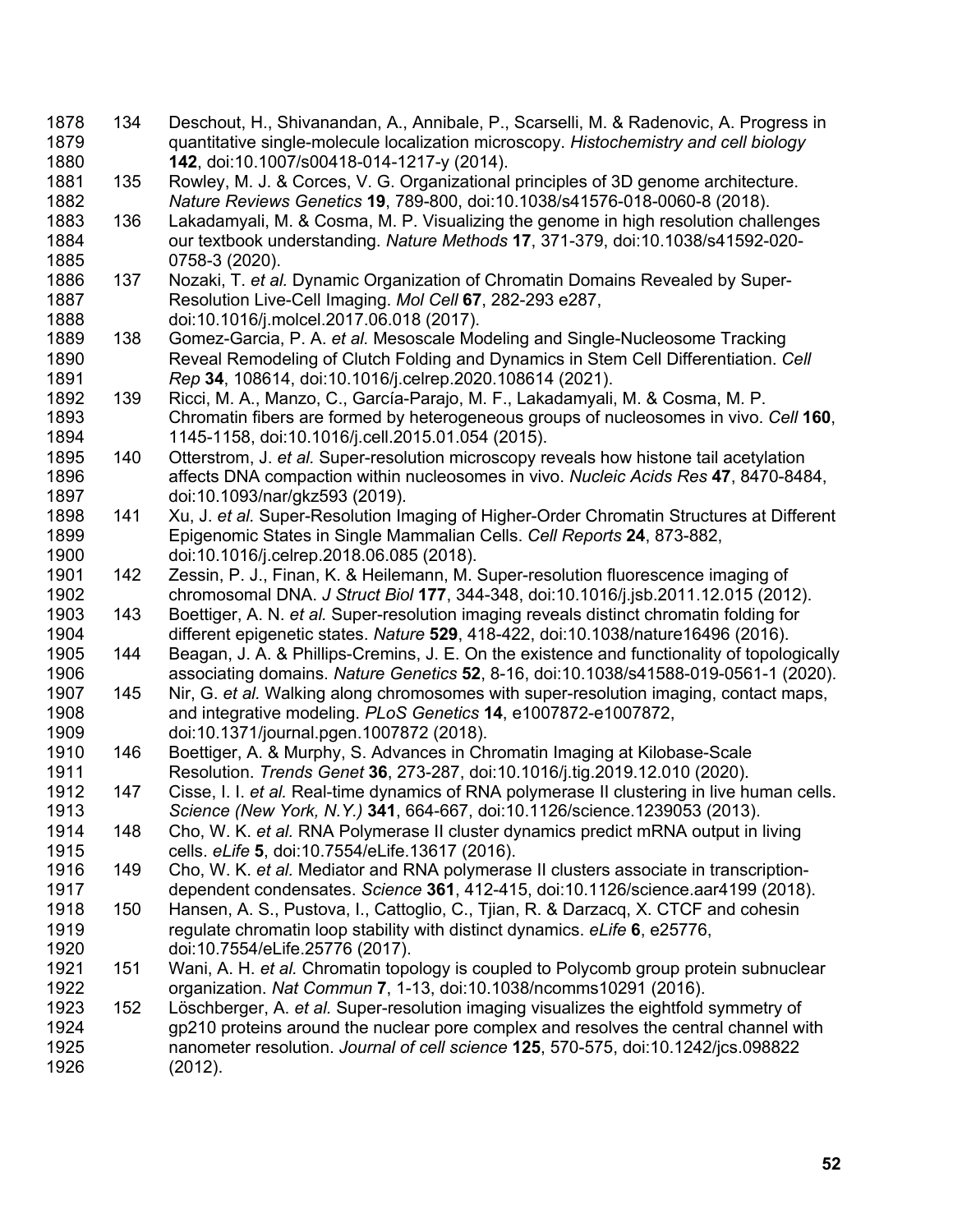134 Deschout, H., Shivanandan, A., Annibale, P., Scarselli, M. & Radenovic, A. Progress in quantitative single-molecule localization microscopy. *Histochemistry and cell biology* **142**, doi:10.1007/s00418-014-1217-y (2014).

135 Rowley, M. J. & Corces, V. G. Organizational principles of 3D genome architecture. *Nature Reviews Genetics* **19**, 789-800, doi:10.1038/s41576-018-0060-8 (2018).

136 Lakadamyali, M. & Cosma, M. P. Visualizing the genome in high resolution challenges our textbook understanding. *Nature Methods* **17**, 371-379, doi:10.1038/s41592-020-0758-3 (2020).

137 Nozaki, T. *et al.* Dynamic Organization of Chromatin Domains Revealed by Super-Resolution Live-Cell Imaging. *Mol Cell* **67**, 282-293 e287, doi:10.1016/j.molcel.2017.06.018 (2017).

138 Gomez-Garcia, P. A. *et al.* Mesoscale Modeling and Single-Nucleosome Tracking Reveal Remodeling of Clutch Folding and Dynamics in Stem Cell Differentiation. *Cell Rep* **34**, 108614, doi:10.1016/j.celrep.2020.108614 (2021).

139 Ricci, M. A., Manzo, C., García-Parajo, M. F., Lakadamyali, M. & Cosma, M. P. Chromatin fibers are formed by heterogeneous groups of nucleosomes in vivo. *Cell* **160**, 1145-1158, doi:10.1016/j.cell.2015.01.054 (2015).

140 Otterstrom, J. *et al.* Super-resolution microscopy reveals how histone tail acetylation affects DNA compaction within nucleosomes in vivo. *Nucleic Acids Res* **47**, 8470-8484, doi:10.1093/nar/gkz593 (2019).

141 Xu, J. *et al.* Super-Resolution Imaging of Higher-Order Chromatin Structures at Different Epigenomic States in Single Mammalian Cells. *Cell Reports* **24**, 873-882, doi:10.1016/j.celrep.2018.06.085 (2018).

142 Zessin, P. J., Finan, K. & Heilemann, M. Super-resolution fluorescence imaging of chromosomal DNA. *J Struct Biol* **177**, 344-348, doi:10.1016/j.jsb.2011.12.015 (2012).

143 Boettiger, A. N. *et al.* Super-resolution imaging reveals distinct chromatin folding for different epigenetic states. *Nature* **529**, 418-422, doi:10.1038/nature16496 (2016).

144 Beagan, J. A. & Phillips-Cremins, J. E. On the existence and functionality of topologically associating domains. *Nature Genetics* **52**, 8-16, doi:10.1038/s41588-019-0561-1 (2020).

145 Nir, G. *et al.* Walking along chromosomes with super-resolution imaging, contact maps, and integrative modeling. *PLoS Genetics* **14**, e1007872-e1007872, doi:10.1371/journal.pgen.1007872 (2018).

146 Boettiger, A. & Murphy, S. Advances in Chromatin Imaging at Kilobase-Scale Resolution. *Trends Genet* **36**, 273-287, doi:10.1016/j.tig.2019.12.010 (2020).

147 Cisse, I. I. *et al.* Real-time dynamics of RNA polymerase II clustering in live human cells. *Science (New York, N.Y.)* **341**, 664-667, doi:10.1126/science.1239053 (2013).

148 Cho, W. K. *et al.* RNA Polymerase II cluster dynamics predict mRNA output in living cells. *eLife* **5**, doi:10.7554/eLife.13617 (2016).

149 Cho, W. K. *et al.* Mediator and RNA polymerase II clusters associate in transcription-dependent condensates. *Science* **361**, 412-415, doi:10.1126/science.aar4199 (2018).

150 Hansen, A. S., Pustova, I., Cattoglio, C., Tjian, R. & Darzacq, X. CTCF and cohesin regulate chromatin loop stability with distinct dynamics. *eLife* **6**, e25776, doi:10.7554/eLife.25776 (2017).

151 Wani, A. H. *et al.* Chromatin topology is coupled to Polycomb group protein subnuclear organization. *Nat Commun* **7**, 1-13, doi:10.1038/ncomms10291 (2016).

152 Löschberger, A. *et al.* Super-resolution imaging visualizes the eightfold symmetry of gp210 proteins around the nuclear pore complex and resolves the central channel with nanometer resolution. *Journal of cell science* **125**, 570-575, doi:10.1242/jcs.098822 (2012).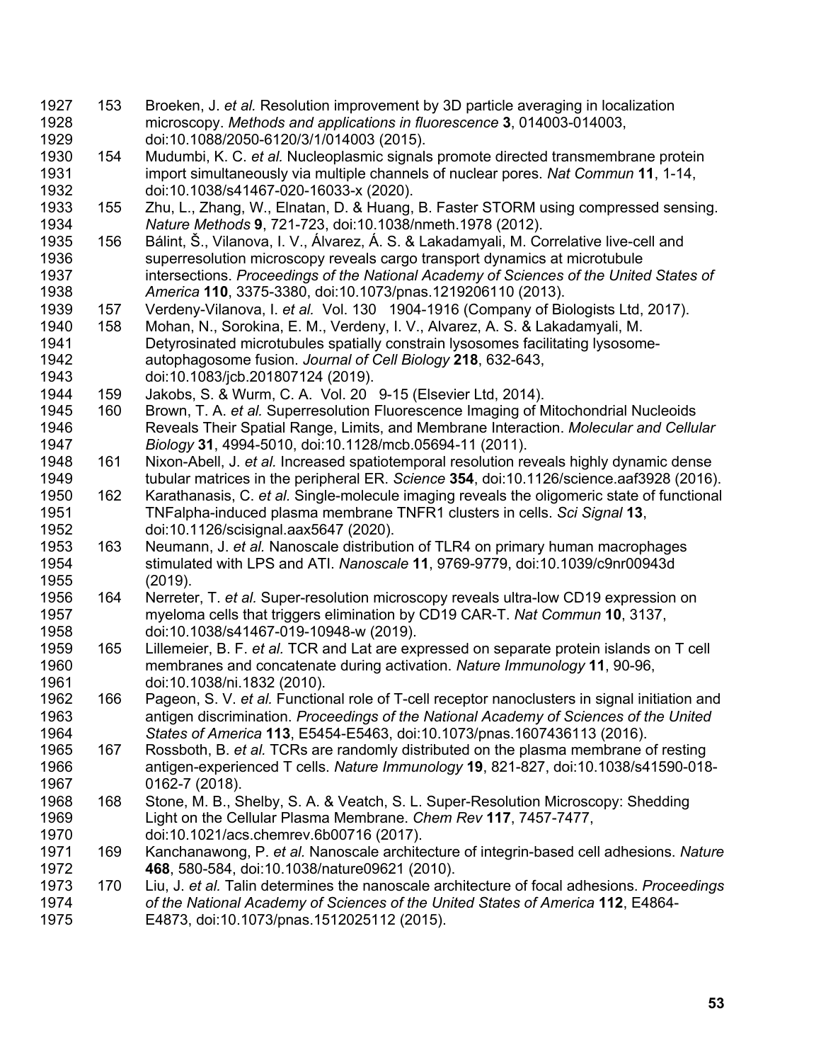153 Broeken, J. *et al.* Resolution improvement by 3D particle averaging in localization microscopy. *Methods and applications in fluorescence* **3**, 014003-014003, doi:10.1088/2050-6120/3/1/014003 (2015).

154 Mudumbi, K. C. *et al.* Nucleoplasmic signals promote directed transmembrane protein import simultaneously via multiple channels of nuclear pores. *Nat Commun* **11**, 1-14, doi:10.1038/s41467-020-16033-x (2020).

155 Zhu, L., Zhang, W., Elnatan, D. & Huang, B. Faster STORM using compressed sensing. *Nature Methods* **9**, 721-723, doi:10.1038/nmeth.1978 (2012).

156 Bálint, Š., Vilanova, I. V., Álvarez, Á. S. & Lakadamyali, M. Correlative live-cell and superresolution microscopy reveals cargo transport dynamics at microtubule intersections. *Proceedings of the National Academy of Sciences of the United States of America* **110**, 3375-3380, doi:10.1073/pnas.1219206110 (2013).

157 Verdeny-Vilanova, I. *et al.* Vol. 130 1904-1916 (Company of Biologists Ltd, 2017).

158 Mohan, N., Sorokina, E. M., Verdeny, I. V., Alvarez, A. S. & Lakadamyali, M. Detyrosinated microtubules spatially constrain lysosomes facilitating lysosome-autophagosome fusion. *Journal of Cell Biology* **218**, 632-643, doi:10.1083/jcb.201807124 (2019).

159 Jakobs, S. & Wurm, C. A. Vol. 20 9-15 (Elsevier Ltd, 2014).

160 Brown, T. A. *et al.* Superresolution Fluorescence Imaging of Mitochondrial Nucleoids Reveals Their Spatial Range, Limits, and Membrane Interaction. *Molecular and Cellular Biology* **31**, 4994-5010, doi:10.1128/mcb.05694-11 (2011).

161 Nixon-Abell, J. *et al.* Increased spatiotemporal resolution reveals highly dynamic dense tubular matrices in the peripheral ER. *Science* **354**, doi:10.1126/science.aaf3928 (2016).

162 Karathanasis, C. *et al.* Single-molecule imaging reveals the oligomeric state of functional TNFalpha-induced plasma membrane TNFR1 clusters in cells. *Sci Signal* **13**, doi:10.1126/scisignal.aax5647 (2020).

163 Neumann, J. *et al.* Nanoscale distribution of TLR4 on primary human macrophages stimulated with LPS and ATI. *Nanoscale* **11**, 9769-9779, doi:10.1039/c9nr00943d (2019).

164 Nerreter, T. *et al.* Super-resolution microscopy reveals ultra-low CD19 expression on myeloma cells that triggers elimination by CD19 CAR-T. *Nat Commun* **10**, 3137, doi:10.1038/s41467-019-10948-w (2019).

165 Lillemeier, B. F. *et al.* TCR and Lat are expressed on separate protein islands on T cell membranes and concatenate during activation. *Nature Immunology* **11**, 90-96, doi:10.1038/ni.1832 (2010).

166 Pageon, S. V. *et al.* Functional role of T-cell receptor nanoclusters in signal initiation and antigen discrimination. *Proceedings of the National Academy of Sciences of the United States of America* **113**, E5454-E5463, doi:10.1073/pnas.1607436113 (2016).

167 Rossboth, B. *et al.* TCRs are randomly distributed on the plasma membrane of resting antigen-experienced T cells. *Nature Immunology* **19**, 821-827, doi:10.1038/s41590-018-0162-7 (2018).

168 Stone, M. B., Shelby, S. A. & Veatch, S. L. Super-Resolution Microscopy: Shedding Light on the Cellular Plasma Membrane. *Chem Rev* **117**, 7457-7477, doi:10.1021/acs.chemrev.6b00716 (2017).

169 Kanchanawong, P. *et al.* Nanoscale architecture of integrin-based cell adhesions. *Nature* **468**, 580-584, doi:10.1038/nature09621 (2010).

170 Liu, J. *et al.* Talin determines the nanoscale architecture of focal adhesions. *Proceedings of the National Academy of Sciences of the United States of America* **112**, E4864-E4873, doi:10.1073/pnas.1512025112 (2015).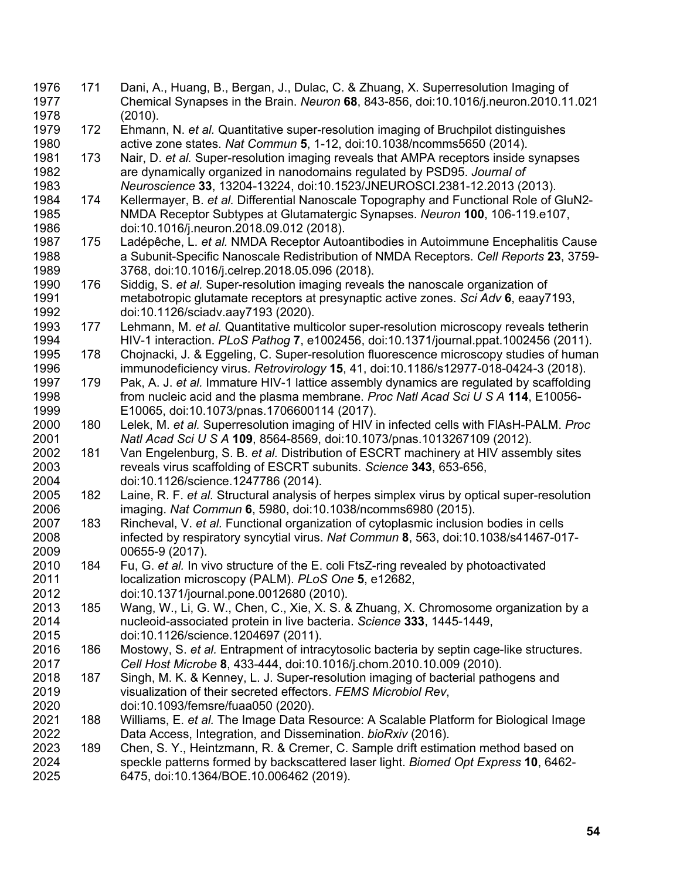171 Dani, A., Huang, B., Bergan, J., Dulac, C. & Zhuang, X. Superresolution Imaging of Chemical Synapses in the Brain. *Neuron* **68**, 843-856, doi:10.1016/j.neuron.2010.11.021 (2010).

172 Ehmann, N. *et al.* Quantitative super-resolution imaging of Bruchpilot distinguishes active zone states. *Nat Commun* **5**, 1-12, doi:10.1038/ncomms5650 (2014).

173 Nair, D. *et al.* Super-resolution imaging reveals that AMPA receptors inside synapses are dynamically organized in nanodomains regulated by PSD95. *Journal of Neuroscience* **33**, 13204-13224, doi:10.1523/JNEUROSCI.2381-12.2013 (2013).

174 Kellermayer, B. *et al.* Differential Nanoscale Topography and Functional Role of GluN2-NMDA Receptor Subtypes at Glutamatergic Synapses. *Neuron* **100**, 106-119.e107, doi:10.1016/j.neuron.2018.09.012 (2018).

175 Ladépêche, L. *et al.* NMDA Receptor Autoantibodies in Autoimmune Encephalitis Cause a Subunit-Specific Nanoscale Redistribution of NMDA Receptors. *Cell Reports* **23**, 3759-3768, doi:10.1016/j.celrep.2018.05.096 (2018).

176 Siddig, S. *et al.* Super-resolution imaging reveals the nanoscale organization of metabotropic glutamate receptors at presynaptic active zones. *Sci Adv* **6**, eaay7193, doi:10.1126/sciadv.aay7193 (2020).

177 Lehmann, M. *et al.* Quantitative multicolor super-resolution microscopy reveals tetherin HIV-1 interaction. *PLoS Pathog* **7**, e1002456, doi:10.1371/journal.ppat.1002456 (2011).

178 Chojnacki, J. & Eggeling, C. Super-resolution fluorescence microscopy studies of human immunodeficiency virus. *Retrovirology* **15**, 41, doi:10.1186/s12977-018-0424-3 (2018).

179 Pak, A. J. *et al.* Immature HIV-1 lattice assembly dynamics are regulated by scaffolding from nucleic acid and the plasma membrane. *Proc Natl Acad Sci U S A* **114**, E10056-E10065, doi:10.1073/pnas.1706600114 (2017).

180 Lelek, M. *et al.* Superresolution imaging of HIV in infected cells with FlAsH-PALM. *Proc Natl Acad Sci U S A* **109**, 8564-8569, doi:10.1073/pnas.1013267109 (2012).

181 Van Engelenburg, S. B. *et al.* Distribution of ESCRT machinery at HIV assembly sites reveals virus scaffolding of ESCRT subunits. *Science* **343**, 653-656, doi:10.1126/science.1247786 (2014).

182 Laine, R. F. *et al.* Structural analysis of herpes simplex virus by optical super-resolution imaging. *Nat Commun* **6**, 5980, doi:10.1038/ncomms6980 (2015).

183 Rincheval, V. *et al.* Functional organization of cytoplasmic inclusion bodies in cells infected by respiratory syncytial virus. *Nat Commun* **8**, 563, doi:10.1038/s41467-017-00655-9 (2017).

184 Fu, G. *et al.* In vivo structure of the E. coli FtsZ-ring revealed by photoactivated localization microscopy (PALM). *PLoS One* **5**, e12682, doi:10.1371/journal.pone.0012680 (2010).

185 Wang, W., Li, G. W., Chen, C., Xie, X. S. & Zhuang, X. Chromosome organization by a nucleoid-associated protein in live bacteria. *Science* **333**, 1445-1449, doi:10.1126/science.1204697 (2011).

186 Mostowy, S. *et al.* Entrapment of intracytosolic bacteria by septin cage-like structures. *Cell Host Microbe* **8**, 433-444, doi:10.1016/j.chom.2010.10.009 (2010).

187 Singh, M. K. & Kenney, L. J. Super-resolution imaging of bacterial pathogens and visualization of their secreted effectors. *FEMS Microbiol Rev*, doi:10.1093/femsre/fuaa050 (2020).

188 Williams, E. *et al.* The Image Data Resource: A Scalable Platform for Biological Image Data Access, Integration, and Dissemination. *bioRxiv* (2016).

189 Chen, S. Y., Heintzmann, R. & Cremer, C. Sample drift estimation method based on speckle patterns formed by backscattered laser light. *Biomed Opt Express* **10**, 6462-6475, doi:10.1364/BOE.10.006462 (2019).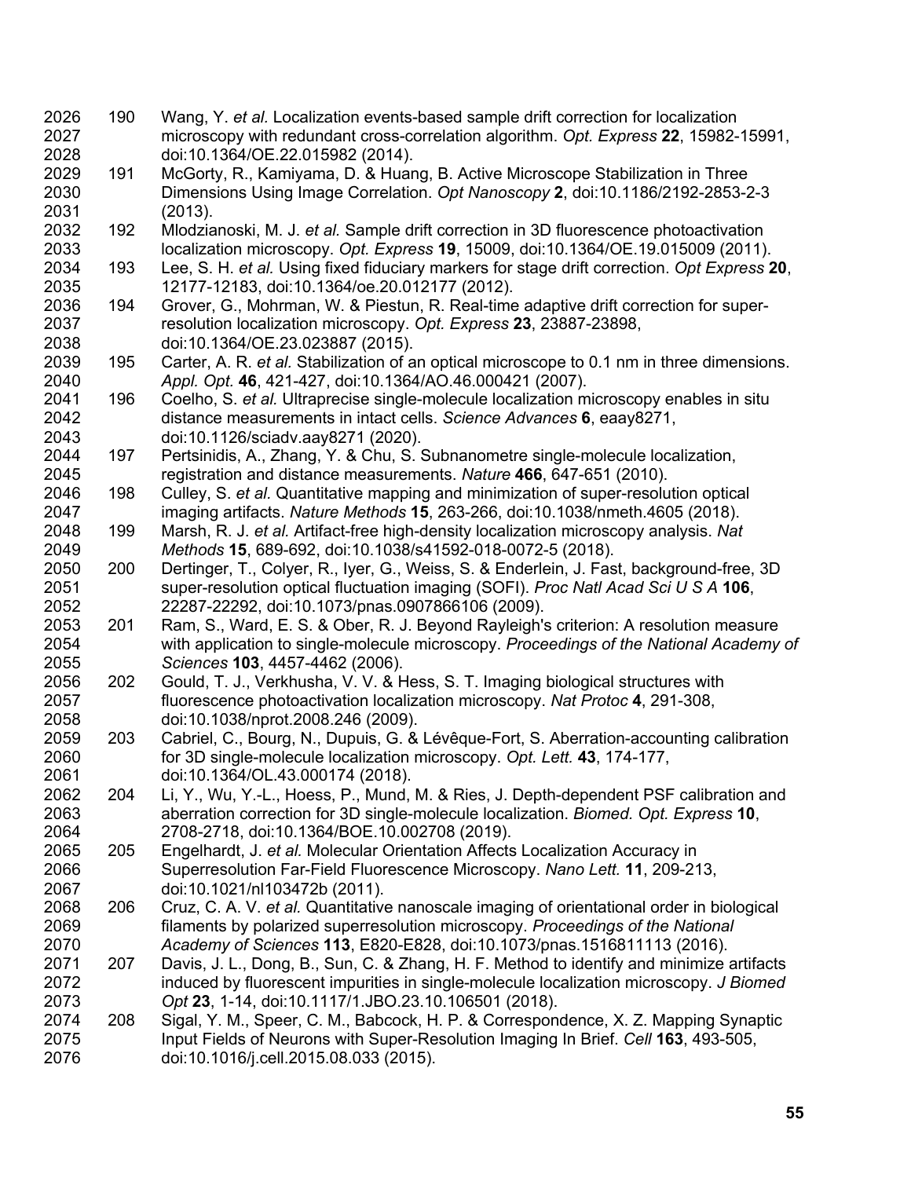190 Wang, Y. *et al.* Localization events-based sample drift correction for localization microscopy with redundant cross-correlation algorithm. *Opt. Express* **22**, 15982-15991, doi:10.1364/OE.22.015982 (2014).

191 McGorty, R., Kamiyama, D. & Huang, B. Active Microscope Stabilization in Three Dimensions Using Image Correlation. *Opt Nanoscopy* **2**, doi:10.1186/2192-2853-2-3 (2013).

192 Mlodzianoski, M. J. *et al.* Sample drift correction in 3D fluorescence photoactivation localization microscopy. *Opt. Express* **19**, 15009, doi:10.1364/OE.19.015009 (2011).

193 Lee, S. H. *et al.* Using fixed fiduciary markers for stage drift correction. *Opt Express* **20**, 12177-12183, doi:10.1364/oe.20.012177 (2012).

194 Grover, G., Mohrman, W. & Piestun, R. Real-time adaptive drift correction for super-resolution localization microscopy. *Opt. Express* **23**, 23887-23898, doi:10.1364/OE.23.023887 (2015).

195 Carter, A. R. *et al.* Stabilization of an optical microscope to 0.1 nm in three dimensions. *Appl. Opt.* **46**, 421-427, doi:10.1364/AO.46.000421 (2007).

196 Coelho, S. *et al.* Ultraprecise single-molecule localization microscopy enables in situ distance measurements in intact cells. *Science Advances* **6**, eaay8271, doi:10.1126/sciadv.aay8271 (2020).

197 Pertsinidis, A., Zhang, Y. & Chu, S. Subnanometre single-molecule localization, registration and distance measurements. *Nature* **466**, 647-651 (2010).

198 Culley, S. *et al.* Quantitative mapping and minimization of super-resolution optical imaging artifacts. *Nature Methods* **15**, 263-266, doi:10.1038/nmeth.4605 (2018).

199 Marsh, R. J. *et al.* Artifact-free high-density localization microscopy analysis. *Nat Methods* **15**, 689-692, doi:10.1038/s41592-018-0072-5 (2018).

200 Dertinger, T., Colyer, R., Iyer, G., Weiss, S. & Enderlein, J. Fast, background-free, 3D super-resolution optical fluctuation imaging (SOFI). *Proc Natl Acad Sci U S A* **106**, 22287-22292, doi:10.1073/pnas.0907866106 (2009).

201 Ram, S., Ward, E. S. & Ober, R. J. Beyond Rayleigh's criterion: A resolution measure with application to single-molecule microscopy. *Proceedings of the National Academy of Sciences* **103**, 4457-4462 (2006).

202 Gould, T. J., Verkhusha, V. V. & Hess, S. T. Imaging biological structures with fluorescence photoactivation localization microscopy. *Nat Protoc* **4**, 291-308, doi:10.1038/nprot.2008.246 (2009).

203 Cabriel, C., Bourg, N., Dupuis, G. & Lévêque-Fort, S. Aberration-accounting calibration for 3D single-molecule localization microscopy. *Opt. Lett.* **43**, 174-177, doi:10.1364/OL.43.000174 (2018).

204 Li, Y., Wu, Y.-L., Hoess, P., Mund, M. & Ries, J. Depth-dependent PSF calibration and aberration correction for 3D single-molecule localization. *Biomed. Opt. Express* **10**, 2708-2718, doi:10.1364/BOE.10.002708 (2019).

205 Engelhardt, J. *et al.* Molecular Orientation Affects Localization Accuracy in Superresolution Far-Field Fluorescence Microscopy. *Nano Lett.* **11**, 209-213, doi:10.1021/nl103472b (2011).

206 Cruz, C. A. V. *et al.* Quantitative nanoscale imaging of orientational order in biological filaments by polarized superresolution microscopy. *Proceedings of the National Academy of Sciences* **113**, E820-E828, doi:10.1073/pnas.1516811113 (2016).

207 Davis, J. L., Dong, B., Sun, C. & Zhang, H. F. Method to identify and minimize artifacts induced by fluorescent impurities in single-molecule localization microscopy. *J Biomed Opt* **23**, 1-14, doi:10.1117/1.JBO.23.10.106501 (2018).

208 Sigal, Y. M., Speer, C. M., Babcock, H. P. & Correspondence, X. Z. Mapping Synaptic Input Fields of Neurons with Super-Resolution Imaging In Brief. *Cell* **163**, 493-505, doi:10.1016/j.cell.2015.08.033 (2015).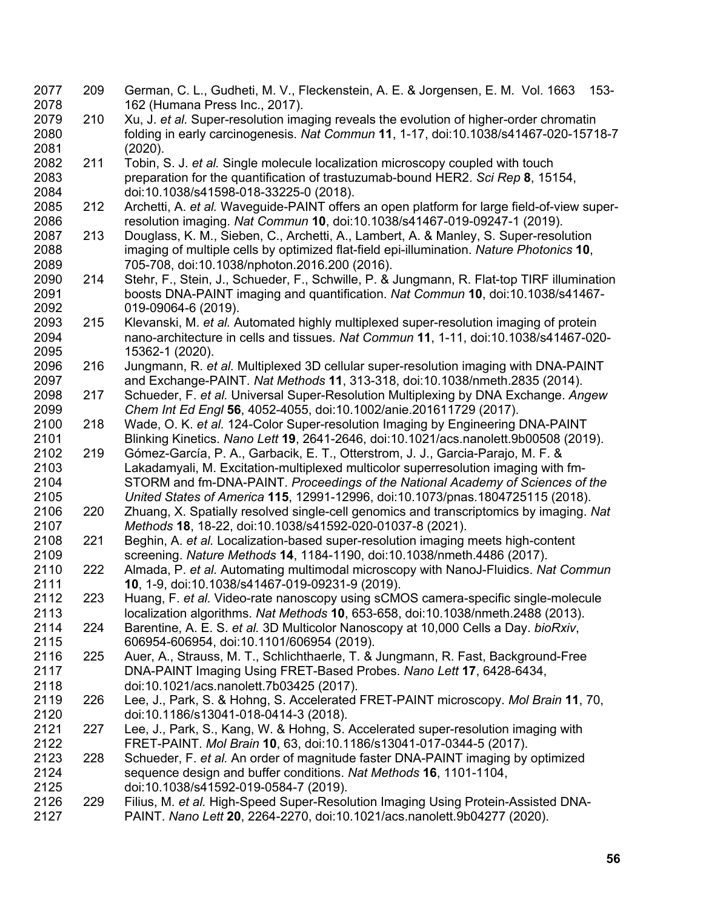209 German, C. L., Gudheti, M. V., Fleckenstein, A. E. & Jorgensen, E. M. Vol. 1663 153-162 (Humana Press Inc., 2017).

210 Xu, J. *et al.* Super-resolution imaging reveals the evolution of higher-order chromatin folding in early carcinogenesis. *Nat Commun* **11**, 1-17, doi:10.1038/s41467-020-15718-7 (2020).

211 Tobin, S. J. *et al.* Single molecule localization microscopy coupled with touch preparation for the quantification of trastuzumab-bound HER2. *Sci Rep* **8**, 15154, doi:10.1038/s41598-018-33225-0 (2018).

212 Archetti, A. *et al.* Waveguide-PAINT offers an open platform for large field-of-view super-resolution imaging. *Nat Commun* **10**, doi:10.1038/s41467-019-09247-1 (2019).

213 Douglass, K. M., Sieben, C., Archetti, A., Lambert, A. & Manley, S. Super-resolution imaging of multiple cells by optimized flat-field epi-illumination. *Nature Photonics* **10**, 705-708, doi:10.1038/nphoton.2016.200 (2016).

214 Stehr, F., Stein, J., Schueder, F., Schwille, P. & Jungmann, R. Flat-top TIRF illumination boosts DNA-PAINT imaging and quantification. *Nat Commun* **10**, doi:10.1038/s41467-019-09064-6 (2019).

215 Klevanski, M. *et al.* Automated highly multiplexed super-resolution imaging of protein nano-architecture in cells and tissues. *Nat Commun* **11**, 1-11, doi:10.1038/s41467-020-15362-1 (2020).

216 Jungmann, R. *et al.* Multiplexed 3D cellular super-resolution imaging with DNA-PAINT and Exchange-PAINT. *Nat Methods* **11**, 313-318, doi:10.1038/nmeth.2835 (2014).

217 Schueder, F. *et al.* Universal Super-Resolution Multiplexing by DNA Exchange. *Angew Chem Int Ed Engl* **56**, 4052-4055, doi:10.1002/anie.201611729 (2017).

218 Wade, O. K. *et al.* 124-Color Super-resolution Imaging by Engineering DNA-PAINT Blinking Kinetics. *Nano Lett* **19**, 2641-2646, doi:10.1021/acs.nanolett.9b00508 (2019).

219 Gómez-García, P. A., Garbacik, E. T., Otterstrom, J. J., Garcia-Parajo, M. F. & Lakadamyali, M. Excitation-multiplexed multicolor superresolution imaging with fm-STORM and fm-DNA-PAINT. *Proceedings of the National Academy of Sciences of the United States of America* **115**, 12991-12996, doi:10.1073/pnas.1804725115 (2018).

220 Zhuang, X. Spatially resolved single-cell genomics and transcriptomics by imaging. *Nat Methods* **18**, 18-22, doi:10.1038/s41592-020-01037-8 (2021).

221 Beghin, A. *et al.* Localization-based super-resolution imaging meets high-content screening. *Nature Methods* **14**, 1184-1190, doi:10.1038/nmeth.4486 (2017).

222 Almada, P. *et al.* Automating multimodal microscopy with NanoJ-Fluidics. *Nat Commun* **10**, 1-9, doi:10.1038/s41467-019-09231-9 (2019).

223 Huang, F. *et al.* Video-rate nanoscopy using sCMOS camera-specific single-molecule localization algorithms. *Nat Methods* **10**, 653-658, doi:10.1038/nmeth.2488 (2013).

224 Barentine, A. E. S. *et al.* 3D Multicolor Nanoscopy at 10,000 Cells a Day. *bioRxiv*, 606954-606954, doi:10.1101/606954 (2019).

225 Auer, A., Strauss, M. T., Schlichthaerle, T. & Jungmann, R. Fast, Background-Free DNA-PAINT Imaging Using FRET-Based Probes. *Nano Lett* **17**, 6428-6434, doi:10.1021/acs.nanolett.7b03425 (2017).

226 Lee, J., Park, S. & Hohng, S. Accelerated FRET-PAINT microscopy. *Mol Brain* **11**, 70, doi:10.1186/s13041-018-0414-3 (2018).

227 Lee, J., Park, S., Kang, W. & Hohng, S. Accelerated super-resolution imaging with FRET-PAINT. *Mol Brain* **10**, 63, doi:10.1186/s13041-017-0344-5 (2017).

228 Schueder, F. *et al.* An order of magnitude faster DNA-PAINT imaging by optimized sequence design and buffer conditions. *Nat Methods* **16**, 1101-1104, doi:10.1038/s41592-019-0584-7 (2019).

229 Filius, M. *et al.* High-Speed Super-Resolution Imaging Using Protein-Assisted DNA-PAINT. *Nano Lett* **20**, 2264-2270, doi:10.1021/acs.nanolett.9b04277 (2020).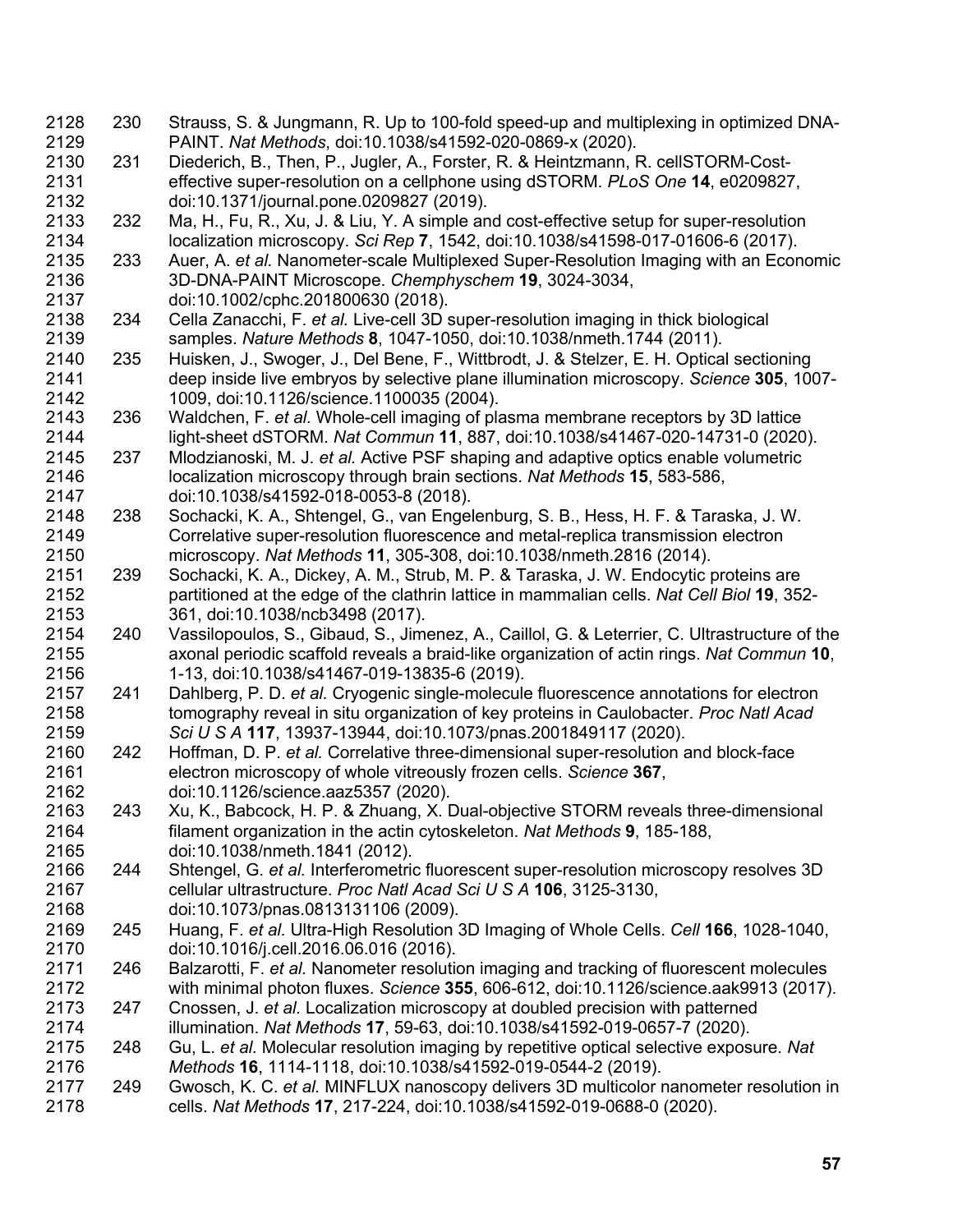230 Strauss, S. & Jungmann, R. Up to 100-fold speed-up and multiplexing in optimized DNA-PAINT. *Nat Methods*, doi:10.1038/s41592-020-0869-x (2020).

231 Diederich, B., Then, P., Jugler, A., Forster, R. & Heintzmann, R. cellSTORM-Cost-effective super-resolution on a cellphone using dSTORM. *PLoS One* **14**, e0209827, doi:10.1371/journal.pone.0209827 (2019).

232 Ma, H., Fu, R., Xu, J. & Liu, Y. A simple and cost-effective setup for super-resolution localization microscopy. *Sci Rep* **7**, 1542, doi:10.1038/s41598-017-01606-6 (2017).

233 Auer, A. *et al.* Nanometer-scale Multiplexed Super-Resolution Imaging with an Economic 3D-DNA-PAINT Microscope. *Chemphyschem* **19**, 3024-3034, doi:10.1002/cphc.201800630 (2018).

234 Cella Zanacchi, F. *et al.* Live-cell 3D super-resolution imaging in thick biological samples. *Nature Methods* **8**, 1047-1050, doi:10.1038/nmeth.1744 (2011).

235 Huisken, J., Swoger, J., Del Bene, F., Wittbrodt, J. & Stelzer, E. H. Optical sectioning deep inside live embryos by selective plane illumination microscopy. *Science* **305**, 1007-1009, doi:10.1126/science.1100035 (2004).

236 Waldchen, F. *et al.* Whole-cell imaging of plasma membrane receptors by 3D lattice light-sheet dSTORM. *Nat Commun* **11**, 887, doi:10.1038/s41467-020-14731-0 (2020).

237 Mlodzianoski, M. J. *et al.* Active PSF shaping and adaptive optics enable volumetric localization microscopy through brain sections. *Nat Methods* **15**, 583-586, doi:10.1038/s41592-018-0053-8 (2018).

238 Sochacki, K. A., Shtengel, G., van Engelenburg, S. B., Hess, H. F. & Taraska, J. W. Correlative super-resolution fluorescence and metal-replica transmission electron microscopy. *Nat Methods* **11**, 305-308, doi:10.1038/nmeth.2816 (2014).

239 Sochacki, K. A., Dickey, A. M., Strub, M. P. & Taraska, J. W. Endocytic proteins are partitioned at the edge of the clathrin lattice in mammalian cells. *Nat Cell Biol* **19**, 352-361, doi:10.1038/ncb3498 (2017).

240 Vassilopoulos, S., Gibaud, S., Jimenez, A., Caillol, G. & Leterrier, C. Ultrastructure of the axonal periodic scaffold reveals a braid-like organization of actin rings. *Nat Commun* **10**, 1-13, doi:10.1038/s41467-019-13835-6 (2019).

241 Dahlberg, P. D. *et al.* Cryogenic single-molecule fluorescence annotations for electron tomography reveal in situ organization of key proteins in Caulobacter. *Proc Natl Acad Sci U S A* **117**, 13937-13944, doi:10.1073/pnas.2001849117 (2020).

242 Hoffman, D. P. *et al.* Correlative three-dimensional super-resolution and block-face electron microscopy of whole vitreously frozen cells. *Science* **367**, doi:10.1126/science.aaz5357 (2020).

243 Xu, K., Babcock, H. P. & Zhuang, X. Dual-objective STORM reveals three-dimensional filament organization in the actin cytoskeleton. *Nat Methods* **9**, 185-188, doi:10.1038/nmeth.1841 (2012).

244 Shtengel, G. *et al.* Interferometric fluorescent super-resolution microscopy resolves 3D cellular ultrastructure. *Proc Natl Acad Sci U S A* **106**, 3125-3130, doi:10.1073/pnas.0813131106 (2009).

245 Huang, F. *et al.* Ultra-High Resolution 3D Imaging of Whole Cells. *Cell* **166**, 1028-1040, doi:10.1016/j.cell.2016.06.016 (2016).

246 Balzarotti, F. *et al.* Nanometer resolution imaging and tracking of fluorescent molecules with minimal photon fluxes. *Science* **355**, 606-612, doi:10.1126/science.aak9913 (2017).

247 Cnossen, J. *et al.* Localization microscopy at doubled precision with patterned illumination. *Nat Methods* **17**, 59-63, doi:10.1038/s41592-019-0657-7 (2020).

248 Gu, L. *et al.* Molecular resolution imaging by repetitive optical selective exposure. *Nat Methods* **16**, 1114-1118, doi:10.1038/s41592-019-0544-2 (2019).

249 Gwosch, K. C. *et al.* MINFLUX nanoscopy delivers 3D multicolor nanometer resolution in cells. *Nat Methods* **17**, 217-224, doi:10.1038/s41592-019-0688-0 (2020).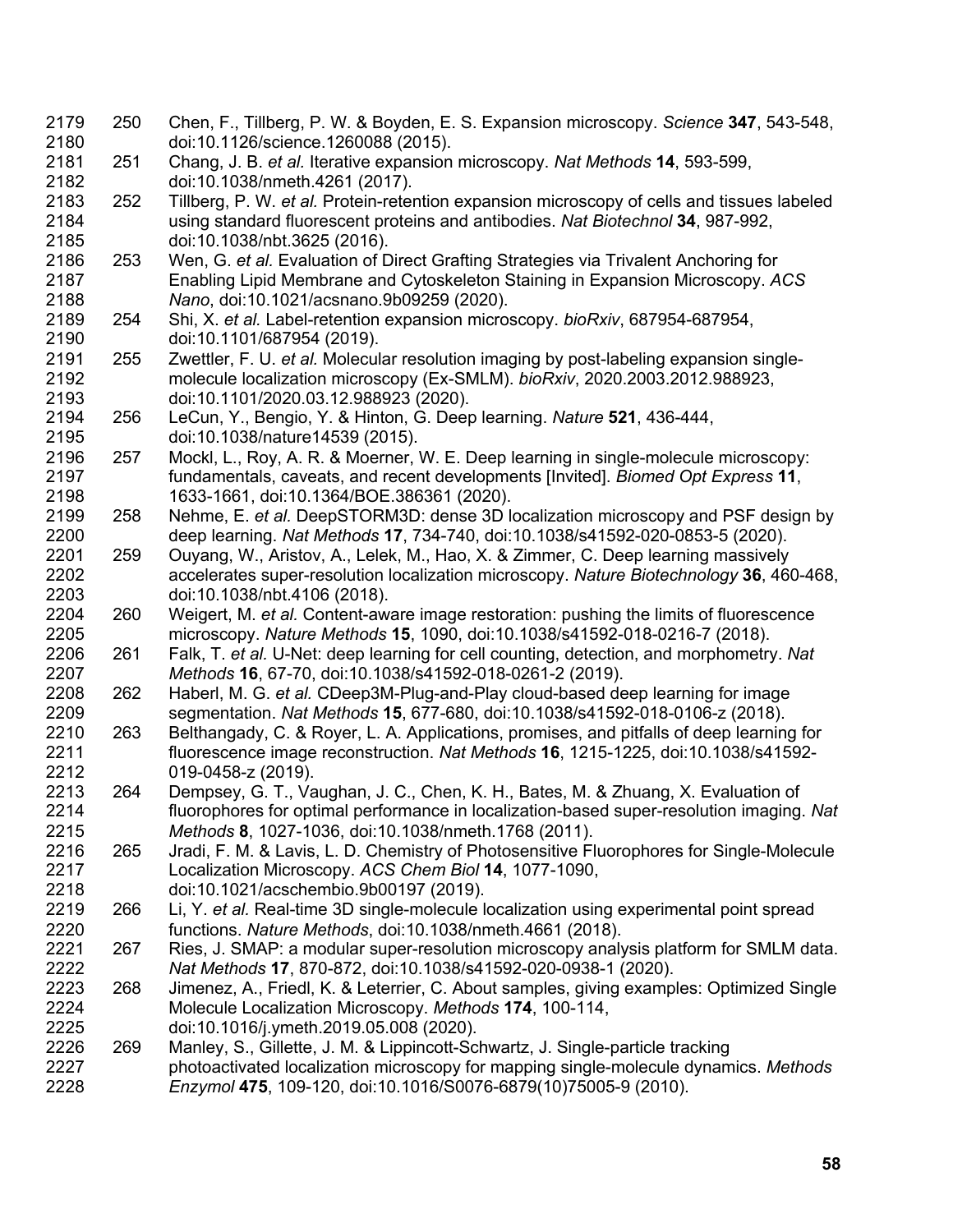250 Chen, F., Tillberg, P. W. & Boyden, E. S. Expansion microscopy. *Science* **347**, 543-548, doi:10.1126/science.1260088 (2015).

251 Chang, J. B. *et al.* Iterative expansion microscopy. *Nat Methods* **14**, 593-599, doi:10.1038/nmeth.4261 (2017).

252 Tillberg, P. W. *et al.* Protein-retention expansion microscopy of cells and tissues labeled using standard fluorescent proteins and antibodies. *Nat Biotechnol* **34**, 987-992, doi:10.1038/nbt.3625 (2016).

253 Wen, G. *et al.* Evaluation of Direct Grafting Strategies via Trivalent Anchoring for Enabling Lipid Membrane and Cytoskeleton Staining in Expansion Microscopy. *ACS Nano*, doi:10.1021/acsnano.9b09259 (2020).

254 Shi, X. *et al.* Label-retention expansion microscopy. *bioRxiv*, 687954-687954, doi:10.1101/687954 (2019).

255 Zwettler, F. U. *et al.* Molecular resolution imaging by post-labeling expansion single-molecule localization microscopy (Ex-SMLM). *bioRxiv*, 2020.2003.2012.988923, doi:10.1101/2020.03.12.988923 (2020).

256 LeCun, Y., Bengio, Y. & Hinton, G. Deep learning. *Nature* **521**, 436-444, doi:10.1038/nature14539 (2015).

257 Mockl, L., Roy, A. R. & Moerner, W. E. Deep learning in single-molecule microscopy: fundamentals, caveats, and recent developments [Invited]. *Biomed Opt Express* **11**, 1633-1661, doi:10.1364/BOE.386361 (2020).

258 Nehme, E. *et al.* DeepSTORM3D: dense 3D localization microscopy and PSF design by deep learning. *Nat Methods* **17**, 734-740, doi:10.1038/s41592-020-0853-5 (2020).

259 Ouyang, W., Aristov, A., Lelek, M., Hao, X. & Zimmer, C. Deep learning massively accelerates super-resolution localization microscopy. *Nature Biotechnology* **36**, 460-468, doi:10.1038/nbt.4106 (2018).

260 Weigert, M. *et al.* Content-aware image restoration: pushing the limits of fluorescence microscopy. *Nature Methods* **15**, 1090, doi:10.1038/s41592-018-0216-7 (2018).

261 Falk, T. *et al.* U-Net: deep learning for cell counting, detection, and morphometry. *Nat Methods* **16**, 67-70, doi:10.1038/s41592-018-0261-2 (2019).

262 Haberl, M. G. *et al.* CDeep3M-Plug-and-Play cloud-based deep learning for image segmentation. *Nat Methods* **15**, 677-680, doi:10.1038/s41592-018-0106-z (2018).

263 Belthangady, C. & Royer, L. A. Applications, promises, and pitfalls of deep learning for fluorescence image reconstruction. *Nat Methods* **16**, 1215-1225, doi:10.1038/s41592-019-0458-z (2019).

264 Dempsey, G. T., Vaughan, J. C., Chen, K. H., Bates, M. & Zhuang, X. Evaluation of fluorophores for optimal performance in localization-based super-resolution imaging. *Nat Methods* **8**, 1027-1036, doi:10.1038/nmeth.1768 (2011).

265 Jradi, F. M. & Lavis, L. D. Chemistry of Photosensitive Fluorophores for Single-Molecule Localization Microscopy. *ACS Chem Biol* **14**, 1077-1090, doi:10.1021/acschembio.9b00197 (2019).

266 Li, Y. *et al.* Real-time 3D single-molecule localization using experimental point spread functions. *Nature Methods*, doi:10.1038/nmeth.4661 (2018).

267 Ries, J. SMAP: a modular super-resolution microscopy analysis platform for SMLM data. *Nat Methods* **17**, 870-872, doi:10.1038/s41592-020-0938-1 (2020).

268 Jimenez, A., Friedl, K. & Leterrier, C. About samples, giving examples: Optimized Single Molecule Localization Microscopy. *Methods* **174**, 100-114, doi:10.1016/j.ymeth.2019.05.008 (2020).

269 Manley, S., Gillette, J. M. & Lippincott-Schwartz, J. Single-particle tracking photoactivated localization microscopy for mapping single-molecule dynamics. *Methods Enzymol* **475**, 109-120, doi:10.1016/S0076-6879(10)75005-9 (2010).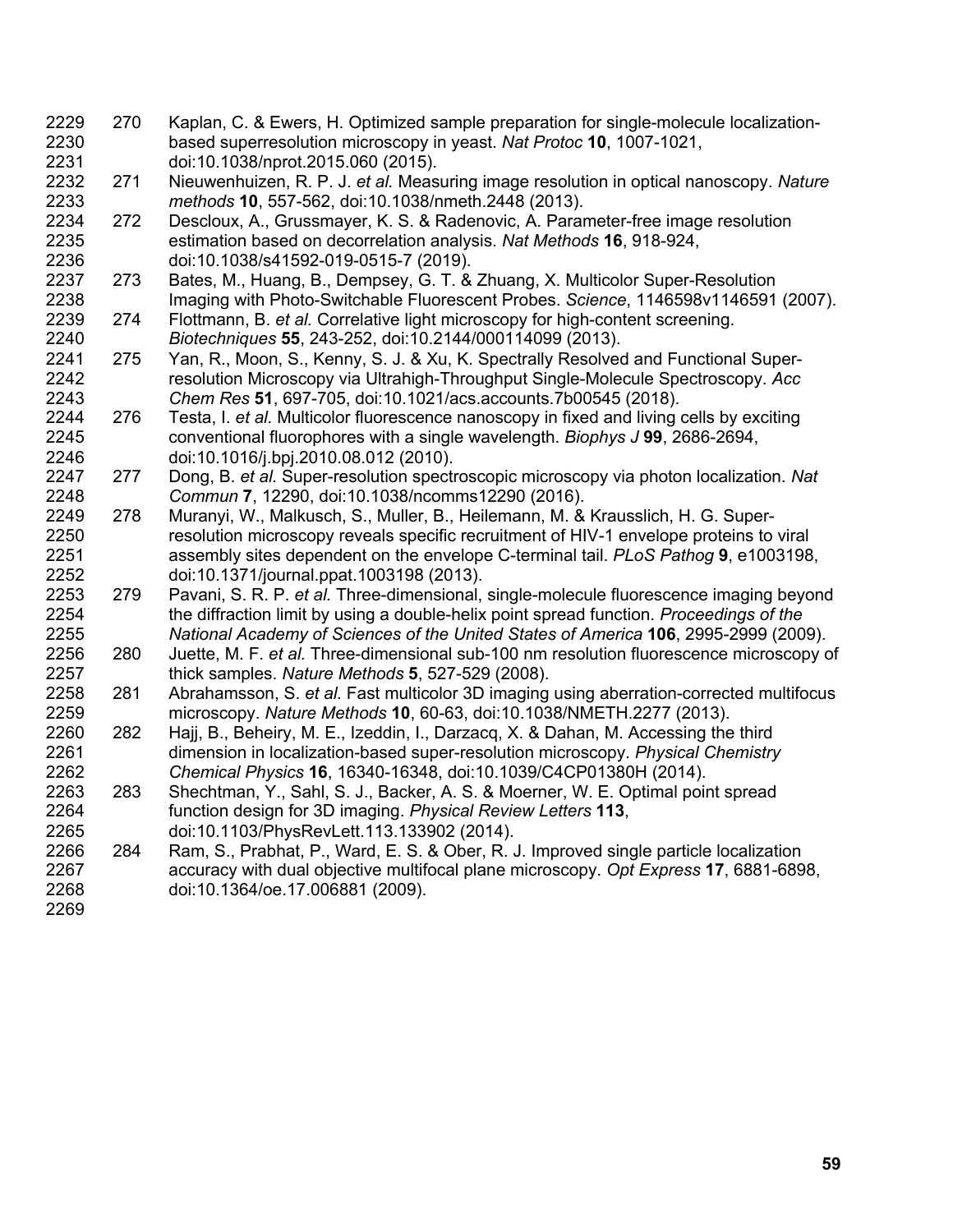270 Kaplan, C. & Ewers, H. Optimized sample preparation for single-molecule localization-based superresolution microscopy in yeast. *Nat Protoc* **10**, 1007-1021, doi:10.1038/nprot.2015.060 (2015).

271 Nieuwenhuizen, R. P. J. *et al.* Measuring image resolution in optical nanoscopy. *Nature methods* **10**, 557-562, doi:10.1038/nmeth.2448 (2013).

272 Descloux, A., Grussmayer, K. S. & Radenovic, A. Parameter-free image resolution estimation based on decorrelation analysis. *Nat Methods* **16**, 918-924, doi:10.1038/s41592-019-0515-7 (2019).

273 Bates, M., Huang, B., Dempsey, G. T. & Zhuang, X. Multicolor Super-Resolution Imaging with Photo-Switchable Fluorescent Probes. *Science*, 1146598v1146591 (2007).

274 Flottmann, B. *et al.* Correlative light microscopy for high-content screening. *Biotechniques* **55**, 243-252, doi:10.2144/000114099 (2013).

275 Yan, R., Moon, S., Kenny, S. J. & Xu, K. Spectrally Resolved and Functional Super-resolution Microscopy via Ultrahigh-Throughput Single-Molecule Spectroscopy. *Acc Chem Res* **51**, 697-705, doi:10.1021/acs.accounts.7b00545 (2018).

276 Testa, I. *et al.* Multicolor fluorescence nanoscopy in fixed and living cells by exciting conventional fluorophores with a single wavelength. *Biophys J* **99**, 2686-2694, doi:10.1016/j.bpj.2010.08.012 (2010).

277 Dong, B. *et al.* Super-resolution spectroscopic microscopy via photon localization. *Nat Commun* **7**, 12290, doi:10.1038/ncomms12290 (2016).

278 Muranyi, W., Malkusch, S., Muller, B., Heilemann, M. & Krausslich, H. G. Super-resolution microscopy reveals specific recruitment of HIV-1 envelope proteins to viral assembly sites dependent on the envelope C-terminal tail. *PLoS Pathog* **9**, e1003198, doi:10.1371/journal.ppat.1003198 (2013).

279 Pavani, S. R. P. *et al.* Three-dimensional, single-molecule fluorescence imaging beyond the diffraction limit by using a double-helix point spread function. *Proceedings of the National Academy of Sciences of the United States of America* **106**, 2995-2999 (2009).

280 Juette, M. F. *et al.* Three-dimensional sub-100 nm resolution fluorescence microscopy of thick samples. *Nature Methods* **5**, 527-529 (2008).

281 Abrahamsson, S. *et al.* Fast multicolor 3D imaging using aberration-corrected multifocus microscopy. *Nature Methods* **10**, 60-63, doi:10.1038/NMETH.2277 (2013).

282 Hajj, B., Beheiry, M. E., Izeddin, I., Darzacq, X. & Dahan, M. Accessing the third dimension in localization-based super-resolution microscopy. *Physical Chemistry Chemical Physics* **16**, 16340-16348, doi:10.1039/C4CP01380H (2014).

283 Shechtman, Y., Sahl, S. J., Backer, A. S. & Moerner, W. E. Optimal point spread function design for 3D imaging. *Physical Review Letters* **113**, doi:10.1103/PhysRevLett.113.133902 (2014).

284 Ram, S., Prabhat, P., Ward, E. S. & Ober, R. J. Improved single particle localization accuracy with dual objective multifocal plane microscopy. *Opt Express* **17**, 6881-6898, doi:10.1364/oe.17.006881 (2009).